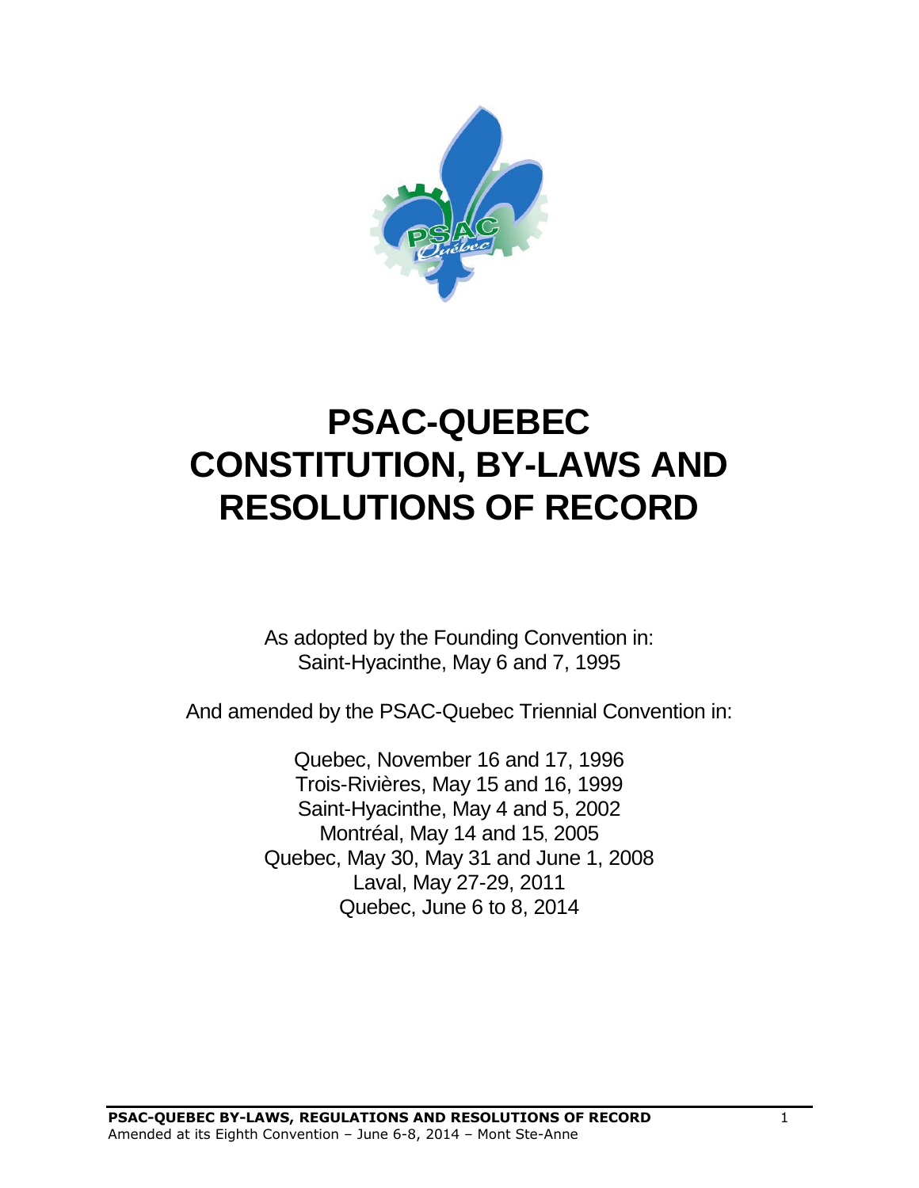# PSAC-QUEBEC CONSTITUTION, BY-LAWS AND RESOLUTIONS OF RECORD

As adopted by the Founding Convention in:
Saint-Hyacinthe, May 6 and 7, 1995

And amended by the PSAC-Quebec Triennial Convention in:

Quebec, November 16 and 17, 1996
Trois-Rivières, May 15 and 16, 1999
Saint-Hyacinthe, May 4 and 5, 2002
Montréal, May 14 and 15, 2005
Quebec, May 30, May 31 and June 1, 2008
Laval, May 27-29, 2011
Quebec, June 6 to 8, 2014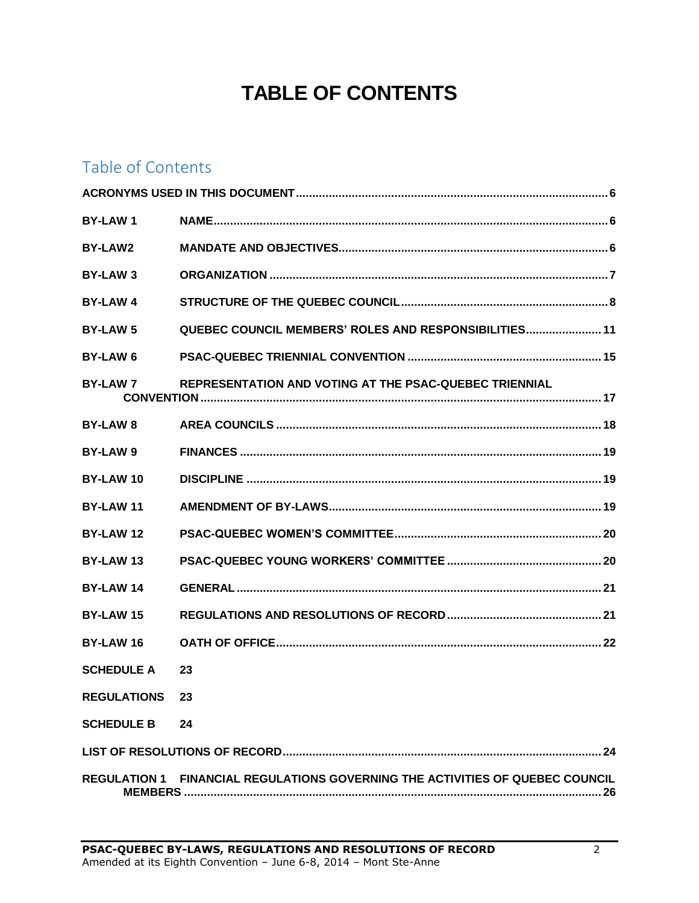# TABLE OF CONTENTS

## Table of Contents

**ACRONYMS USED IN THIS DOCUMENT** .......... 6

**BY-LAW 1 NAME** .......... 6

**BY-LAW2 MANDATE AND OBJECTIVES** .......... 6

**BY-LAW 3 ORGANIZATION** .......... 7

**BY-LAW 4 STRUCTURE OF THE QUEBEC COUNCIL** .......... 8

**BY-LAW 5 QUEBEC COUNCIL MEMBERS' ROLES AND RESPONSIBILITIES** .......... 11

**BY-LAW 6 PSAC-QUEBEC TRIENNIAL CONVENTION** .......... 15

**BY-LAW 7 REPRESENTATION AND VOTING AT THE PSAC-QUEBEC TRIENNIAL CONVENTION** .......... 17

**BY-LAW 8 AREA COUNCILS** .......... 18

**BY-LAW 9 FINANCES** .......... 19

**BY-LAW 10 DISCIPLINE** .......... 19

**BY-LAW 11 AMENDMENT OF BY-LAWS** .......... 19

**BY-LAW 12 PSAC-QUEBEC WOMEN'S COMMITTEE** .......... 20

**BY-LAW 13 PSAC-QUEBEC YOUNG WORKERS' COMMITTEE** .......... 20

**BY-LAW 14 GENERAL** .......... 21

**BY-LAW 15 REGULATIONS AND RESOLUTIONS OF RECORD** .......... 21

**BY-LAW 16 OATH OF OFFICE** .......... 22

**SCHEDULE A 23**

**REGULATIONS 23**

**SCHEDULE B 24**

**LIST OF RESOLUTIONS OF RECORD** .......... 24

**REGULATION 1 FINANCIAL REGULATIONS GOVERNING THE ACTIVITIES OF QUEBEC COUNCIL MEMBERS** .......... 26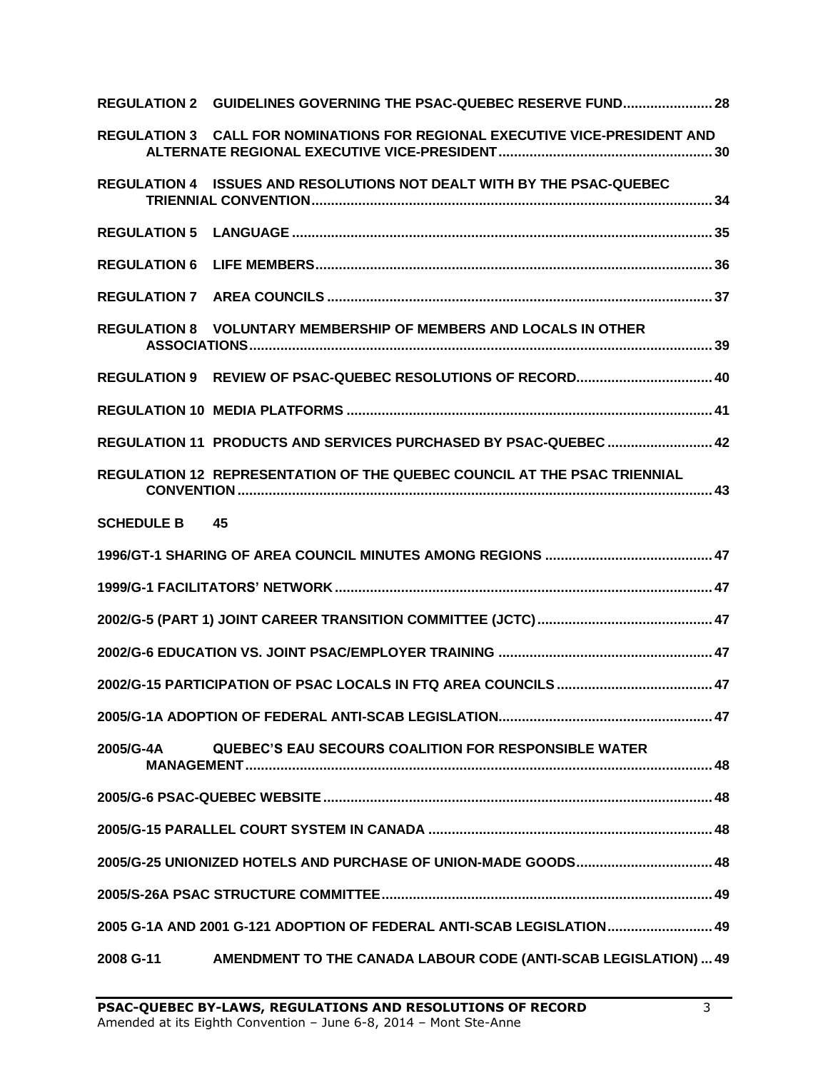**REGULATION 2 GUIDELINES GOVERNING THE PSAC-QUEBEC RESERVE FUND....................... 28**

**REGULATION 3 CALL FOR NOMINATIONS FOR REGIONAL EXECUTIVE VICE-PRESIDENT AND ALTERNATE REGIONAL EXECUTIVE VICE-PRESIDENT....................................................... 30**

**REGULATION 4 ISSUES AND RESOLUTIONS NOT DEALT WITH BY THE PSAC-QUEBEC TRIENNIAL CONVENTION.................................................................................................. 34**

**REGULATION 5 LANGUAGE ....................................................................................................... 35**

**REGULATION 6 LIFE MEMBERS.................................................................................................. 36**

**REGULATION 7 AREA COUNCILS ................................................................................................ 37**

**REGULATION 8 VOLUNTARY MEMBERSHIP OF MEMBERS AND LOCALS IN OTHER ASSOCIATIONS.......................................................................................................................... 39**

**REGULATION 9 REVIEW OF PSAC-QUEBEC RESOLUTIONS OF RECORD.................................. 40**

**REGULATION 10 MEDIA PLATFORMS .......................................................................................... 41**

**REGULATION 11 PRODUCTS AND SERVICES PURCHASED BY PSAC-QUEBEC ........................... 42**

**REGULATION 12 REPRESENTATION OF THE QUEBEC COUNCIL AT THE PSAC TRIENNIAL CONVENTION ........................................................................................................................ 43**

**SCHEDULE B 45**

**1996/GT-1 SHARING OF AREA COUNCIL MINUTES AMONG REGIONS ........................................... 47**

**1999/G-1 FACILITATORS' NETWORK ............................................................................................ 47**

**2002/G-5 (PART 1) JOINT CAREER TRANSITION COMMITTEE (JCTC)............................................ 47**

**2002/G-6 EDUCATION VS. JOINT PSAC/EMPLOYER TRAINING ...................................................... 47**

**2002/G-15 PARTICIPATION OF PSAC LOCALS IN FTQ AREA COUNCILS ........................................ 47**

**2005/G-1A ADOPTION OF FEDERAL ANTI-SCAB LEGISLATION....................................................... 47**

**2005/G-4A QUEBEC'S EAU SECOURS COALITION FOR RESPONSIBLE WATER MANAGEMENT......................................................................................................................... 48**

**2005/G-6 PSAC-QUEBEC WEBSITE................................................................................................. 48**

**2005/G-15 PARALLEL COURT SYSTEM IN CANADA ......................................................................... 48**

**2005/G-25 UNIONIZED HOTELS AND PURCHASE OF UNION-MADE GOODS................................... 48**

**2005/S-26A PSAC STRUCTURE COMMITTEE..................................................................................... 49**

**2005 G-1A AND 2001 G-121 ADOPTION OF FEDERAL ANTI-SCAB LEGISLATION........................... 49**

**2008 G-11 AMENDMENT TO THE CANADA LABOUR CODE (ANTI-SCAB LEGISLATION) ... 49**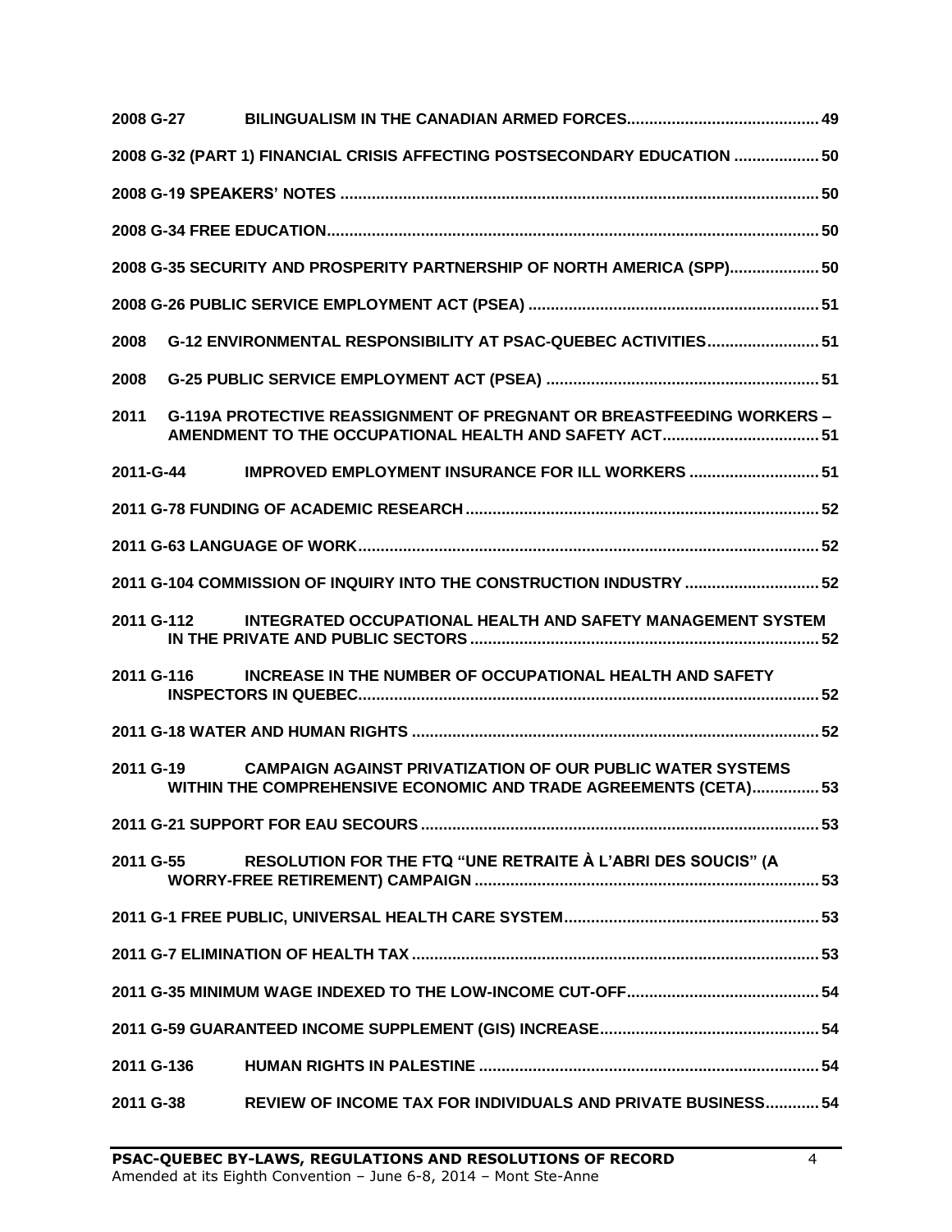**2008 G-27 BILINGUALISM IN THE CANADIAN ARMED FORCES.......................................... 49**

**2008 G-32 (PART 1) FINANCIAL CRISIS AFFECTING POSTSECONDARY EDUCATION ................... 50**

**2008 G-19 SPEAKERS' NOTES ......................................................................................................... 50**

**2008 G-34 FREE EDUCATION............................................................................................................ 50**

**2008 G-35 SECURITY AND PROSPERITY PARTNERSHIP OF NORTH AMERICA (SPP).................... 50**

**2008 G-26 PUBLIC SERVICE EMPLOYMENT ACT (PSEA) ................................................................ 51**

**2008 G-12 ENVIRONMENTAL RESPONSIBILITY AT PSAC-QUEBEC ACTIVITIES......................... 51**

**2008 G-25 PUBLIC SERVICE EMPLOYMENT ACT (PSEA) ............................................................ 51**

**2011 G-119A PROTECTIVE REASSIGNMENT OF PREGNANT OR BREASTFEEDING WORKERS – AMENDMENT TO THE OCCUPATIONAL HEALTH AND SAFETY ACT................................... 51**

**2011-G-44 IMPROVED EMPLOYMENT INSURANCE FOR ILL WORKERS ............................. 51**

**2011 G-78 FUNDING OF ACADEMIC RESEARCH.............................................................................. 52**

**2011 G-63 LANGUAGE OF WORK....................................................................................................... 52**

**2011 G-104 COMMISSION OF INQUIRY INTO THE CONSTRUCTION INDUSTRY .............................. 52**

**2011 G-112 INTEGRATED OCCUPATIONAL HEALTH AND SAFETY MANAGEMENT SYSTEM IN THE PRIVATE AND PUBLIC SECTORS............................................................................. 52**

**2011 G-116 INCREASE IN THE NUMBER OF OCCUPATIONAL HEALTH AND SAFETY INSPECTORS IN QUEBEC...................................................................................................... 52**

**2011 G-18 WATER AND HUMAN RIGHTS .......................................................................................... 52**

**2011 G-19 CAMPAIGN AGAINST PRIVATIZATION OF OUR PUBLIC WATER SYSTEMS WITHIN THE COMPREHENSIVE ECONOMIC AND TRADE AGREEMENTS (CETA)............... 53**

**2011 G-21 SUPPORT FOR EAU SECOURS......................................................................................... 53**

**2011 G-55 RESOLUTION FOR THE FTQ "UNE RETRAITE À L'ABRI DES SOUCIS" (A WORRY-FREE RETIREMENT) CAMPAIGN ............................................................................ 53**

**2011 G-1 FREE PUBLIC, UNIVERSAL HEALTH CARE SYSTEM......................................................... 53**

**2011 G-7 ELIMINATION OF HEALTH TAX .......................................................................................... 53**

**2011 G-35 MINIMUM WAGE INDEXED TO THE LOW-INCOME CUT-OFF.......................................... 54**

**2011 G-59 GUARANTEED INCOME SUPPLEMENT (GIS) INCREASE................................................. 54**

**2011 G-136 HUMAN RIGHTS IN PALESTINE ............................................................................ 54**

**2011 G-38 REVIEW OF INCOME TAX FOR INDIVIDUALS AND PRIVATE BUSINESS............ 54**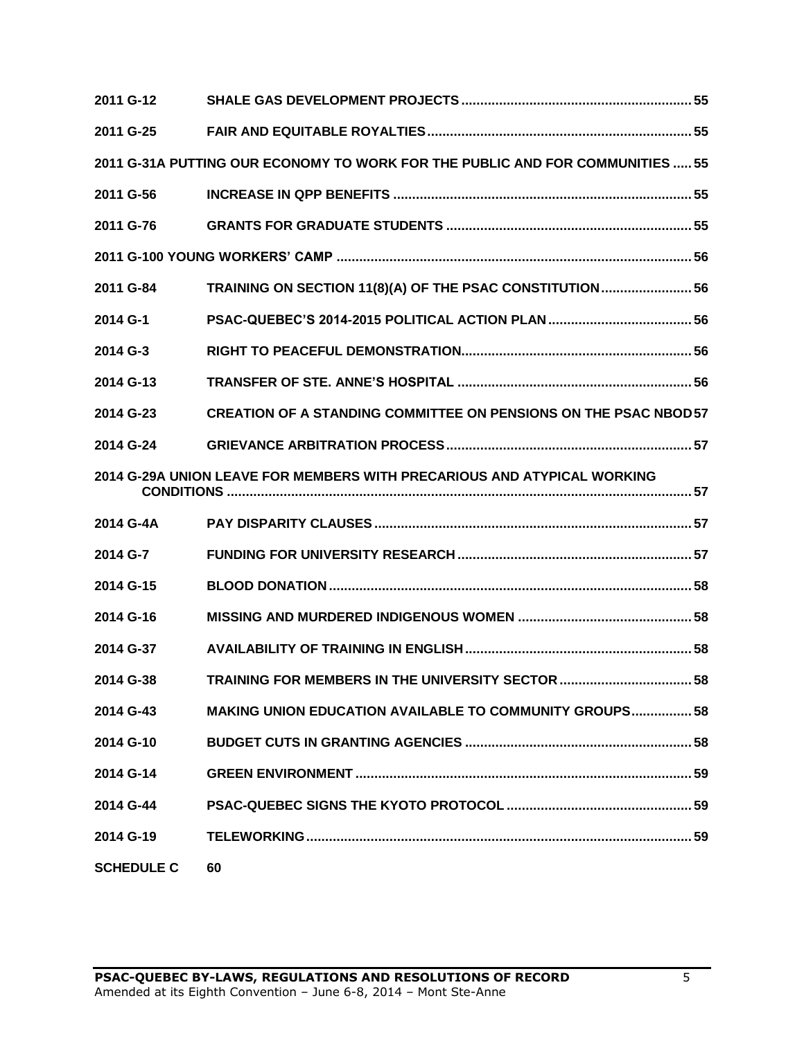2011 G-12 SHALE GAS DEVELOPMENT PROJECTS ..... 55

2011 G-25 FAIR AND EQUITABLE ROYALTIES ..... 55

2011 G-31A PUTTING OUR ECONOMY TO WORK FOR THE PUBLIC AND FOR COMMUNITIES ..... 55

2011 G-56 INCREASE IN QPP BENEFITS ..... 55

2011 G-76 GRANTS FOR GRADUATE STUDENTS ..... 55

2011 G-100 YOUNG WORKERS' CAMP ..... 56

2011 G-84 TRAINING ON SECTION 11(8)(A) OF THE PSAC CONSTITUTION ..... 56

2014 G-1 PSAC-QUEBEC'S 2014-2015 POLITICAL ACTION PLAN ..... 56

2014 G-3 RIGHT TO PEACEFUL DEMONSTRATION ..... 56

2014 G-13 TRANSFER OF STE. ANNE'S HOSPITAL ..... 56

2014 G-23 CREATION OF A STANDING COMMITTEE ON PENSIONS ON THE PSAC NBOD 57

2014 G-24 GRIEVANCE ARBITRATION PROCESS ..... 57

2014 G-29A UNION LEAVE FOR MEMBERS WITH PRECARIOUS AND ATYPICAL WORKING CONDITIONS ..... 57

2014 G-4A PAY DISPARITY CLAUSES ..... 57

2014 G-7 FUNDING FOR UNIVERSITY RESEARCH ..... 57

2014 G-15 BLOOD DONATION ..... 58

2014 G-16 MISSING AND MURDERED INDIGENOUS WOMEN ..... 58

2014 G-37 AVAILABILITY OF TRAINING IN ENGLISH ..... 58

2014 G-38 TRAINING FOR MEMBERS IN THE UNIVERSITY SECTOR ..... 58

2014 G-43 MAKING UNION EDUCATION AVAILABLE TO COMMUNITY GROUPS ..... 58

2014 G-10 BUDGET CUTS IN GRANTING AGENCIES ..... 58

2014 G-14 GREEN ENVIRONMENT ..... 59

2014 G-44 PSAC-QUEBEC SIGNS THE KYOTO PROTOCOL ..... 59

2014 G-19 TELEWORKING ..... 59

SCHEDULE C 60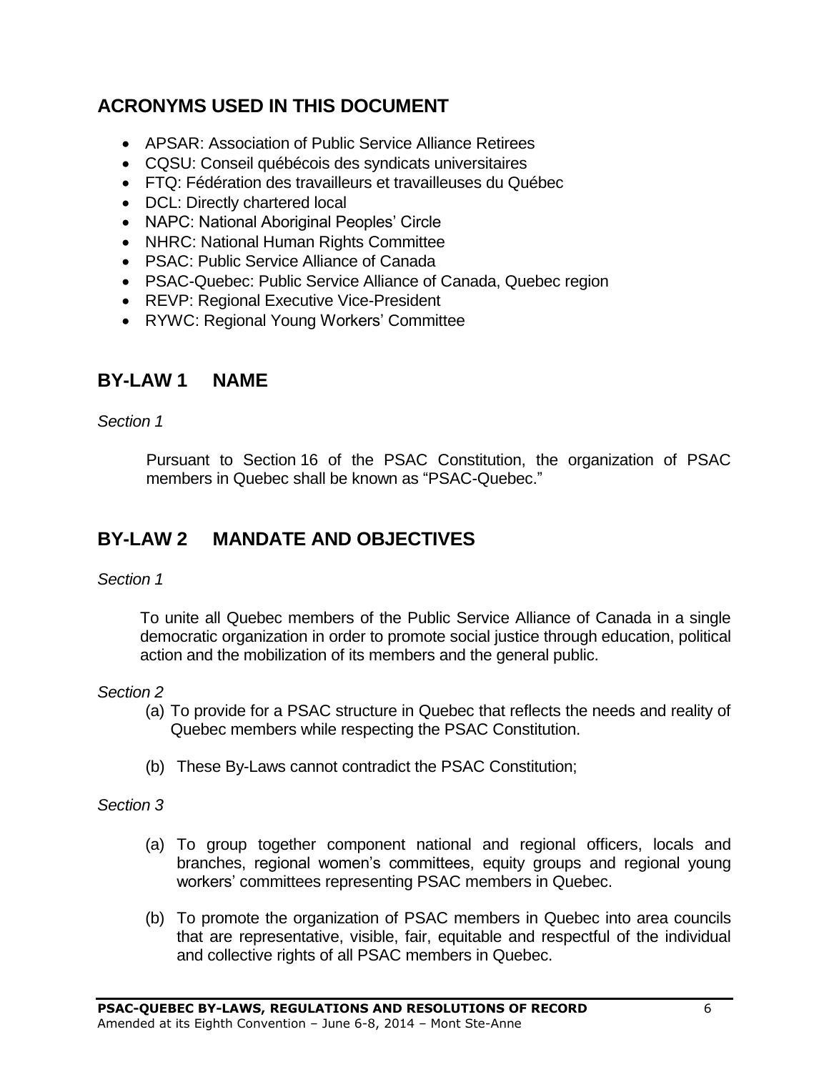## ACRONYMS USED IN THIS DOCUMENT

- APSAR: Association of Public Service Alliance Retirees
- CQSU: Conseil québécois des syndicats universitaires
- FTQ: Fédération des travailleurs et travailleuses du Québec
- DCL: Directly chartered local
- NAPC: National Aboriginal Peoples' Circle
- NHRC: National Human Rights Committee
- PSAC: Public Service Alliance of Canada
- PSAC-Quebec: Public Service Alliance of Canada, Quebec region
- REVP: Regional Executive Vice-President
- RYWC: Regional Young Workers' Committee

## BY-LAW 1 NAME

*Section 1*

Pursuant to Section 16 of the PSAC Constitution, the organization of PSAC members in Quebec shall be known as "PSAC-Quebec."

## BY-LAW 2 MANDATE AND OBJECTIVES

*Section 1*

To unite all Quebec members of the Public Service Alliance of Canada in a single democratic organization in order to promote social justice through education, political action and the mobilization of its members and the general public.

*Section 2*

(a) To provide for a PSAC structure in Quebec that reflects the needs and reality of Quebec members while respecting the PSAC Constitution.

(b) These By-Laws cannot contradict the PSAC Constitution;

*Section 3*

(a) To group together component national and regional officers, locals and branches, regional women's committees, equity groups and regional young workers' committees representing PSAC members in Quebec.

(b) To promote the organization of PSAC members in Quebec into area councils that are representative, visible, fair, equitable and respectful of the individual and collective rights of all PSAC members in Quebec.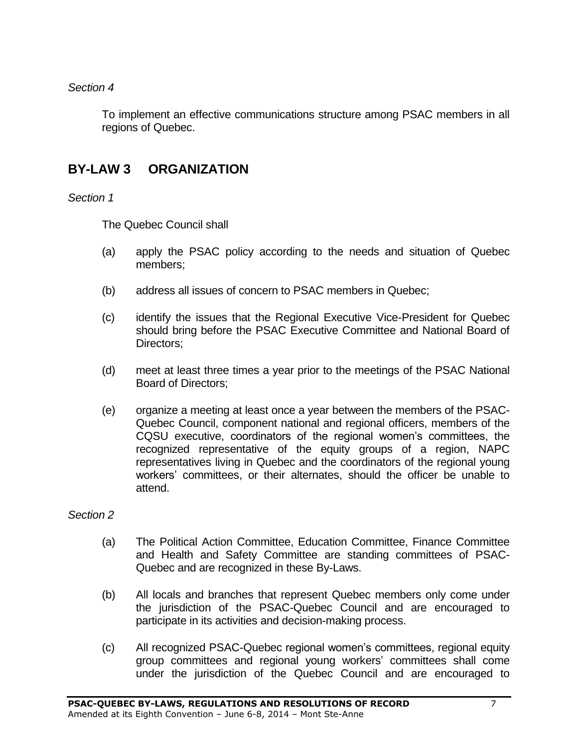*Section 4*

To implement an effective communications structure among PSAC members in all regions of Quebec.

## BY-LAW 3 ORGANIZATION

*Section 1*

The Quebec Council shall

(a) apply the PSAC policy according to the needs and situation of Quebec members;

(b) address all issues of concern to PSAC members in Quebec;

(c) identify the issues that the Regional Executive Vice-President for Quebec should bring before the PSAC Executive Committee and National Board of Directors;

(d) meet at least three times a year prior to the meetings of the PSAC National Board of Directors;

(e) organize a meeting at least once a year between the members of the PSAC-Quebec Council, component national and regional officers, members of the CQSU executive, coordinators of the regional women's committees, the recognized representative of the equity groups of a region, NAPC representatives living in Quebec and the coordinators of the regional young workers' committees, or their alternates, should the officer be unable to attend.

*Section 2*

(a) The Political Action Committee, Education Committee, Finance Committee and Health and Safety Committee are standing committees of PSAC-Quebec and are recognized in these By-Laws.

(b) All locals and branches that represent Quebec members only come under the jurisdiction of the PSAC-Quebec Council and are encouraged to participate in its activities and decision-making process.

(c) All recognized PSAC-Quebec regional women's committees, regional equity group committees and regional young workers' committees shall come under the jurisdiction of the Quebec Council and are encouraged to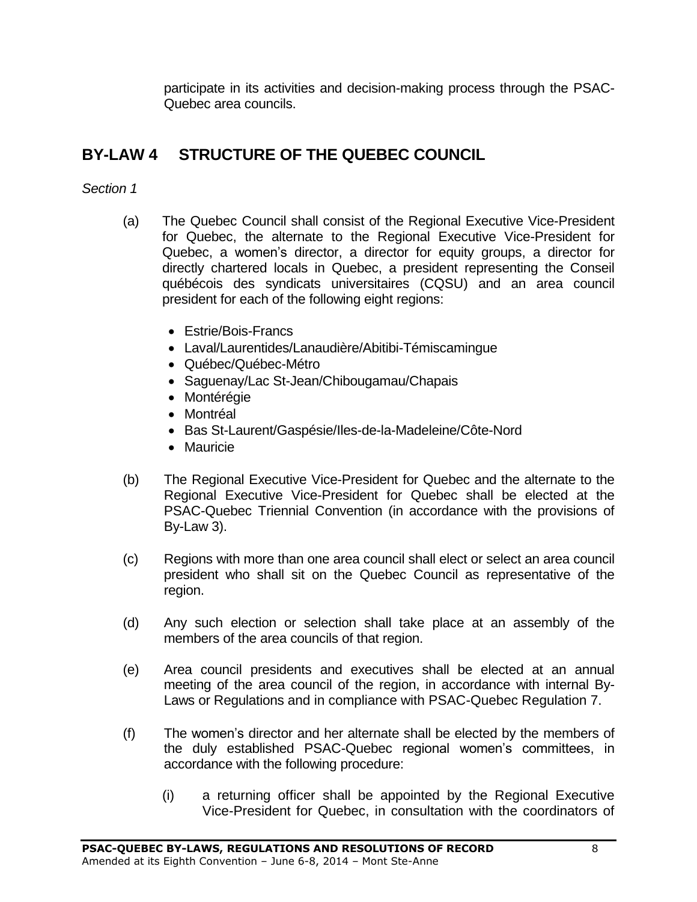participate in its activities and decision-making process through the PSAC-Quebec area councils.

## BY-LAW 4 STRUCTURE OF THE QUEBEC COUNCIL

*Section 1*

(a) The Quebec Council shall consist of the Regional Executive Vice-President for Quebec, the alternate to the Regional Executive Vice-President for Quebec, a women's director, a director for equity groups, a director for directly chartered locals in Quebec, a president representing the Conseil québécois des syndicats universitaires (CQSU) and an area council president for each of the following eight regions:

- Estrie/Bois-Francs
- Laval/Laurentides/Lanaudière/Abitibi-Témiscamingue
- Québec/Québec-Métro
- Saguenay/Lac St-Jean/Chibougamau/Chapais
- Montérégie
- Montréal
- Bas St-Laurent/Gaspésie/Iles-de-la-Madeleine/Côte-Nord
- Mauricie

(b) The Regional Executive Vice-President for Quebec and the alternate to the Regional Executive Vice-President for Quebec shall be elected at the PSAC-Quebec Triennial Convention (in accordance with the provisions of By-Law 3).

(c) Regions with more than one area council shall elect or select an area council president who shall sit on the Quebec Council as representative of the region.

(d) Any such election or selection shall take place at an assembly of the members of the area councils of that region.

(e) Area council presidents and executives shall be elected at an annual meeting of the area council of the region, in accordance with internal By-Laws or Regulations and in compliance with PSAC-Quebec Regulation 7.

(f) The women's director and her alternate shall be elected by the members of the duly established PSAC-Quebec regional women's committees, in accordance with the following procedure:

(i) a returning officer shall be appointed by the Regional Executive Vice-President for Quebec, in consultation with the coordinators of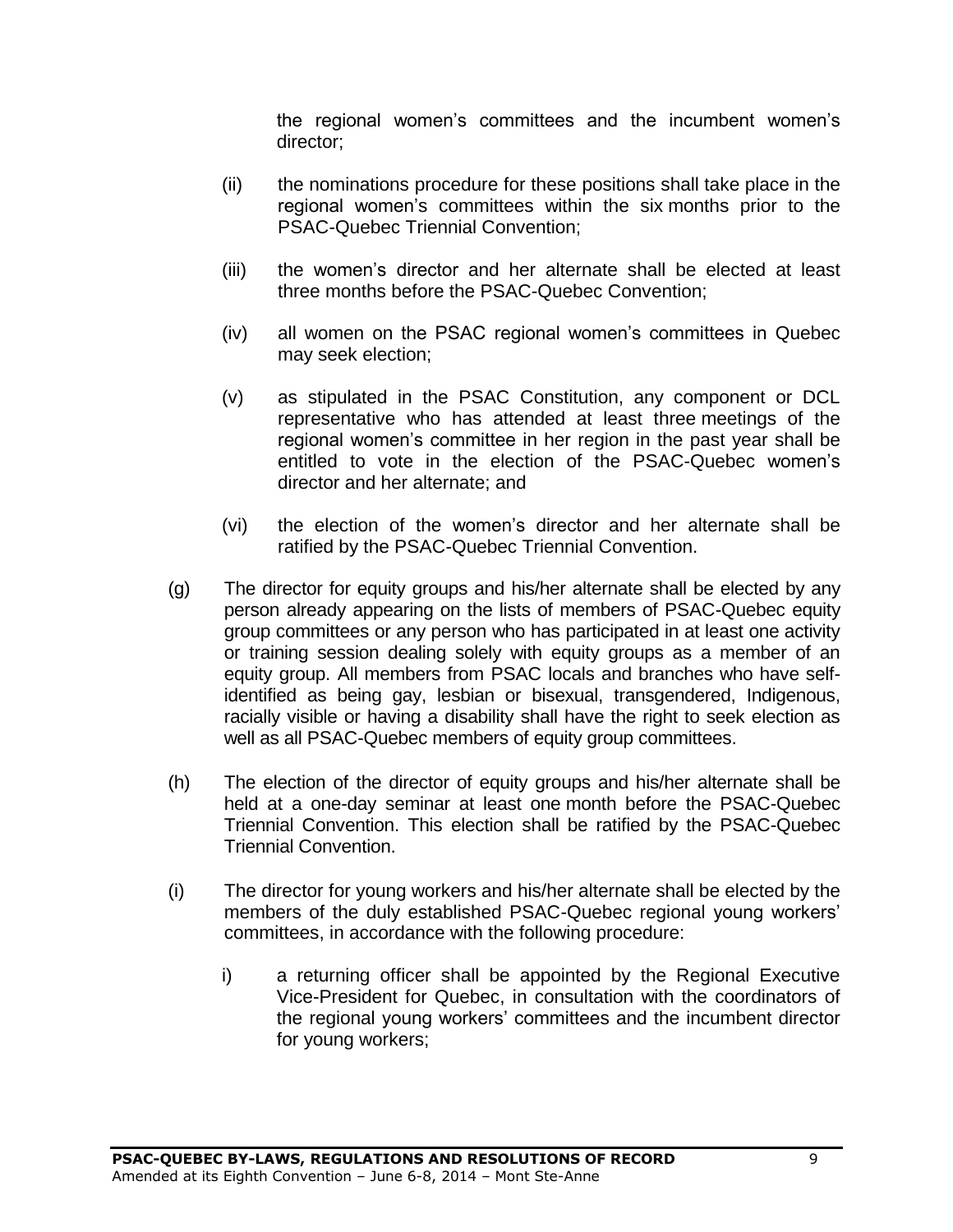the regional women's committees and the incumbent women's director;

(ii) the nominations procedure for these positions shall take place in the regional women's committees within the six months prior to the PSAC-Quebec Triennial Convention;

(iii) the women's director and her alternate shall be elected at least three months before the PSAC-Quebec Convention;

(iv) all women on the PSAC regional women's committees in Quebec may seek election;

(v) as stipulated in the PSAC Constitution, any component or DCL representative who has attended at least three meetings of the regional women's committee in her region in the past year shall be entitled to vote in the election of the PSAC-Quebec women's director and her alternate; and

(vi) the election of the women's director and her alternate shall be ratified by the PSAC-Quebec Triennial Convention.

(g) The director for equity groups and his/her alternate shall be elected by any person already appearing on the lists of members of PSAC-Quebec equity group committees or any person who has participated in at least one activity or training session dealing solely with equity groups as a member of an equity group. All members from PSAC locals and branches who have self-identified as being gay, lesbian or bisexual, transgendered, Indigenous, racially visible or having a disability shall have the right to seek election as well as all PSAC-Quebec members of equity group committees.

(h) The election of the director of equity groups and his/her alternate shall be held at a one-day seminar at least one month before the PSAC-Quebec Triennial Convention. This election shall be ratified by the PSAC-Quebec Triennial Convention.

(i) The director for young workers and his/her alternate shall be elected by the members of the duly established PSAC-Quebec regional young workers' committees, in accordance with the following procedure:

i) a returning officer shall be appointed by the Regional Executive Vice-President for Quebec, in consultation with the coordinators of the regional young workers' committees and the incumbent director for young workers;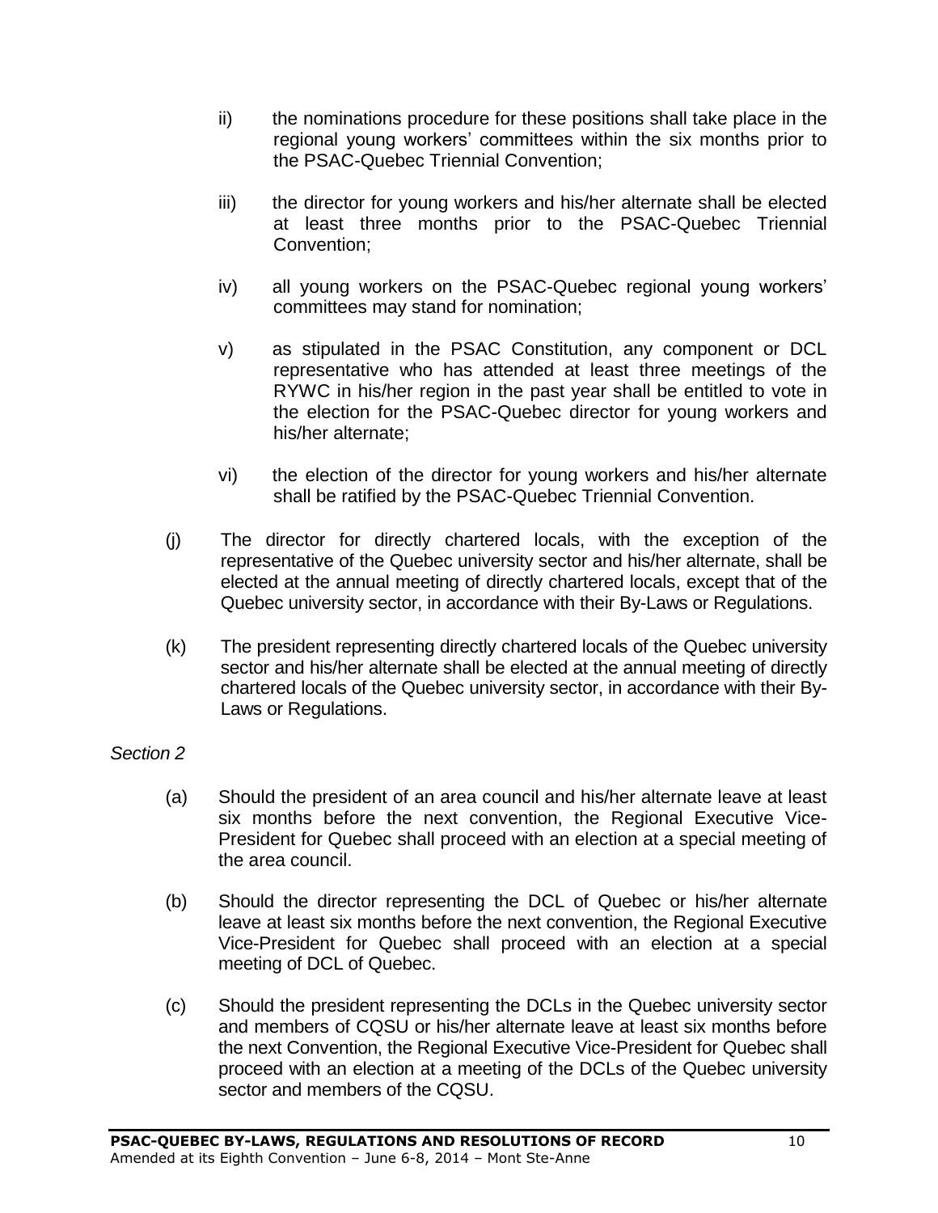ii) the nominations procedure for these positions shall take place in the regional young workers' committees within the six months prior to the PSAC-Quebec Triennial Convention;

iii) the director for young workers and his/her alternate shall be elected at least three months prior to the PSAC-Quebec Triennial Convention;

iv) all young workers on the PSAC-Quebec regional young workers' committees may stand for nomination;

v) as stipulated in the PSAC Constitution, any component or DCL representative who has attended at least three meetings of the RYWC in his/her region in the past year shall be entitled to vote in the election for the PSAC-Quebec director for young workers and his/her alternate;

vi) the election of the director for young workers and his/her alternate shall be ratified by the PSAC-Quebec Triennial Convention.

(j) The director for directly chartered locals, with the exception of the representative of the Quebec university sector and his/her alternate, shall be elected at the annual meeting of directly chartered locals, except that of the Quebec university sector, in accordance with their By-Laws or Regulations.

(k) The president representing directly chartered locals of the Quebec university sector and his/her alternate shall be elected at the annual meeting of directly chartered locals of the Quebec university sector, in accordance with their By-Laws or Regulations.

*Section 2*

(a) Should the president of an area council and his/her alternate leave at least six months before the next convention, the Regional Executive Vice-President for Quebec shall proceed with an election at a special meeting of the area council.

(b) Should the director representing the DCL of Quebec or his/her alternate leave at least six months before the next convention, the Regional Executive Vice-President for Quebec shall proceed with an election at a special meeting of DCL of Quebec.

(c) Should the president representing the DCLs in the Quebec university sector and members of CQSU or his/her alternate leave at least six months before the next Convention, the Regional Executive Vice-President for Quebec shall proceed with an election at a meeting of the DCLs of the Quebec university sector and members of the CQSU.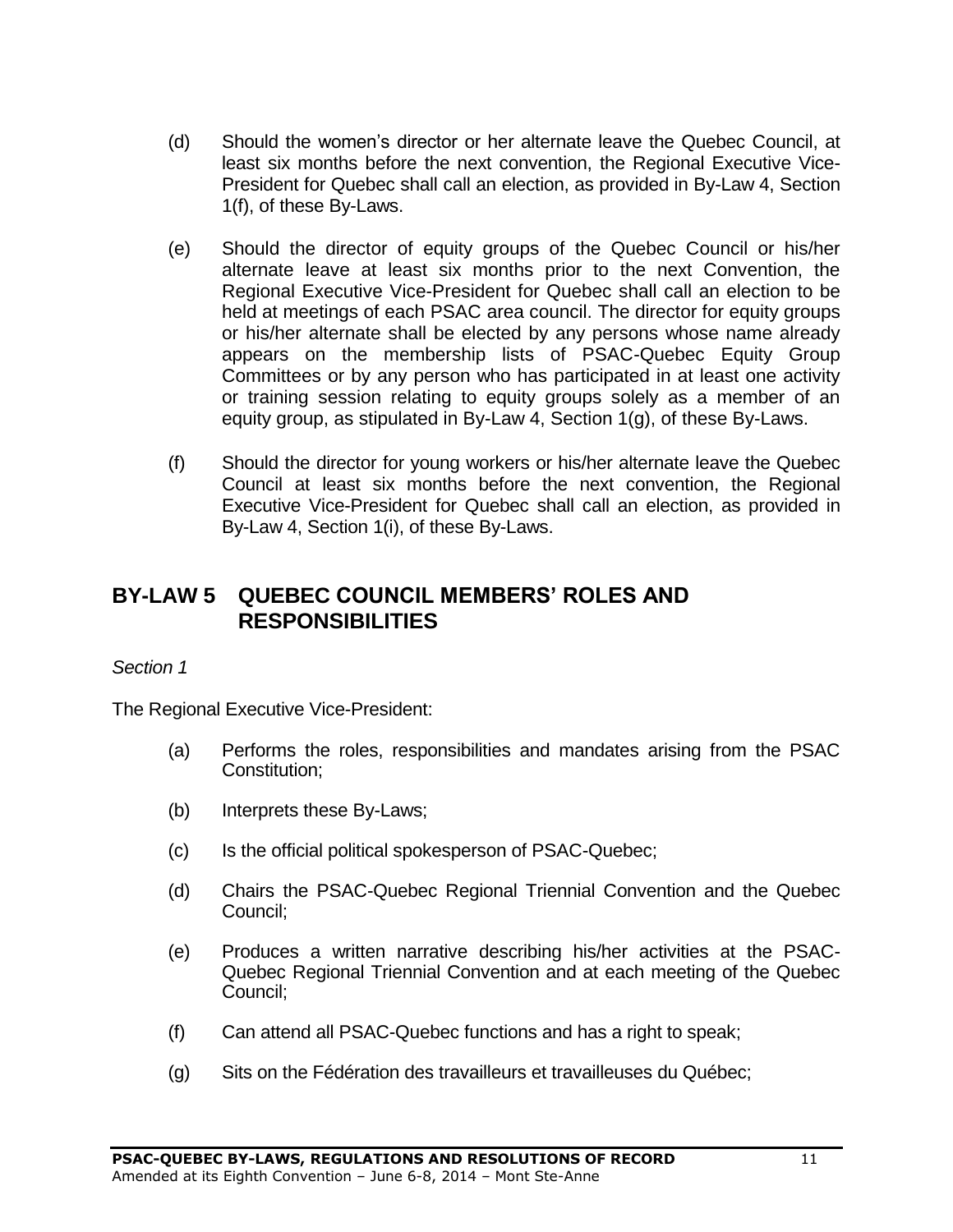(d) Should the women's director or her alternate leave the Quebec Council, at least six months before the next convention, the Regional Executive Vice-President for Quebec shall call an election, as provided in By-Law 4, Section 1(f), of these By-Laws.

(e) Should the director of equity groups of the Quebec Council or his/her alternate leave at least six months prior to the next Convention, the Regional Executive Vice-President for Quebec shall call an election to be held at meetings of each PSAC area council. The director for equity groups or his/her alternate shall be elected by any persons whose name already appears on the membership lists of PSAC-Quebec Equity Group Committees or by any person who has participated in at least one activity or training session relating to equity groups solely as a member of an equity group, as stipulated in By-Law 4, Section 1(g), of these By-Laws.

(f) Should the director for young workers or his/her alternate leave the Quebec Council at least six months before the next convention, the Regional Executive Vice-President for Quebec shall call an election, as provided in By-Law 4, Section 1(i), of these By-Laws.

## BY-LAW 5 QUEBEC COUNCIL MEMBERS' ROLES AND RESPONSIBILITIES

*Section 1*

The Regional Executive Vice-President:

(a) Performs the roles, responsibilities and mandates arising from the PSAC Constitution;

(b) Interprets these By-Laws;

(c) Is the official political spokesperson of PSAC-Quebec;

(d) Chairs the PSAC-Quebec Regional Triennial Convention and the Quebec Council;

(e) Produces a written narrative describing his/her activities at the PSAC-Quebec Regional Triennial Convention and at each meeting of the Quebec Council;

(f) Can attend all PSAC-Quebec functions and has a right to speak;

(g) Sits on the Fédération des travailleurs et travailleuses du Québec;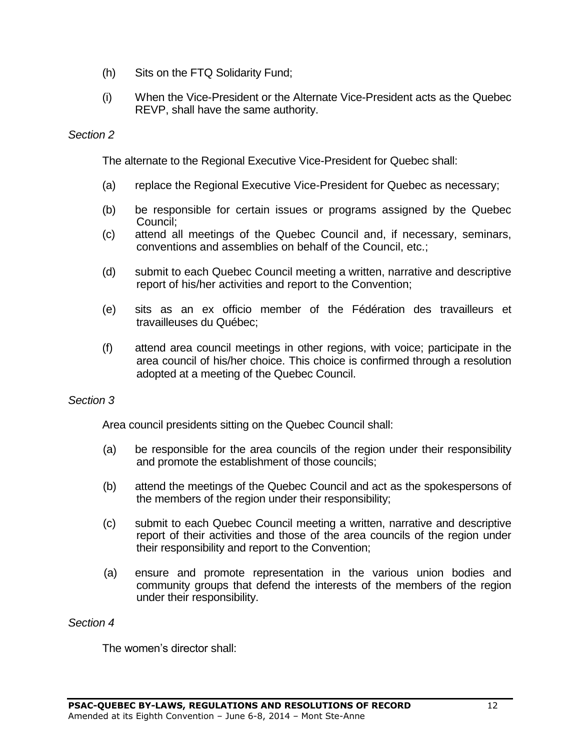(h) Sits on the FTQ Solidarity Fund;

(i) When the Vice-President or the Alternate Vice-President acts as the Quebec REVP, shall have the same authority.

*Section 2*

The alternate to the Regional Executive Vice-President for Quebec shall:

(a) replace the Regional Executive Vice-President for Quebec as necessary;

(b) be responsible for certain issues or programs assigned by the Quebec Council;

(c) attend all meetings of the Quebec Council and, if necessary, seminars, conventions and assemblies on behalf of the Council, etc.;

(d) submit to each Quebec Council meeting a written, narrative and descriptive report of his/her activities and report to the Convention;

(e) sits as an ex officio member of the Fédération des travailleurs et travailleuses du Québec;

(f) attend area council meetings in other regions, with voice; participate in the area council of his/her choice. This choice is confirmed through a resolution adopted at a meeting of the Quebec Council.

*Section 3*

Area council presidents sitting on the Quebec Council shall:

(a) be responsible for the area councils of the region under their responsibility and promote the establishment of those councils;

(b) attend the meetings of the Quebec Council and act as the spokespersons of the members of the region under their responsibility;

(c) submit to each Quebec Council meeting a written, narrative and descriptive report of their activities and those of the area councils of the region under their responsibility and report to the Convention;

(a) ensure and promote representation in the various union bodies and community groups that defend the interests of the members of the region under their responsibility.

*Section 4*

The women's director shall: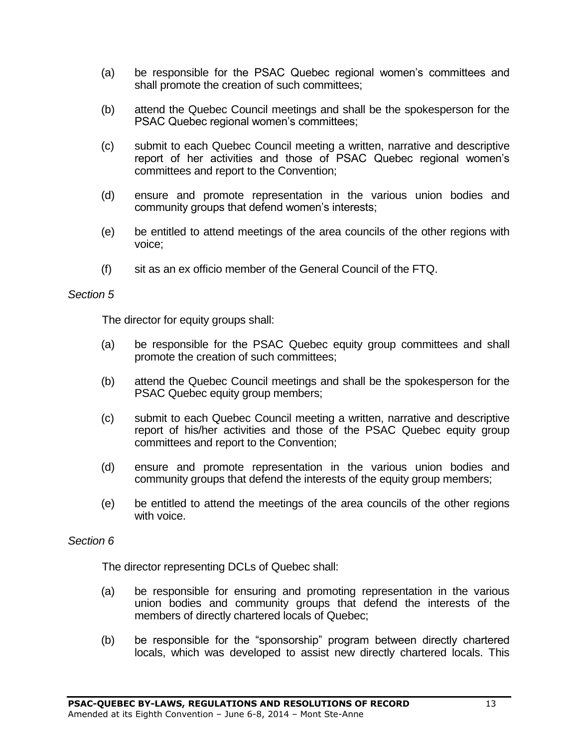(a) be responsible for the PSAC Quebec regional women's committees and shall promote the creation of such committees;

(b) attend the Quebec Council meetings and shall be the spokesperson for the PSAC Quebec regional women's committees;

(c) submit to each Quebec Council meeting a written, narrative and descriptive report of her activities and those of PSAC Quebec regional women's committees and report to the Convention;

(d) ensure and promote representation in the various union bodies and community groups that defend women's interests;

(e) be entitled to attend meetings of the area councils of the other regions with voice;

(f) sit as an ex officio member of the General Council of the FTQ.

*Section 5*

The director for equity groups shall:

(a) be responsible for the PSAC Quebec equity group committees and shall promote the creation of such committees;

(b) attend the Quebec Council meetings and shall be the spokesperson for the PSAC Quebec equity group members;

(c) submit to each Quebec Council meeting a written, narrative and descriptive report of his/her activities and those of the PSAC Quebec equity group committees and report to the Convention;

(d) ensure and promote representation in the various union bodies and community groups that defend the interests of the equity group members;

(e) be entitled to attend the meetings of the area councils of the other regions with voice.

*Section 6*

The director representing DCLs of Quebec shall:

(a) be responsible for ensuring and promoting representation in the various union bodies and community groups that defend the interests of the members of directly chartered locals of Quebec;

(b) be responsible for the "sponsorship" program between directly chartered locals, which was developed to assist new directly chartered locals. This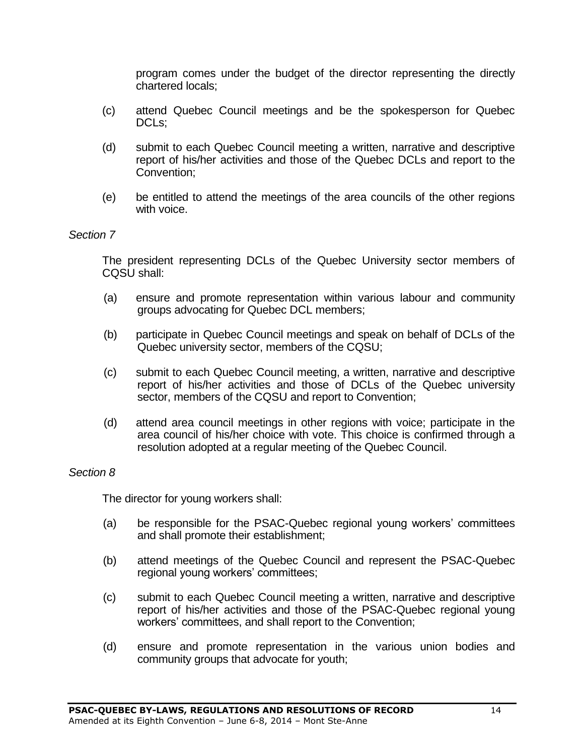program comes under the budget of the director representing the directly chartered locals;

(c) attend Quebec Council meetings and be the spokesperson for Quebec DCLs;

(d) submit to each Quebec Council meeting a written, narrative and descriptive report of his/her activities and those of the Quebec DCLs and report to the Convention;

(e) be entitled to attend the meetings of the area councils of the other regions with voice.

*Section 7*

The president representing DCLs of the Quebec University sector members of CQSU shall:

(a) ensure and promote representation within various labour and community groups advocating for Quebec DCL members;

(b) participate in Quebec Council meetings and speak on behalf of DCLs of the Quebec university sector, members of the CQSU;

(c) submit to each Quebec Council meeting, a written, narrative and descriptive report of his/her activities and those of DCLs of the Quebec university sector, members of the CQSU and report to Convention;

(d) attend area council meetings in other regions with voice; participate in the area council of his/her choice with vote. This choice is confirmed through a resolution adopted at a regular meeting of the Quebec Council.

*Section 8*

The director for young workers shall:

(a) be responsible for the PSAC-Quebec regional young workers' committees and shall promote their establishment;

(b) attend meetings of the Quebec Council and represent the PSAC-Quebec regional young workers' committees;

(c) submit to each Quebec Council meeting a written, narrative and descriptive report of his/her activities and those of the PSAC-Quebec regional young workers' committees, and shall report to the Convention;

(d) ensure and promote representation in the various union bodies and community groups that advocate for youth;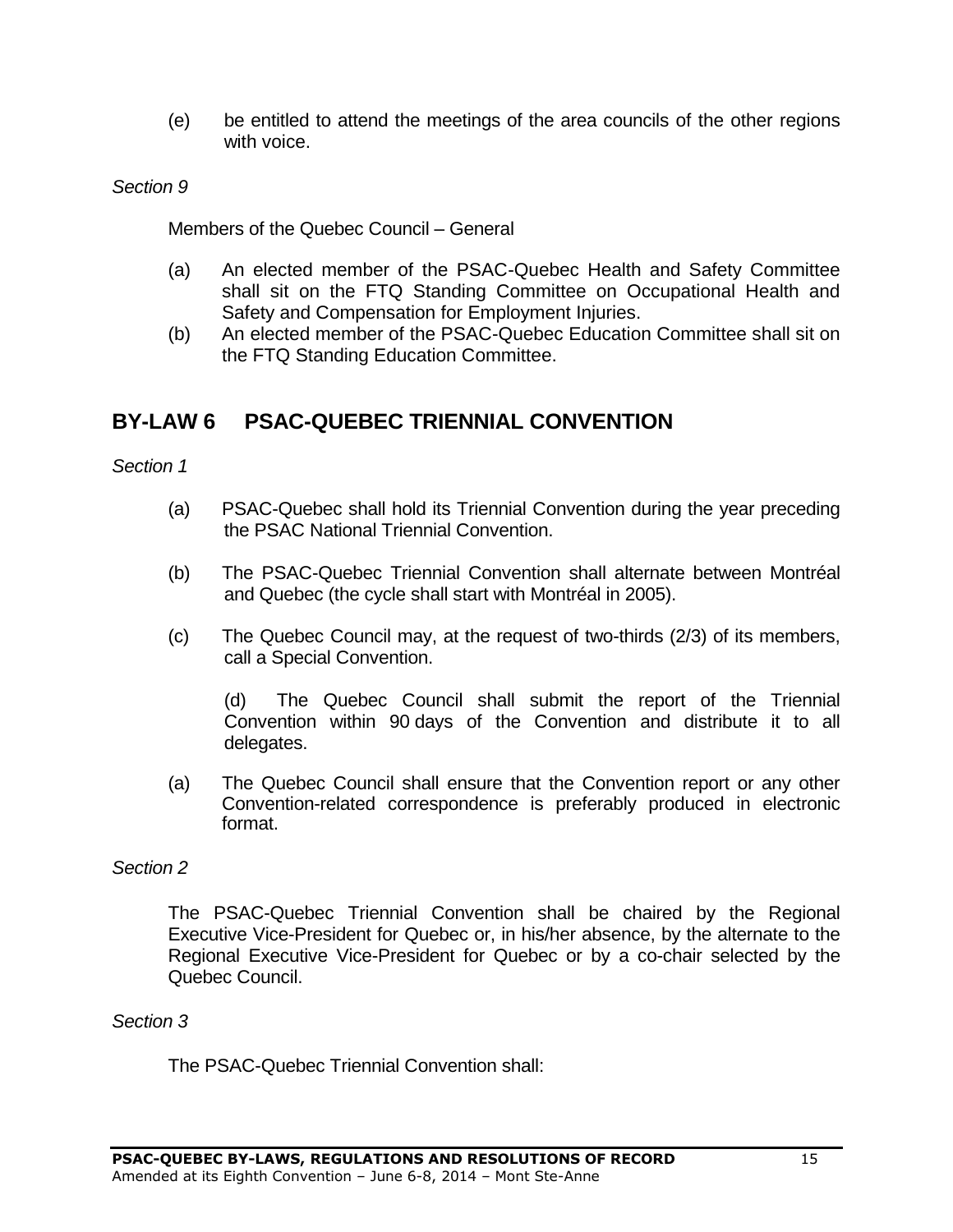(e) be entitled to attend the meetings of the area councils of the other regions with voice.

*Section 9*

Members of the Quebec Council – General

(a) An elected member of the PSAC-Quebec Health and Safety Committee shall sit on the FTQ Standing Committee on Occupational Health and Safety and Compensation for Employment Injuries.
(b) An elected member of the PSAC-Quebec Education Committee shall sit on the FTQ Standing Education Committee.

## BY-LAW 6 PSAC-QUEBEC TRIENNIAL CONVENTION

*Section 1*

(a) PSAC-Quebec shall hold its Triennial Convention during the year preceding the PSAC National Triennial Convention.

(b) The PSAC-Quebec Triennial Convention shall alternate between Montréal and Quebec (the cycle shall start with Montréal in 2005).

(c) The Quebec Council may, at the request of two-thirds (2/3) of its members, call a Special Convention.

(d) The Quebec Council shall submit the report of the Triennial Convention within 90 days of the Convention and distribute it to all delegates.

(a) The Quebec Council shall ensure that the Convention report or any other Convention-related correspondence is preferably produced in electronic format.

*Section 2*

The PSAC-Quebec Triennial Convention shall be chaired by the Regional Executive Vice-President for Quebec or, in his/her absence, by the alternate to the Regional Executive Vice-President for Quebec or by a co-chair selected by the Quebec Council.

*Section 3*

The PSAC-Quebec Triennial Convention shall: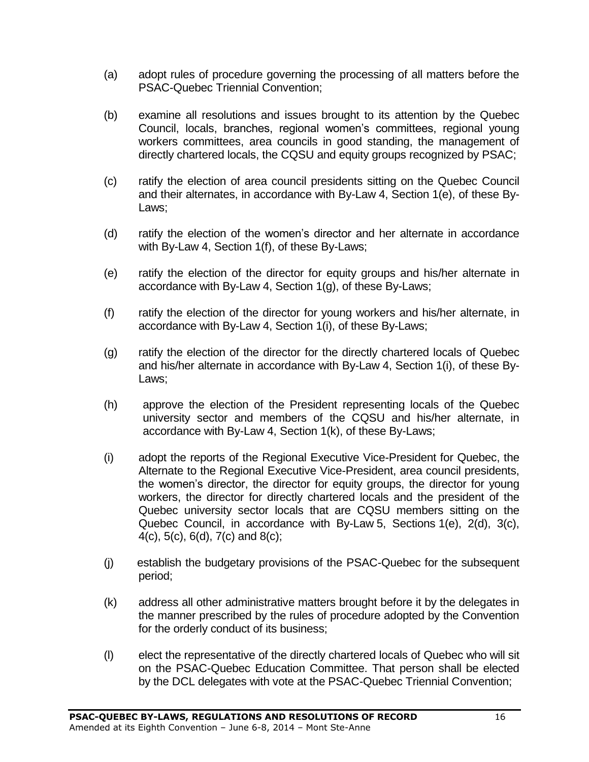(a) adopt rules of procedure governing the processing of all matters before the PSAC-Quebec Triennial Convention;

(b) examine all resolutions and issues brought to its attention by the Quebec Council, locals, branches, regional women's committees, regional young workers committees, area councils in good standing, the management of directly chartered locals, the CQSU and equity groups recognized by PSAC;

(c) ratify the election of area council presidents sitting on the Quebec Council and their alternates, in accordance with By-Law 4, Section 1(e), of these By-Laws;

(d) ratify the election of the women's director and her alternate in accordance with By-Law 4, Section 1(f), of these By-Laws;

(e) ratify the election of the director for equity groups and his/her alternate in accordance with By-Law 4, Section 1(g), of these By-Laws;

(f) ratify the election of the director for young workers and his/her alternate, in accordance with By-Law 4, Section 1(i), of these By-Laws;

(g) ratify the election of the director for the directly chartered locals of Quebec and his/her alternate in accordance with By-Law 4, Section 1(i), of these By-Laws;

(h) approve the election of the President representing locals of the Quebec university sector and members of the CQSU and his/her alternate, in accordance with By-Law 4, Section 1(k), of these By-Laws;

(i) adopt the reports of the Regional Executive Vice-President for Quebec, the Alternate to the Regional Executive Vice-President, area council presidents, the women's director, the director for equity groups, the director for young workers, the director for directly chartered locals and the president of the Quebec university sector locals that are CQSU members sitting on the Quebec Council, in accordance with By-Law 5, Sections 1(e), 2(d), 3(c), 4(c), 5(c), 6(d), 7(c) and 8(c);

(j) establish the budgetary provisions of the PSAC-Quebec for the subsequent period;

(k) address all other administrative matters brought before it by the delegates in the manner prescribed by the rules of procedure adopted by the Convention for the orderly conduct of its business;

(l) elect the representative of the directly chartered locals of Quebec who will sit on the PSAC-Quebec Education Committee. That person shall be elected by the DCL delegates with vote at the PSAC-Quebec Triennial Convention;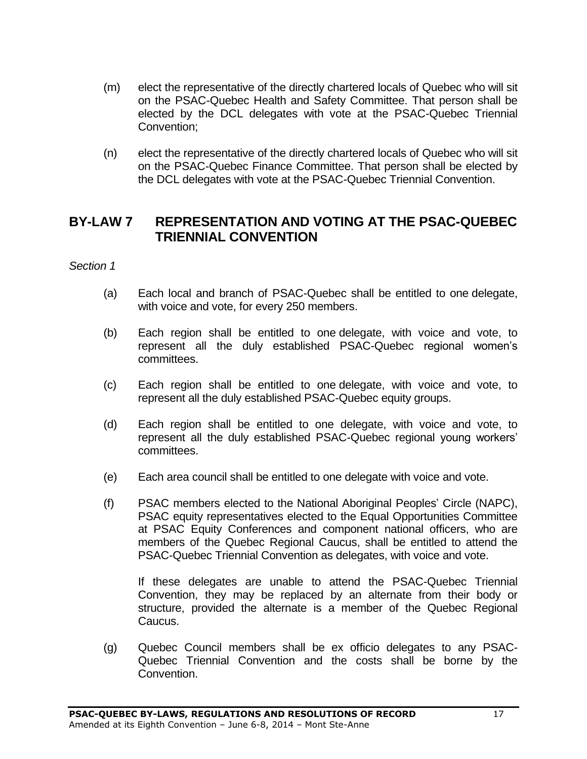(m) elect the representative of the directly chartered locals of Quebec who will sit on the PSAC-Quebec Health and Safety Committee. That person shall be elected by the DCL delegates with vote at the PSAC-Quebec Triennial Convention;

(n) elect the representative of the directly chartered locals of Quebec who will sit on the PSAC-Quebec Finance Committee. That person shall be elected by the DCL delegates with vote at the PSAC-Quebec Triennial Convention.

## BY-LAW 7 REPRESENTATION AND VOTING AT THE PSAC-QUEBEC TRIENNIAL CONVENTION

*Section 1*

(a) Each local and branch of PSAC-Quebec shall be entitled to one delegate, with voice and vote, for every 250 members.

(b) Each region shall be entitled to one delegate, with voice and vote, to represent all the duly established PSAC-Quebec regional women's committees.

(c) Each region shall be entitled to one delegate, with voice and vote, to represent all the duly established PSAC-Quebec equity groups.

(d) Each region shall be entitled to one delegate, with voice and vote, to represent all the duly established PSAC-Quebec regional young workers' committees.

(e) Each area council shall be entitled to one delegate with voice and vote.

(f) PSAC members elected to the National Aboriginal Peoples' Circle (NAPC), PSAC equity representatives elected to the Equal Opportunities Committee at PSAC Equity Conferences and component national officers, who are members of the Quebec Regional Caucus, shall be entitled to attend the PSAC-Quebec Triennial Convention as delegates, with voice and vote.

If these delegates are unable to attend the PSAC-Quebec Triennial Convention, they may be replaced by an alternate from their body or structure, provided the alternate is a member of the Quebec Regional Caucus.

(g) Quebec Council members shall be ex officio delegates to any PSAC-Quebec Triennial Convention and the costs shall be borne by the Convention.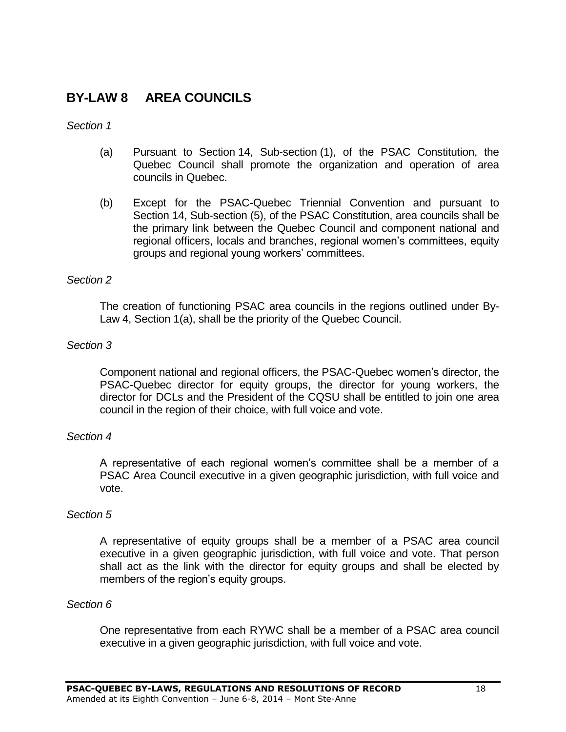## BY-LAW 8 AREA COUNCILS

*Section 1*

(a) Pursuant to Section 14, Sub-section (1), of the PSAC Constitution, the Quebec Council shall promote the organization and operation of area councils in Quebec.

(b) Except for the PSAC-Quebec Triennial Convention and pursuant to Section 14, Sub-section (5), of the PSAC Constitution, area councils shall be the primary link between the Quebec Council and component national and regional officers, locals and branches, regional women's committees, equity groups and regional young workers' committees.

*Section 2*

The creation of functioning PSAC area councils in the regions outlined under By-Law 4, Section 1(a), shall be the priority of the Quebec Council.

*Section 3*

Component national and regional officers, the PSAC-Quebec women's director, the PSAC-Quebec director for equity groups, the director for young workers, the director for DCLs and the President of the CQSU shall be entitled to join one area council in the region of their choice, with full voice and vote.

*Section 4*

A representative of each regional women's committee shall be a member of a PSAC Area Council executive in a given geographic jurisdiction, with full voice and vote.

*Section 5*

A representative of equity groups shall be a member of a PSAC area council executive in a given geographic jurisdiction, with full voice and vote. That person shall act as the link with the director for equity groups and shall be elected by members of the region's equity groups.

*Section 6*

One representative from each RYWC shall be a member of a PSAC area council executive in a given geographic jurisdiction, with full voice and vote.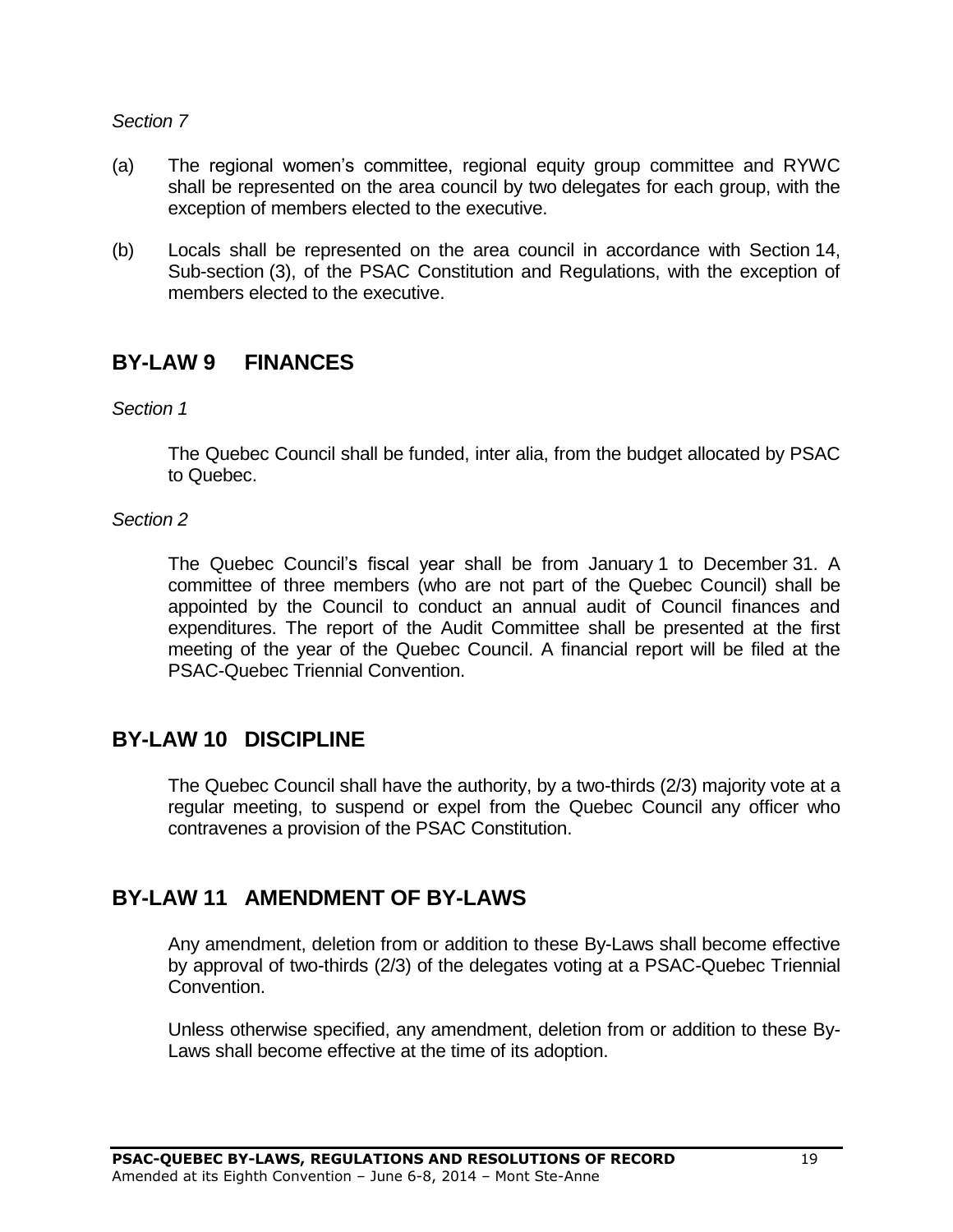*Section 7*

(a) The regional women's committee, regional equity group committee and RYWC shall be represented on the area council by two delegates for each group, with the exception of members elected to the executive.

(b) Locals shall be represented on the area council in accordance with Section 14, Sub-section (3), of the PSAC Constitution and Regulations, with the exception of members elected to the executive.

## BY-LAW 9 FINANCES

*Section 1*

The Quebec Council shall be funded, inter alia, from the budget allocated by PSAC to Quebec.

*Section 2*

The Quebec Council's fiscal year shall be from January 1 to December 31. A committee of three members (who are not part of the Quebec Council) shall be appointed by the Council to conduct an annual audit of Council finances and expenditures. The report of the Audit Committee shall be presented at the first meeting of the year of the Quebec Council. A financial report will be filed at the PSAC-Quebec Triennial Convention.

## BY-LAW 10 DISCIPLINE

The Quebec Council shall have the authority, by a two-thirds (2/3) majority vote at a regular meeting, to suspend or expel from the Quebec Council any officer who contravenes a provision of the PSAC Constitution.

## BY-LAW 11 AMENDMENT OF BY-LAWS

Any amendment, deletion from or addition to these By-Laws shall become effective by approval of two-thirds (2/3) of the delegates voting at a PSAC-Quebec Triennial Convention.

Unless otherwise specified, any amendment, deletion from or addition to these By-Laws shall become effective at the time of its adoption.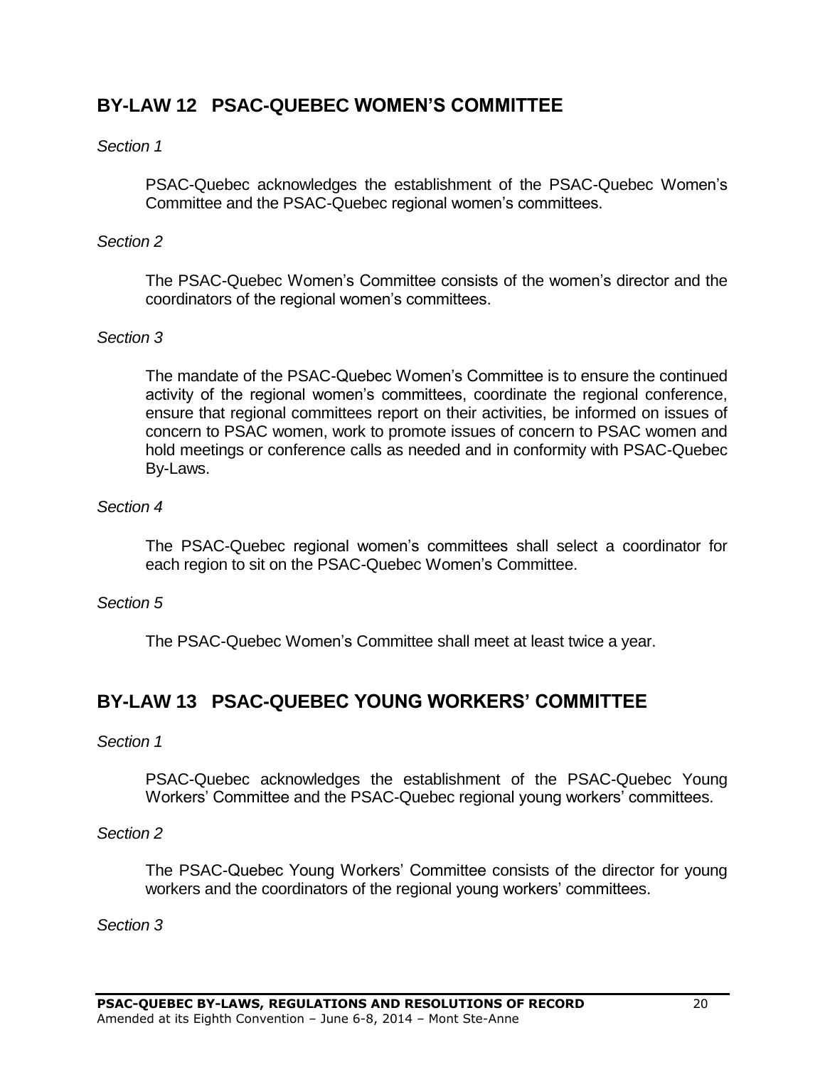## BY-LAW 12 PSAC-QUEBEC WOMEN'S COMMITTEE

*Section 1*

PSAC-Quebec acknowledges the establishment of the PSAC-Quebec Women's Committee and the PSAC-Quebec regional women's committees.

*Section 2*

The PSAC-Quebec Women's Committee consists of the women's director and the coordinators of the regional women's committees.

*Section 3*

The mandate of the PSAC-Quebec Women's Committee is to ensure the continued activity of the regional women's committees, coordinate the regional conference, ensure that regional committees report on their activities, be informed on issues of concern to PSAC women, work to promote issues of concern to PSAC women and hold meetings or conference calls as needed and in conformity with PSAC-Quebec By-Laws.

*Section 4*

The PSAC-Quebec regional women's committees shall select a coordinator for each region to sit on the PSAC-Quebec Women's Committee.

*Section 5*

The PSAC-Quebec Women's Committee shall meet at least twice a year.

## BY-LAW 13 PSAC-QUEBEC YOUNG WORKERS' COMMITTEE

*Section 1*

PSAC-Quebec acknowledges the establishment of the PSAC-Quebec Young Workers' Committee and the PSAC-Quebec regional young workers' committees.

*Section 2*

The PSAC-Quebec Young Workers' Committee consists of the director for young workers and the coordinators of the regional young workers' committees.

*Section 3*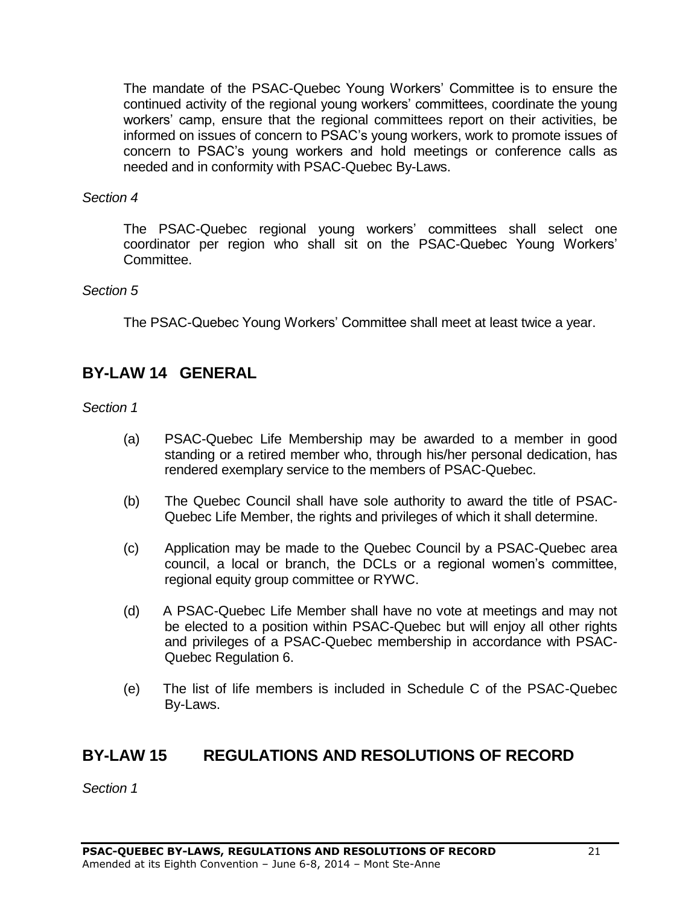The mandate of the PSAC-Quebec Young Workers' Committee is to ensure the continued activity of the regional young workers' committees, coordinate the young workers' camp, ensure that the regional committees report on their activities, be informed on issues of concern to PSAC's young workers, work to promote issues of concern to PSAC's young workers and hold meetings or conference calls as needed and in conformity with PSAC-Quebec By-Laws.

*Section 4*

The PSAC-Quebec regional young workers' committees shall select one coordinator per region who shall sit on the PSAC-Quebec Young Workers' Committee.

*Section 5*

The PSAC-Quebec Young Workers' Committee shall meet at least twice a year.

## BY-LAW 14 GENERAL

*Section 1*

(a) PSAC-Quebec Life Membership may be awarded to a member in good standing or a retired member who, through his/her personal dedication, has rendered exemplary service to the members of PSAC-Quebec.

(b) The Quebec Council shall have sole authority to award the title of PSAC-Quebec Life Member, the rights and privileges of which it shall determine.

(c) Application may be made to the Quebec Council by a PSAC-Quebec area council, a local or branch, the DCLs or a regional women's committee, regional equity group committee or RYWC.

(d) A PSAC-Quebec Life Member shall have no vote at meetings and may not be elected to a position within PSAC-Quebec but will enjoy all other rights and privileges of a PSAC-Quebec membership in accordance with PSAC-Quebec Regulation 6.

(e) The list of life members is included in Schedule C of the PSAC-Quebec By-Laws.

## BY-LAW 15 REGULATIONS AND RESOLUTIONS OF RECORD

*Section 1*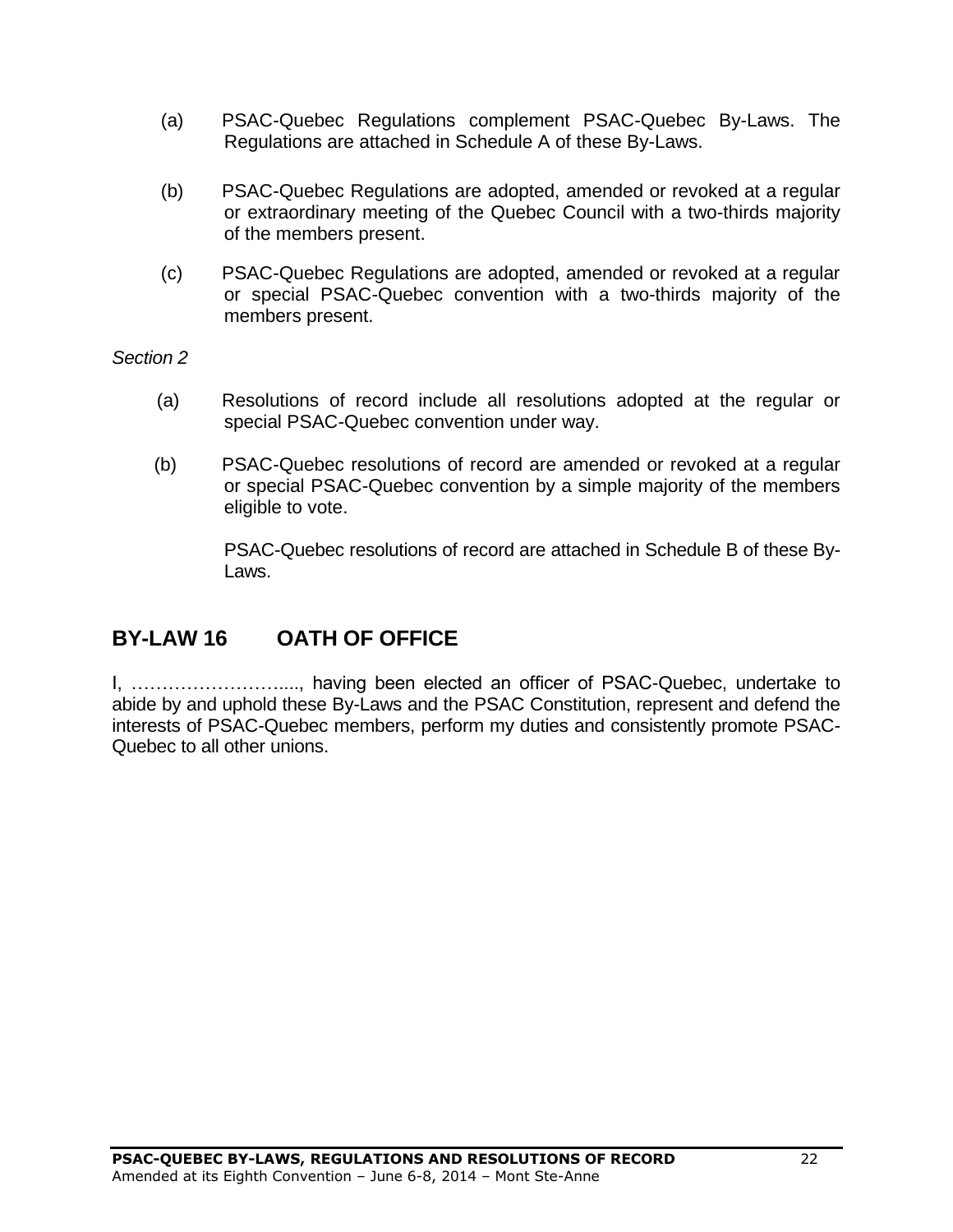(a) PSAC-Quebec Regulations complement PSAC-Quebec By-Laws. The Regulations are attached in Schedule A of these By-Laws.

(b) PSAC-Quebec Regulations are adopted, amended or revoked at a regular or extraordinary meeting of the Quebec Council with a two-thirds majority of the members present.

(c) PSAC-Quebec Regulations are adopted, amended or revoked at a regular or special PSAC-Quebec convention with a two-thirds majority of the members present.

*Section 2*

(a) Resolutions of record include all resolutions adopted at the regular or special PSAC-Quebec convention under way.

(b) PSAC-Quebec resolutions of record are amended or revoked at a regular or special PSAC-Quebec convention by a simple majority of the members eligible to vote.

PSAC-Quebec resolutions of record are attached in Schedule B of these By-Laws.

## BY-LAW 16 OATH OF OFFICE

I, …………………….., having been elected an officer of PSAC-Quebec, undertake to abide by and uphold these By-Laws and the PSAC Constitution, represent and defend the interests of PSAC-Quebec members, perform my duties and consistently promote PSAC-Quebec to all other unions.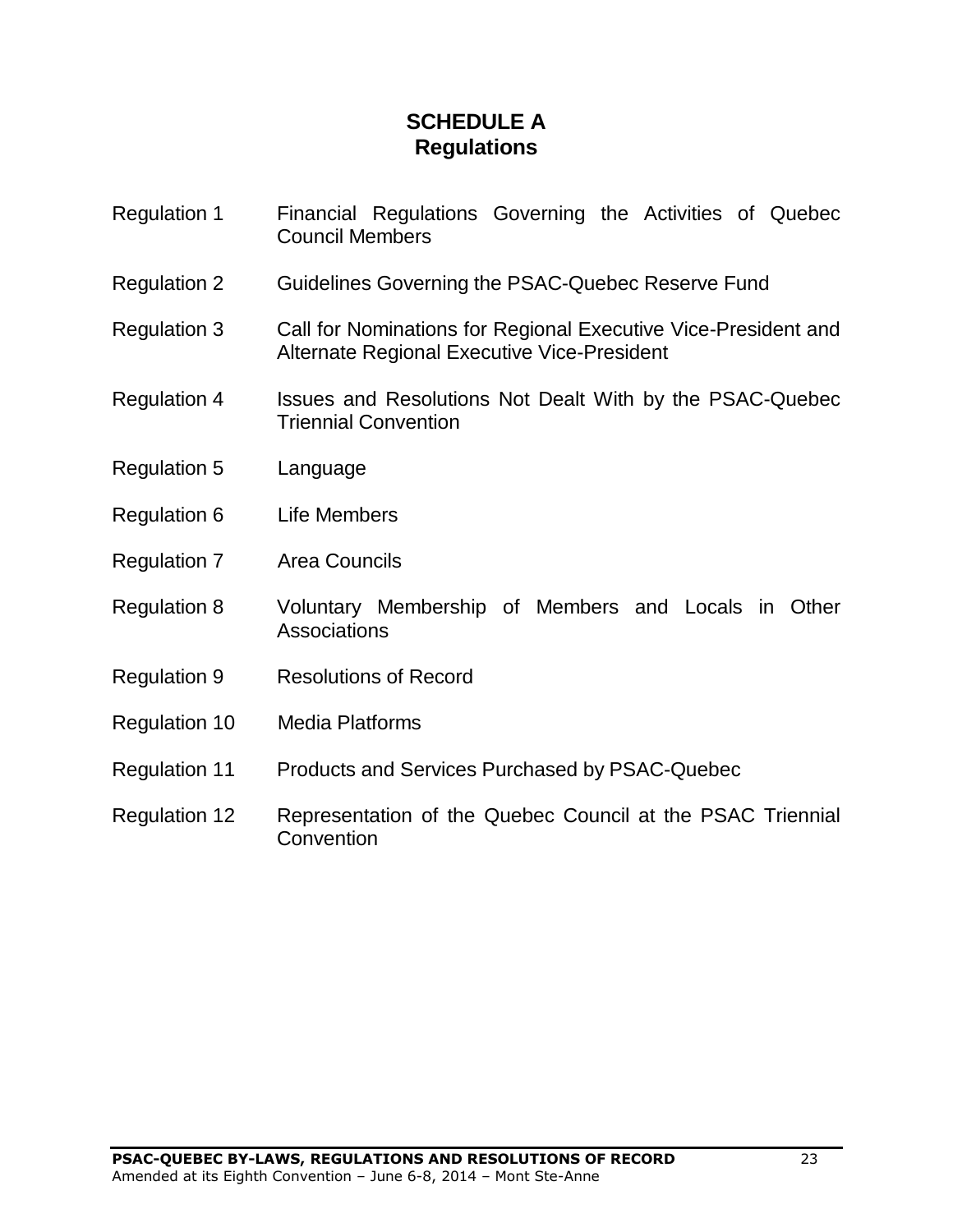# SCHEDULE A
## Regulations

| | |
|---|---|
| Regulation 1 | Financial Regulations Governing the Activities of Quebec Council Members |
| Regulation 2 | Guidelines Governing the PSAC-Quebec Reserve Fund |
| Regulation 3 | Call for Nominations for Regional Executive Vice-President and Alternate Regional Executive Vice-President |
| Regulation 4 | Issues and Resolutions Not Dealt With by the PSAC-Quebec Triennial Convention |
| Regulation 5 | Language |
| Regulation 6 | Life Members |
| Regulation 7 | Area Councils |
| Regulation 8 | Voluntary Membership of Members and Locals in Other Associations |
| Regulation 9 | Resolutions of Record |
| Regulation 10 | Media Platforms |
| Regulation 11 | Products and Services Purchased by PSAC-Quebec |
| Regulation 12 | Representation of the Quebec Council at the PSAC Triennial Convention |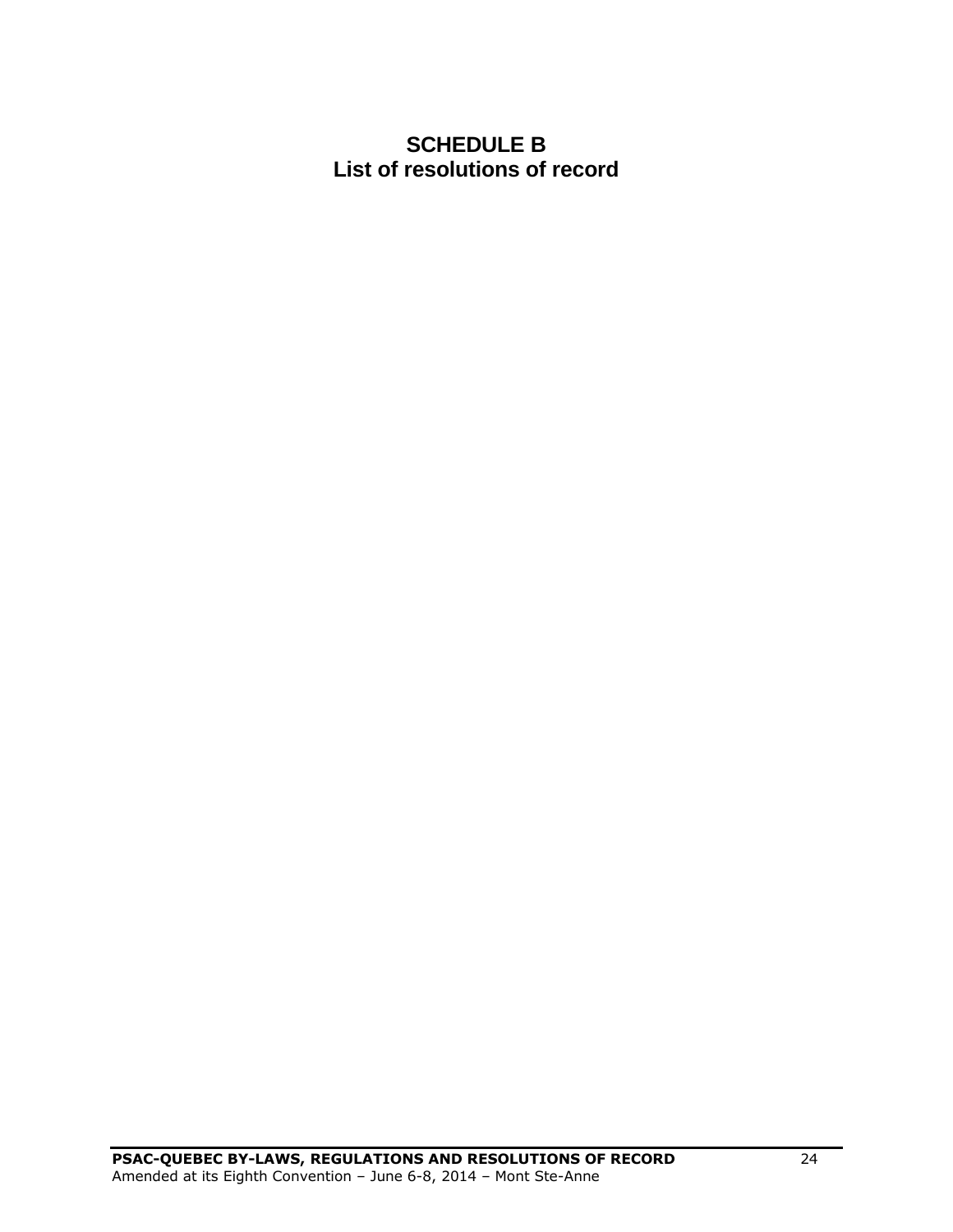# SCHEDULE B
## List of resolutions of record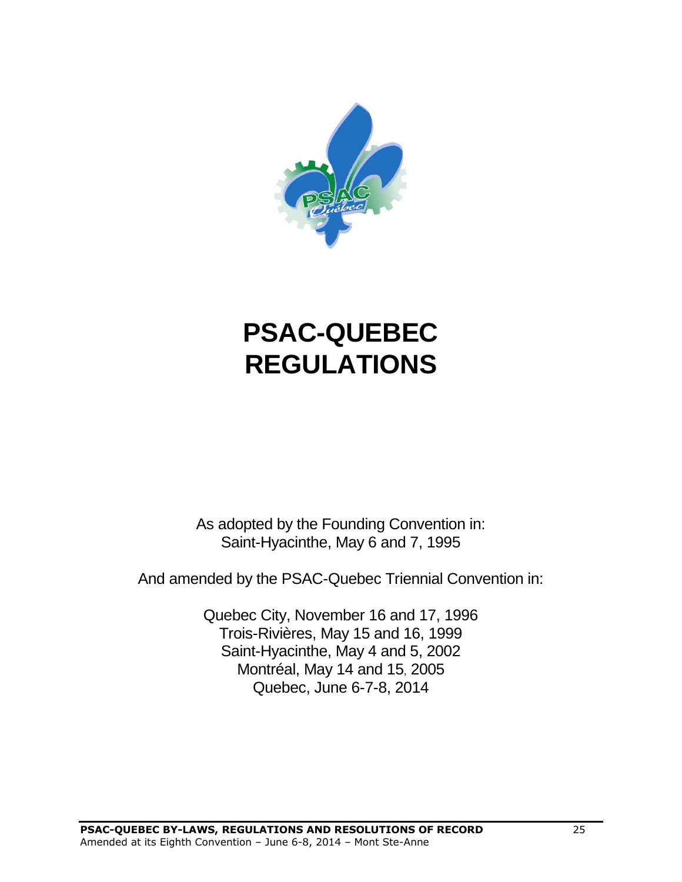# PSAC-QUEBEC REGULATIONS

As adopted by the Founding Convention in:
Saint-Hyacinthe, May 6 and 7, 1995

And amended by the PSAC-Quebec Triennial Convention in:

Quebec City, November 16 and 17, 1996
Trois-Rivières, May 15 and 16, 1999
Saint-Hyacinthe, May 4 and 5, 2002
Montréal, May 14 and 15, 2005
Quebec, June 6-7-8, 2014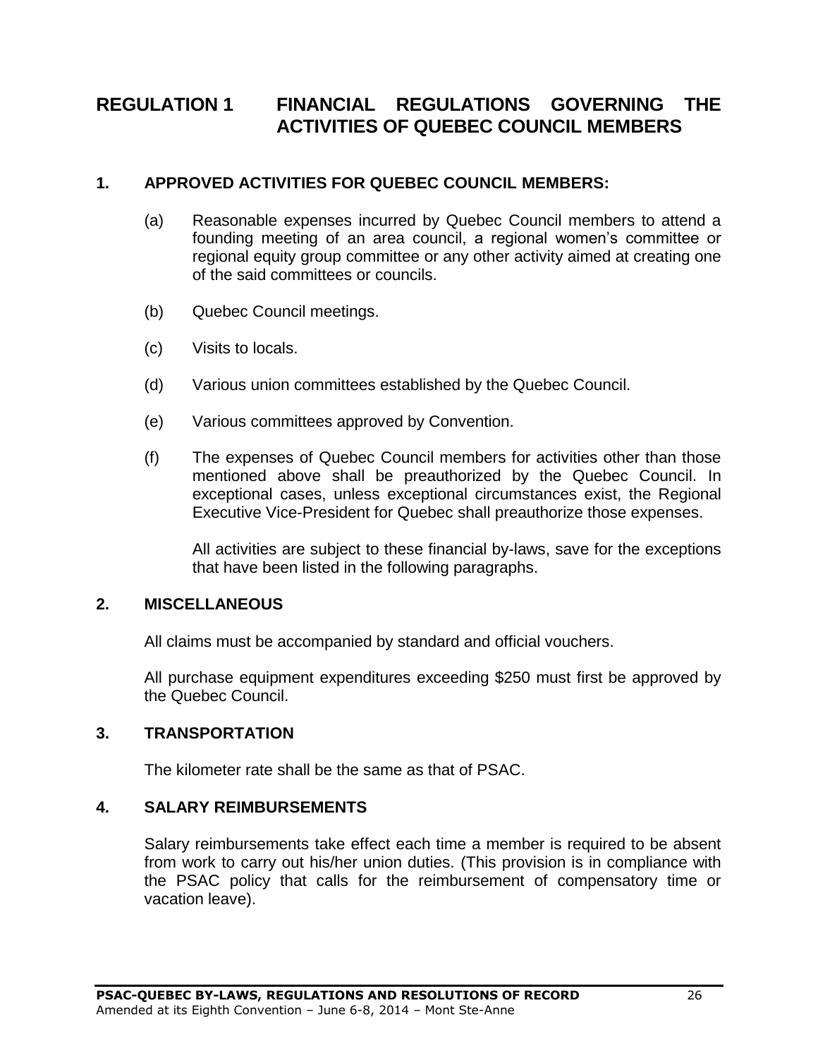# REGULATION 1 FINANCIAL REGULATIONS GOVERNING THE ACTIVITIES OF QUEBEC COUNCIL MEMBERS

## 1. APPROVED ACTIVITIES FOR QUEBEC COUNCIL MEMBERS:

(a) Reasonable expenses incurred by Quebec Council members to attend a founding meeting of an area council, a regional women's committee or regional equity group committee or any other activity aimed at creating one of the said committees or councils.

(b) Quebec Council meetings.

(c) Visits to locals.

(d) Various union committees established by the Quebec Council.

(e) Various committees approved by Convention.

(f) The expenses of Quebec Council members for activities other than those mentioned above shall be preauthorized by the Quebec Council. In exceptional cases, unless exceptional circumstances exist, the Regional Executive Vice-President for Quebec shall preauthorize those expenses.

All activities are subject to these financial by-laws, save for the exceptions that have been listed in the following paragraphs.

## 2. MISCELLANEOUS

All claims must be accompanied by standard and official vouchers.

All purchase equipment expenditures exceeding $250 must first be approved by the Quebec Council.

## 3. TRANSPORTATION

The kilometer rate shall be the same as that of PSAC.

## 4. SALARY REIMBURSEMENTS

Salary reimbursements take effect each time a member is required to be absent from work to carry out his/her union duties. (This provision is in compliance with the PSAC policy that calls for the reimbursement of compensatory time or vacation leave).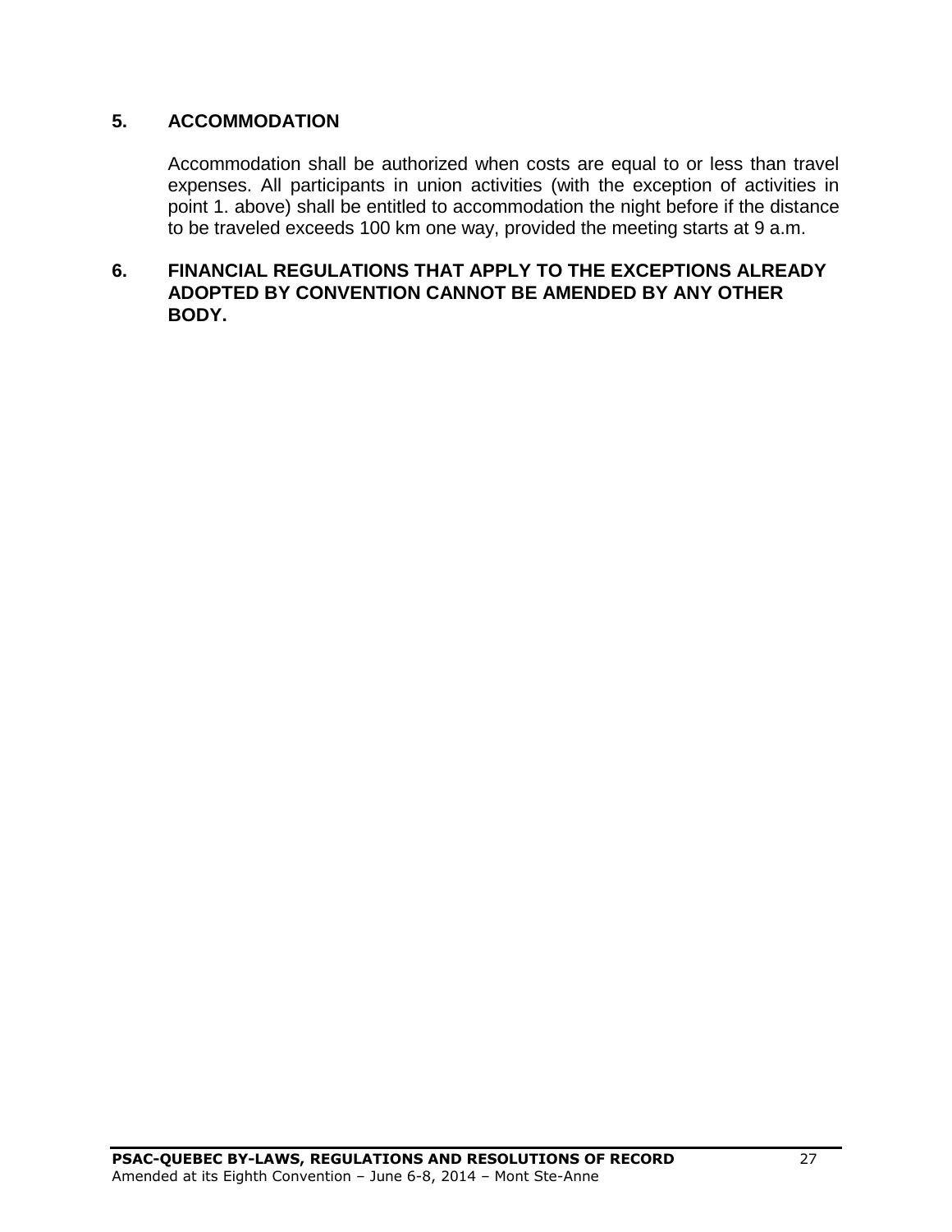## 5. ACCOMMODATION

Accommodation shall be authorized when costs are equal to or less than travel expenses. All participants in union activities (with the exception of activities in point 1. above) shall be entitled to accommodation the night before if the distance to be traveled exceeds 100 km one way, provided the meeting starts at 9 a.m.

## 6. FINANCIAL REGULATIONS THAT APPLY TO THE EXCEPTIONS ALREADY ADOPTED BY CONVENTION CANNOT BE AMENDED BY ANY OTHER BODY.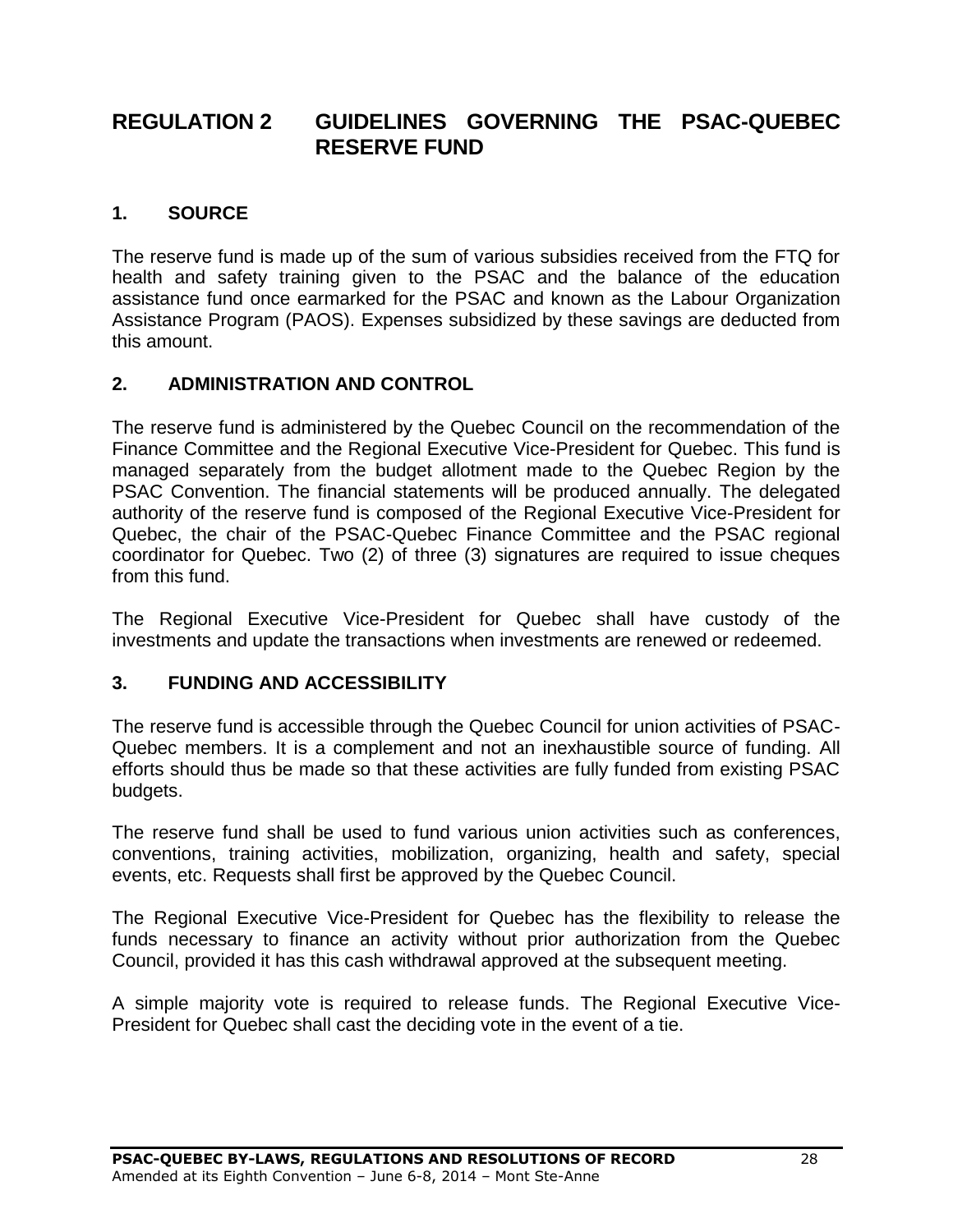# REGULATION 2 GUIDELINES GOVERNING THE PSAC-QUEBEC RESERVE FUND

## 1. SOURCE

The reserve fund is made up of the sum of various subsidies received from the FTQ for health and safety training given to the PSAC and the balance of the education assistance fund once earmarked for the PSAC and known as the Labour Organization Assistance Program (PAOS). Expenses subsidized by these savings are deducted from this amount.

## 2. ADMINISTRATION AND CONTROL

The reserve fund is administered by the Quebec Council on the recommendation of the Finance Committee and the Regional Executive Vice-President for Quebec. This fund is managed separately from the budget allotment made to the Quebec Region by the PSAC Convention. The financial statements will be produced annually. The delegated authority of the reserve fund is composed of the Regional Executive Vice-President for Quebec, the chair of the PSAC-Quebec Finance Committee and the PSAC regional coordinator for Quebec. Two (2) of three (3) signatures are required to issue cheques from this fund.

The Regional Executive Vice-President for Quebec shall have custody of the investments and update the transactions when investments are renewed or redeemed.

## 3. FUNDING AND ACCESSIBILITY

The reserve fund is accessible through the Quebec Council for union activities of PSAC-Quebec members. It is a complement and not an inexhaustible source of funding. All efforts should thus be made so that these activities are fully funded from existing PSAC budgets.

The reserve fund shall be used to fund various union activities such as conferences, conventions, training activities, mobilization, organizing, health and safety, special events, etc. Requests shall first be approved by the Quebec Council.

The Regional Executive Vice-President for Quebec has the flexibility to release the funds necessary to finance an activity without prior authorization from the Quebec Council, provided it has this cash withdrawal approved at the subsequent meeting.

A simple majority vote is required to release funds. The Regional Executive Vice-President for Quebec shall cast the deciding vote in the event of a tie.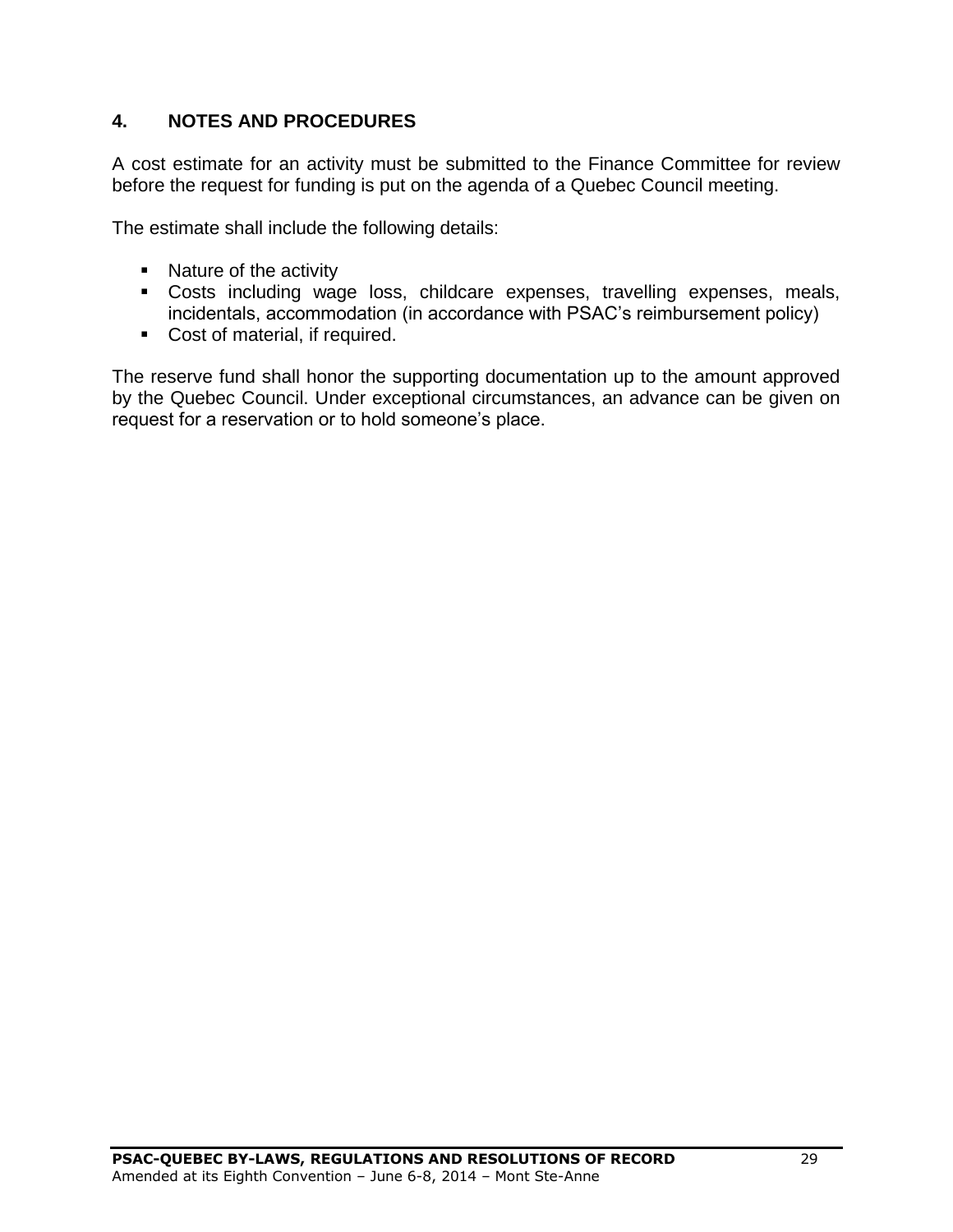## 4. NOTES AND PROCEDURES

A cost estimate for an activity must be submitted to the Finance Committee for review before the request for funding is put on the agenda of a Quebec Council meeting.

The estimate shall include the following details:

- Nature of the activity
- Costs including wage loss, childcare expenses, travelling expenses, meals, incidentals, accommodation (in accordance with PSAC's reimbursement policy)
- Cost of material, if required.

The reserve fund shall honor the supporting documentation up to the amount approved by the Quebec Council. Under exceptional circumstances, an advance can be given on request for a reservation or to hold someone's place.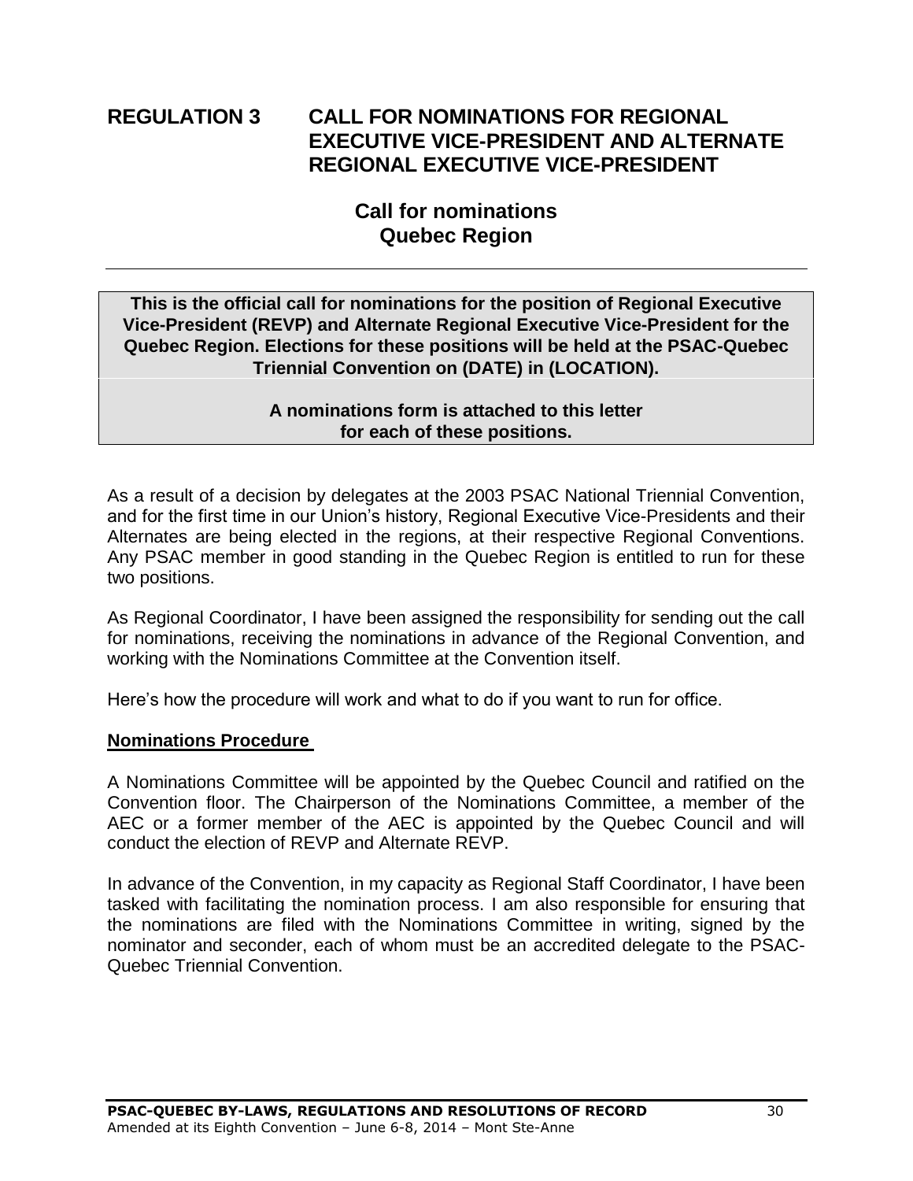## REGULATION 3 CALL FOR NOMINATIONS FOR REGIONAL EXECUTIVE VICE-PRESIDENT AND ALTERNATE REGIONAL EXECUTIVE VICE-PRESIDENT

### Call for nominations
### Quebec Region

---

**This is the official call for nominations for the position of Regional Executive Vice-President (REVP) and Alternate Regional Executive Vice-President for the Quebec Region. Elections for these positions will be held at the PSAC-Quebec Triennial Convention on (DATE) in (LOCATION).**

**A nominations form is attached to this letter for each of these positions.**

As a result of a decision by delegates at the 2003 PSAC National Triennial Convention, and for the first time in our Union's history, Regional Executive Vice-Presidents and their Alternates are being elected in the regions, at their respective Regional Conventions. Any PSAC member in good standing in the Quebec Region is entitled to run for these two positions.

As Regional Coordinator, I have been assigned the responsibility for sending out the call for nominations, receiving the nominations in advance of the Regional Convention, and working with the Nominations Committee at the Convention itself.

Here's how the procedure will work and what to do if you want to run for office.

**Nominations Procedure**

A Nominations Committee will be appointed by the Quebec Council and ratified on the Convention floor. The Chairperson of the Nominations Committee, a member of the AEC or a former member of the AEC is appointed by the Quebec Council and will conduct the election of REVP and Alternate REVP.

In advance of the Convention, in my capacity as Regional Staff Coordinator, I have been tasked with facilitating the nomination process. I am also responsible for ensuring that the nominations are filed with the Nominations Committee in writing, signed by the nominator and seconder, each of whom must be an accredited delegate to the PSAC-Quebec Triennial Convention.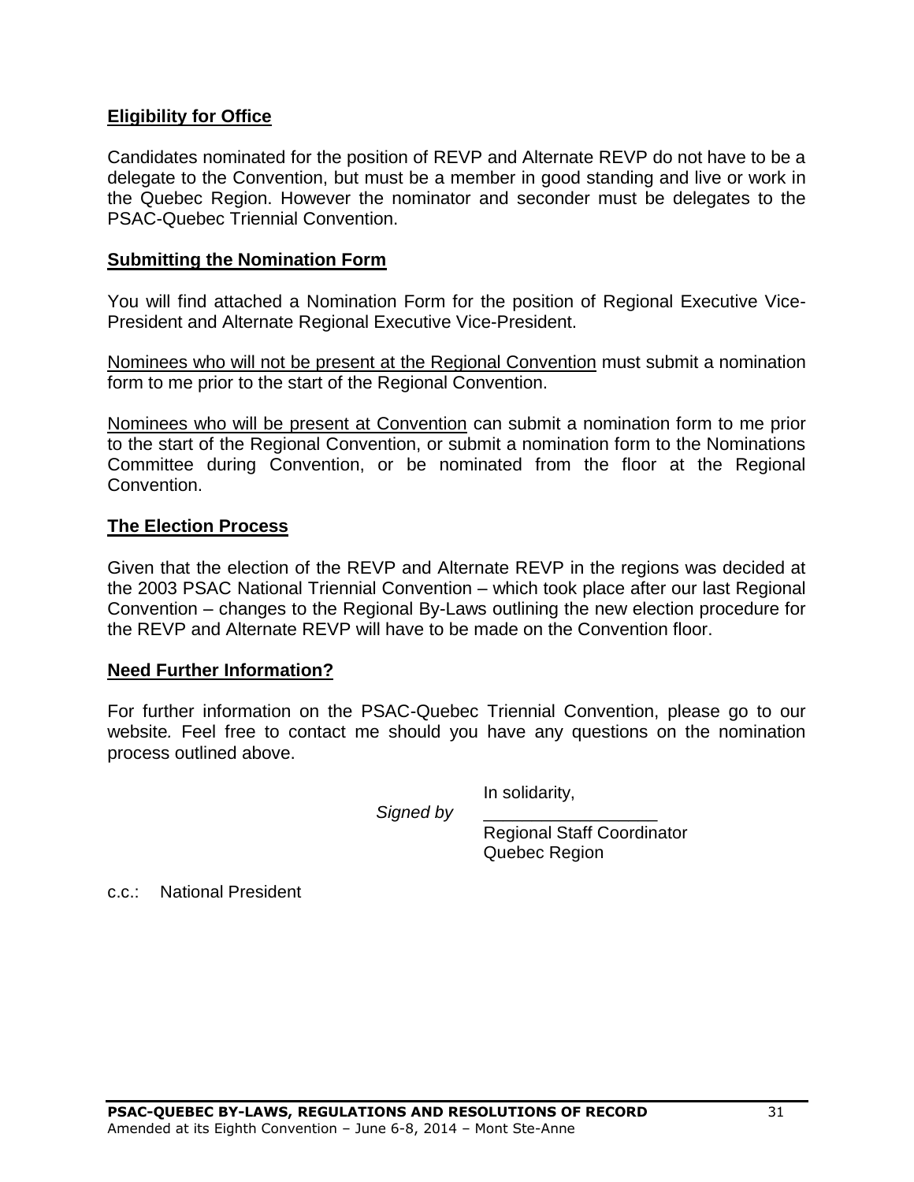**Eligibility for Office**

Candidates nominated for the position of REVP and Alternate REVP do not have to be a delegate to the Convention, but must be a member in good standing and live or work in the Quebec Region. However the nominator and seconder must be delegates to the PSAC-Quebec Triennial Convention.

**Submitting the Nomination Form**

You will find attached a Nomination Form for the position of Regional Executive Vice-President and Alternate Regional Executive Vice-President.

Nominees who will not be present at the Regional Convention must submit a nomination form to me prior to the start of the Regional Convention.

Nominees who will be present at Convention can submit a nomination form to me prior to the start of the Regional Convention, or submit a nomination form to the Nominations Committee during Convention, or be nominated from the floor at the Regional Convention.

**The Election Process**

Given that the election of the REVP and Alternate REVP in the regions was decided at the 2003 PSAC National Triennial Convention – which took place after our last Regional Convention – changes to the Regional By-Laws outlining the new election procedure for the REVP and Alternate REVP will have to be made on the Convention floor.

**Need Further Information?**

For further information on the PSAC-Quebec Triennial Convention, please go to our website. Feel free to contact me should you have any questions on the nomination process outlined above.

In solidarity,

*Signed by* __________________

Regional Staff Coordinator
Quebec Region

c.c.: National President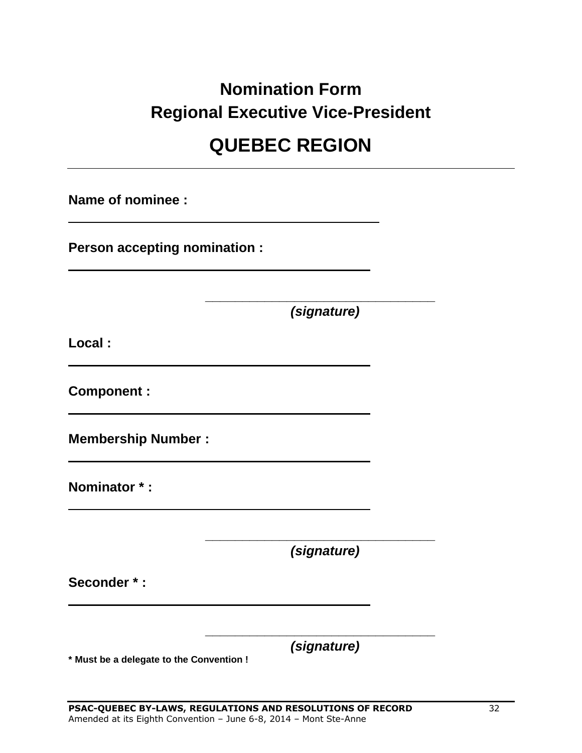# Nomination Form
# Regional Executive Vice-President

# QUEBEC REGION

---

**Name of nominee :**

______________________________________________

**Person accepting nomination :**

______________________________________________

______________________________________________
*(signature)*

**Local :**

______________________________________________

**Component :**

______________________________________________

**Membership Number :**

______________________________________________

**Nominator * :**

______________________________________________

______________________________________________
*(signature)*

**Seconder * :**

______________________________________________

______________________________________________
*(signature)*

**\* Must be a delegate to the Convention !**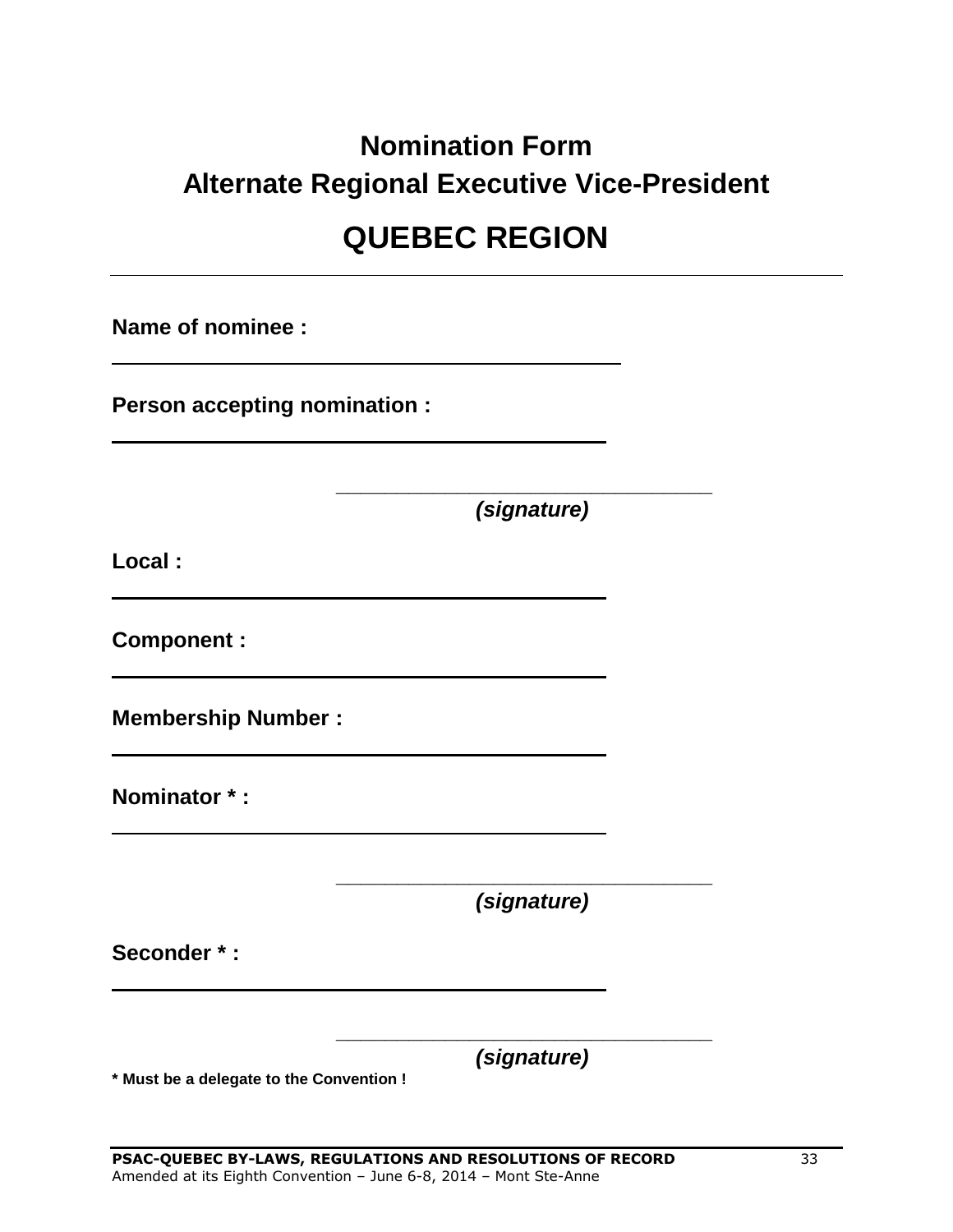# Nomination Form
# Alternate Regional Executive Vice-President

## QUEBEC REGION

---

**Name of nominee :**

______________________________________________

**Person accepting nomination :**

______________________________________________

__________________________________
*(signature)*

**Local :**

______________________________________________

**Component :**

______________________________________________

**Membership Number :**

______________________________________________

**Nominator * :**

______________________________________________

__________________________________
*(signature)*

**Seconder * :**

______________________________________________

__________________________________
*(signature)*

*** Must be a delegate to the Convention !**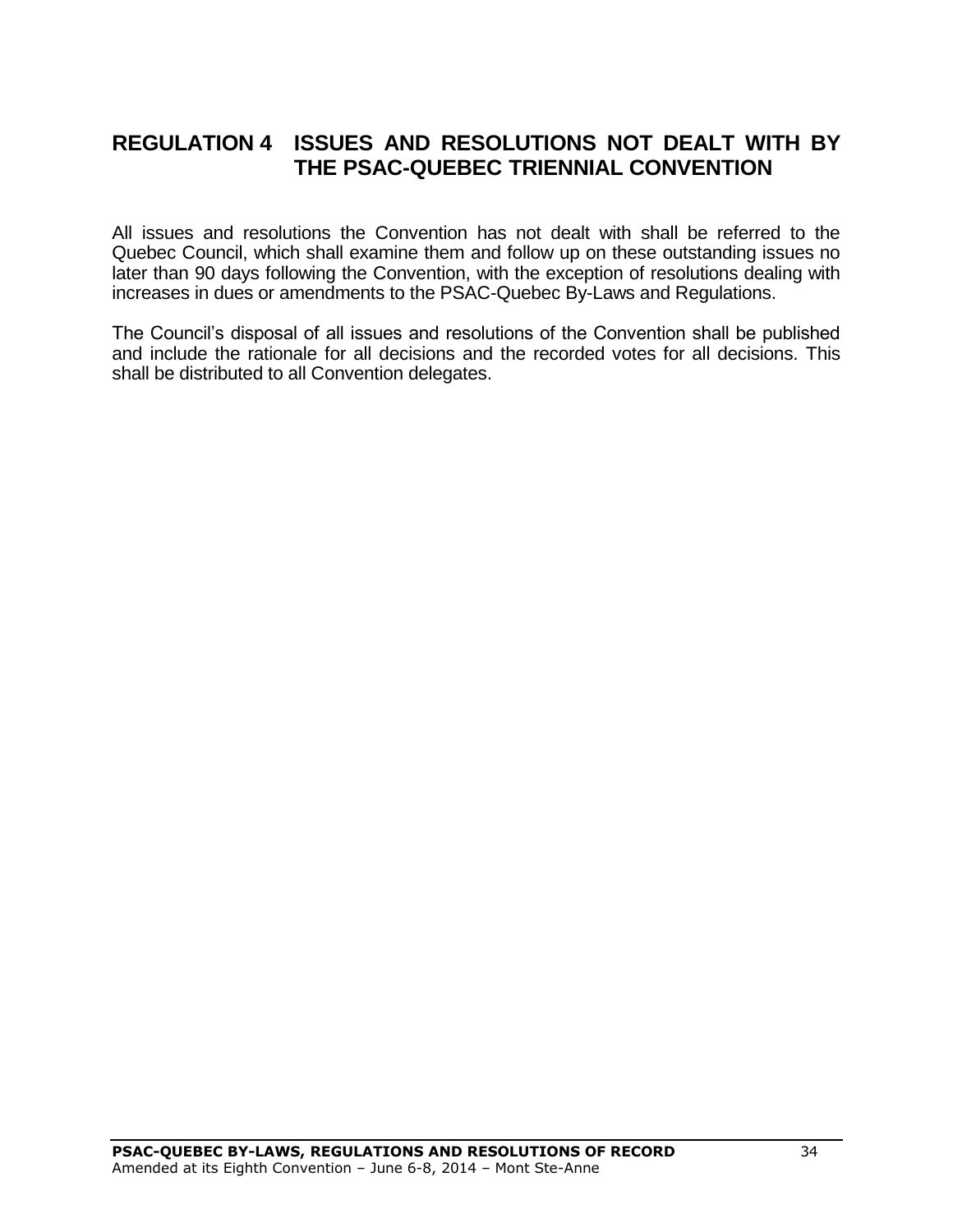## REGULATION 4 ISSUES AND RESOLUTIONS NOT DEALT WITH BY THE PSAC-QUEBEC TRIENNIAL CONVENTION

All issues and resolutions the Convention has not dealt with shall be referred to the Quebec Council, which shall examine them and follow up on these outstanding issues no later than 90 days following the Convention, with the exception of resolutions dealing with increases in dues or amendments to the PSAC-Quebec By-Laws and Regulations.

The Council's disposal of all issues and resolutions of the Convention shall be published and include the rationale for all decisions and the recorded votes for all decisions. This shall be distributed to all Convention delegates.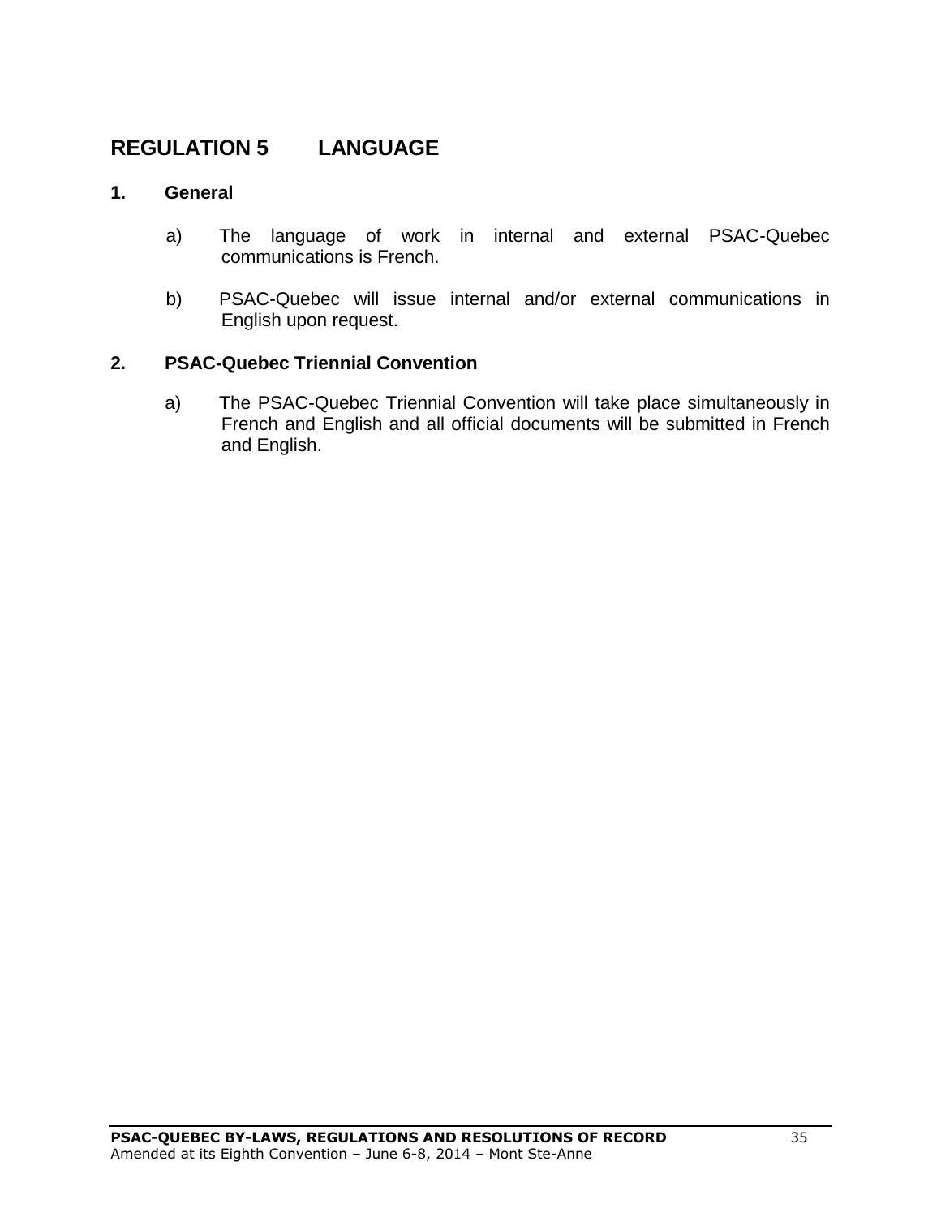# REGULATION 5 LANGUAGE

## 1. General

a) The language of work in internal and external PSAC-Quebec communications is French.

b) PSAC-Quebec will issue internal and/or external communications in English upon request.

## 2. PSAC-Quebec Triennial Convention

a) The PSAC-Quebec Triennial Convention will take place simultaneously in French and English and all official documents will be submitted in French and English.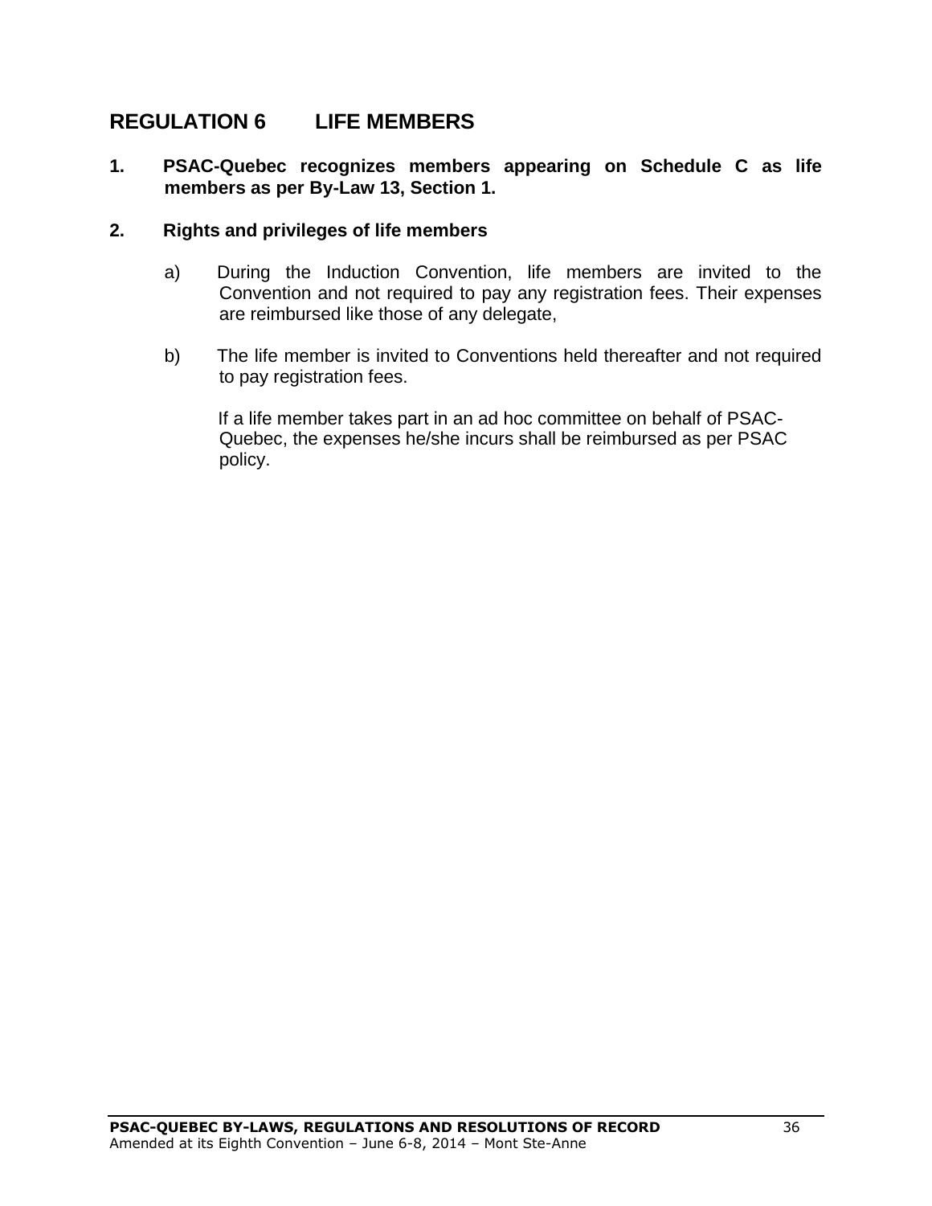## REGULATION 6 LIFE MEMBERS

**1. PSAC-Quebec recognizes members appearing on Schedule C as life members as per By-Law 13, Section 1.**

**2. Rights and privileges of life members**

a) During the Induction Convention, life members are invited to the Convention and not required to pay any registration fees. Their expenses are reimbursed like those of any delegate,

b) The life member is invited to Conventions held thereafter and not required to pay registration fees.

If a life member takes part in an ad hoc committee on behalf of PSAC-Quebec, the expenses he/she incurs shall be reimbursed as per PSAC policy.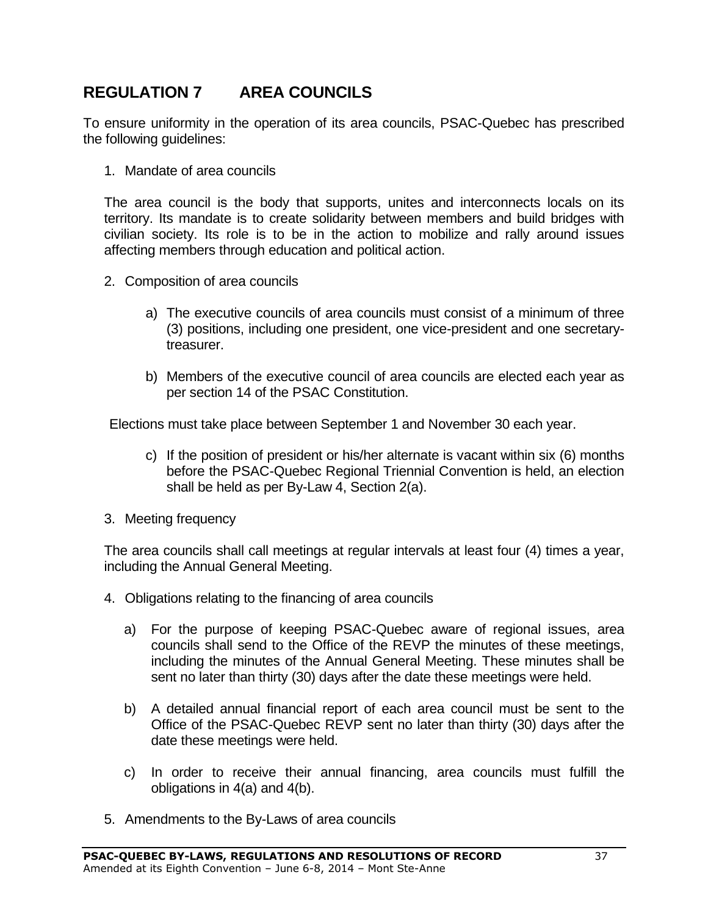## REGULATION 7 AREA COUNCILS

To ensure uniformity in the operation of its area councils, PSAC-Quebec has prescribed the following guidelines:

1. Mandate of area councils

The area council is the body that supports, unites and interconnects locals on its territory. Its mandate is to create solidarity between members and build bridges with civilian society. Its role is to be in the action to mobilize and rally around issues affecting members through education and political action.

2. Composition of area councils

   a) The executive councils of area councils must consist of a minimum of three (3) positions, including one president, one vice-president and one secretary-treasurer.

   b) Members of the executive council of area councils are elected each year as per section 14 of the PSAC Constitution.

Elections must take place between September 1 and November 30 each year.

   c) If the position of president or his/her alternate is vacant within six (6) months before the PSAC-Quebec Regional Triennial Convention is held, an election shall be held as per By-Law 4, Section 2(a).

3. Meeting frequency

The area councils shall call meetings at regular intervals at least four (4) times a year, including the Annual General Meeting.

4. Obligations relating to the financing of area councils

   a) For the purpose of keeping PSAC-Quebec aware of regional issues, area councils shall send to the Office of the REVP the minutes of these meetings, including the minutes of the Annual General Meeting. These minutes shall be sent no later than thirty (30) days after the date these meetings were held.

   b) A detailed annual financial report of each area council must be sent to the Office of the PSAC-Quebec REVP sent no later than thirty (30) days after the date these meetings were held.

   c) In order to receive their annual financing, area councils must fulfill the obligations in 4(a) and 4(b).

5. Amendments to the By-Laws of area councils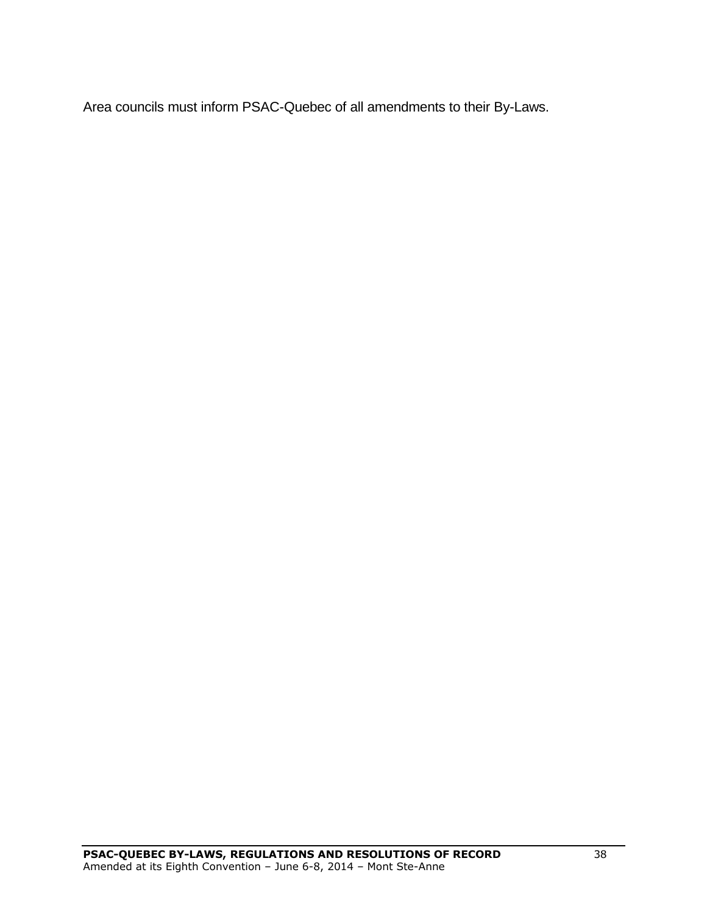Area councils must inform PSAC-Quebec of all amendments to their By-Laws.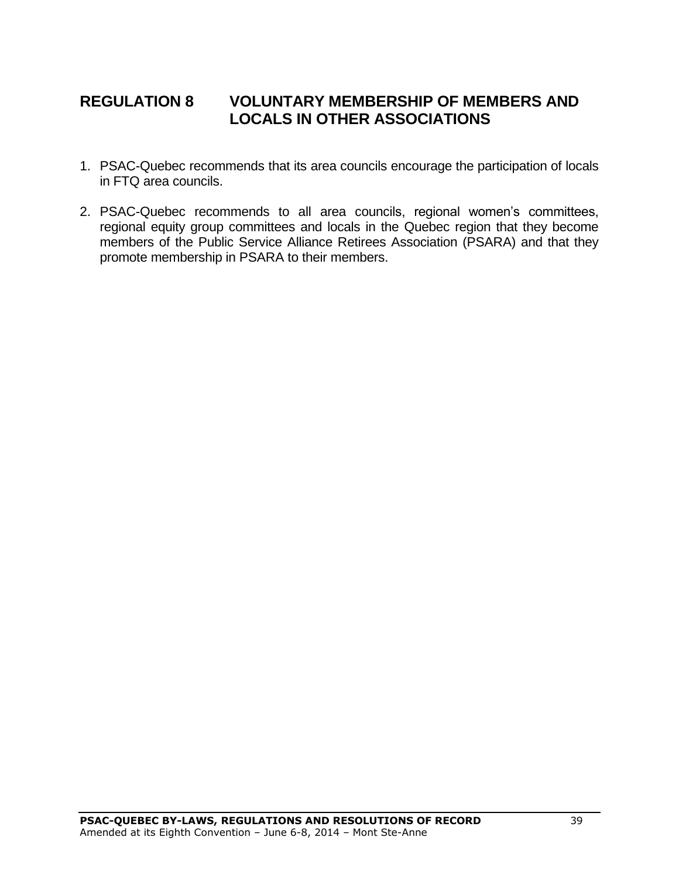## REGULATION 8 VOLUNTARY MEMBERSHIP OF MEMBERS AND LOCALS IN OTHER ASSOCIATIONS

1. PSAC-Quebec recommends that its area councils encourage the participation of locals in FTQ area councils.

2. PSAC-Quebec recommends to all area councils, regional women's committees, regional equity group committees and locals in the Quebec region that they become members of the Public Service Alliance Retirees Association (PSARA) and that they promote membership in PSARA to their members.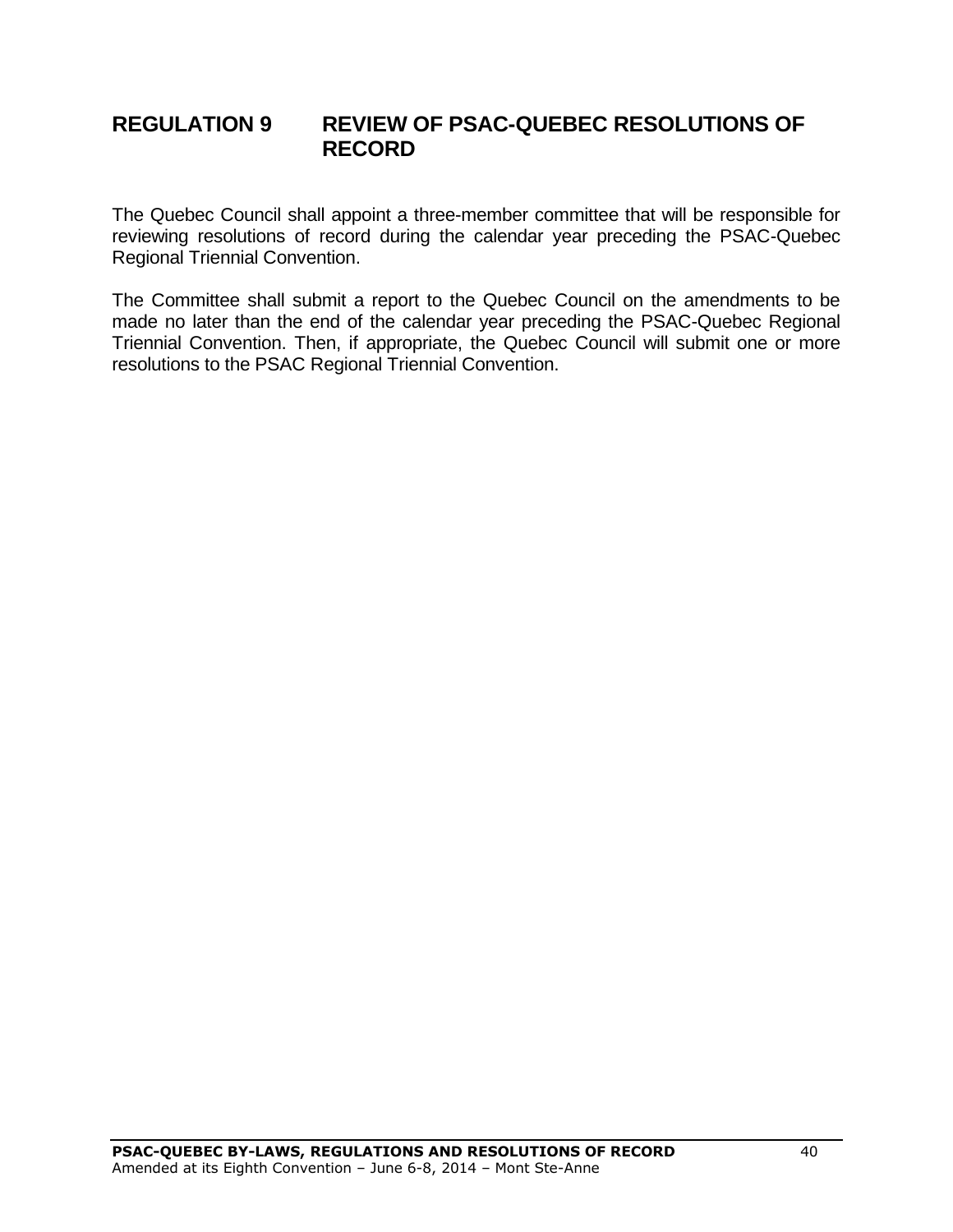## REGULATION 9 REVIEW OF PSAC-QUEBEC RESOLUTIONS OF RECORD

The Quebec Council shall appoint a three-member committee that will be responsible for reviewing resolutions of record during the calendar year preceding the PSAC-Quebec Regional Triennial Convention.

The Committee shall submit a report to the Quebec Council on the amendments to be made no later than the end of the calendar year preceding the PSAC-Quebec Regional Triennial Convention. Then, if appropriate, the Quebec Council will submit one or more resolutions to the PSAC Regional Triennial Convention.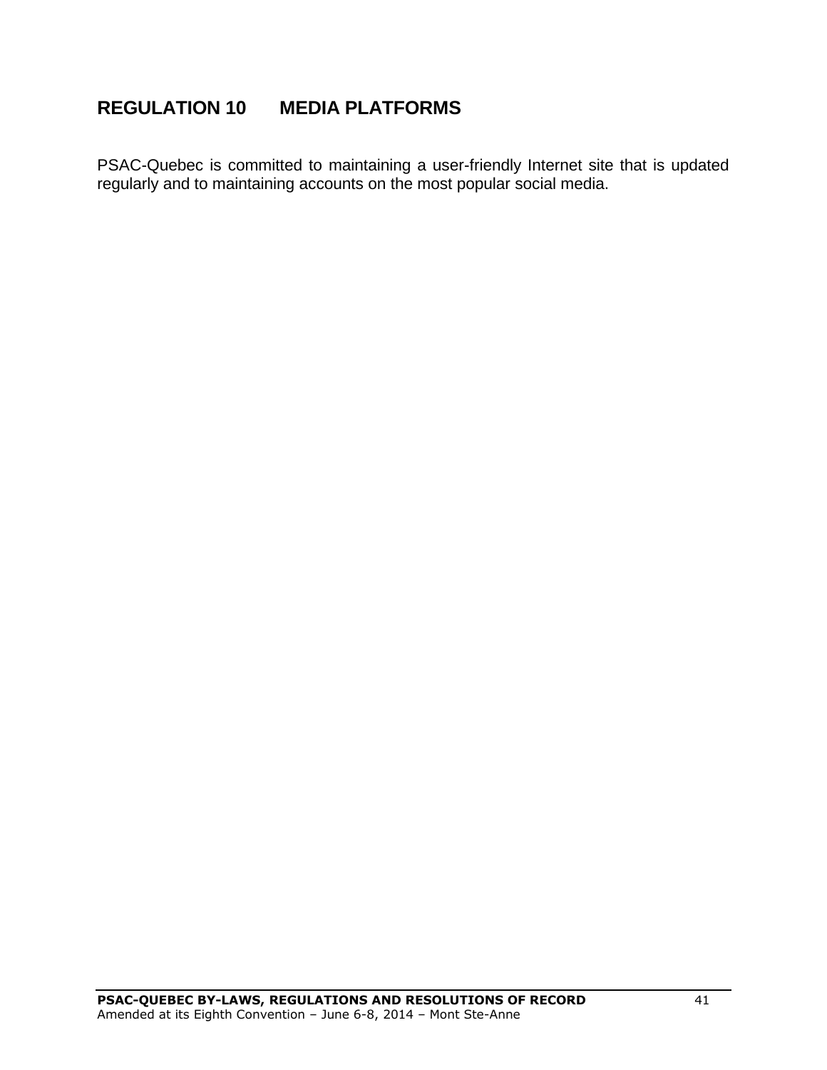## REGULATION 10 MEDIA PLATFORMS

PSAC-Quebec is committed to maintaining a user-friendly Internet site that is updated regularly and to maintaining accounts on the most popular social media.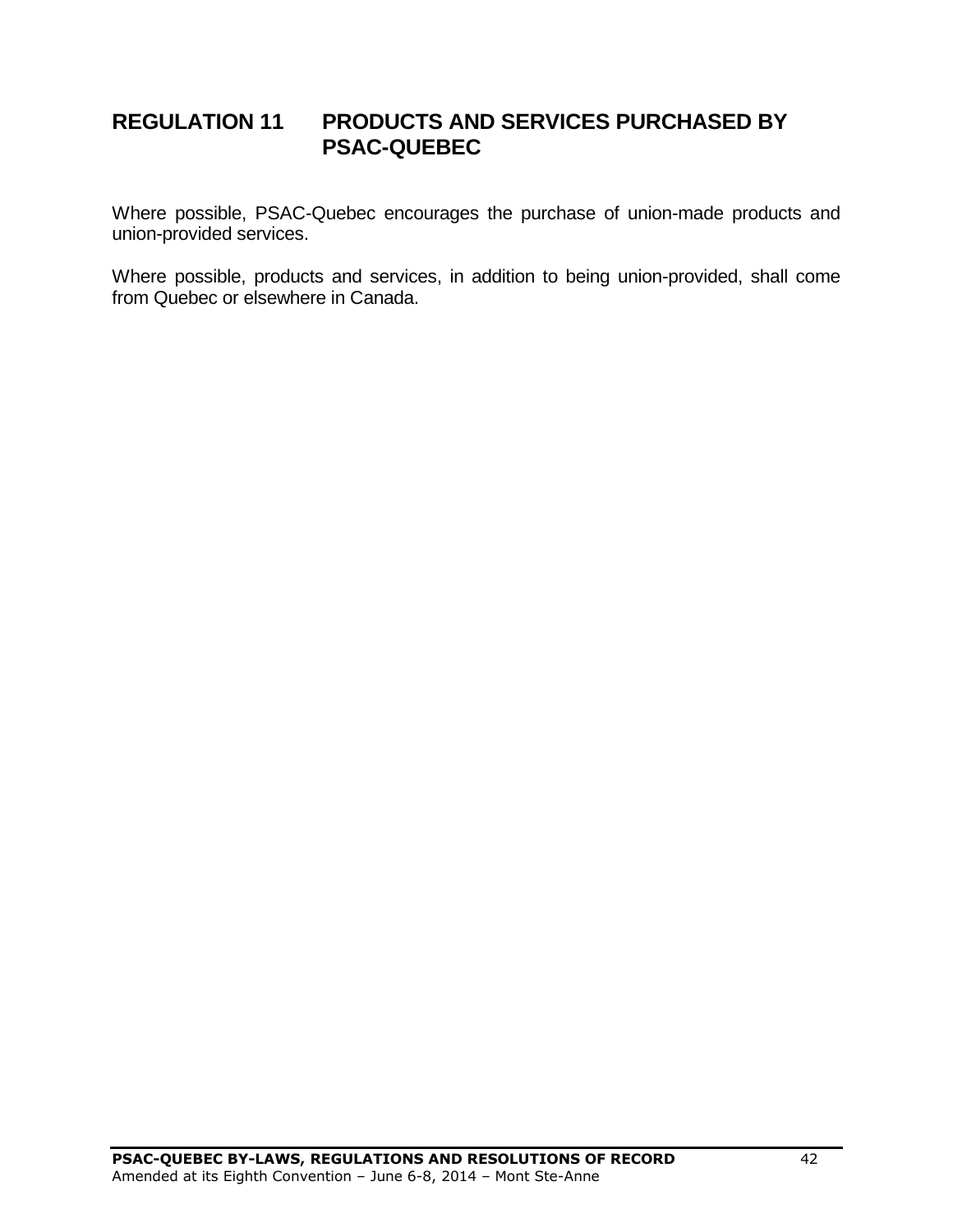## REGULATION 11 PRODUCTS AND SERVICES PURCHASED BY PSAC-QUEBEC

Where possible, PSAC-Quebec encourages the purchase of union-made products and union-provided services.

Where possible, products and services, in addition to being union-provided, shall come from Quebec or elsewhere in Canada.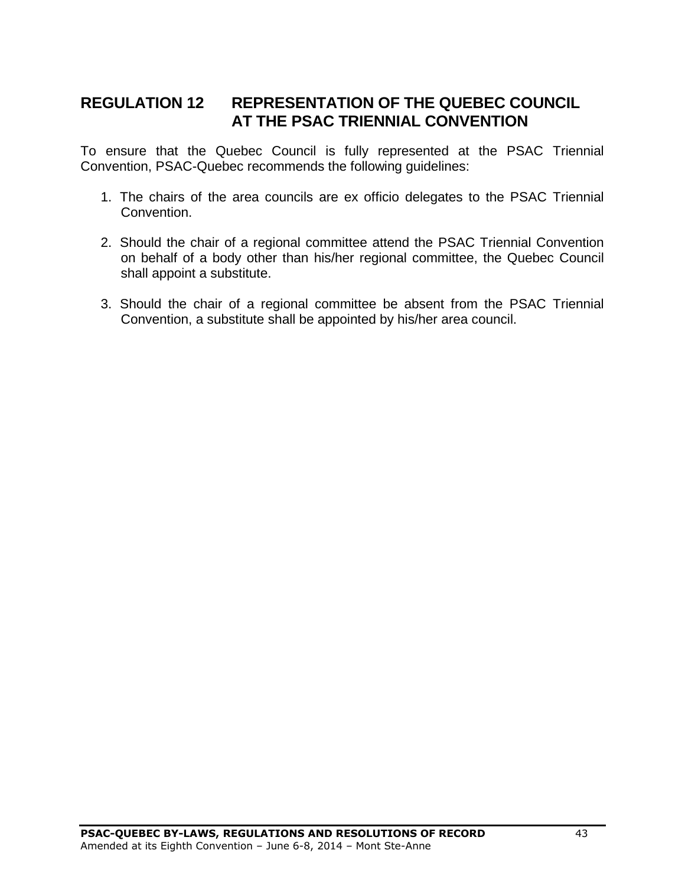## REGULATION 12 REPRESENTATION OF THE QUEBEC COUNCIL AT THE PSAC TRIENNIAL CONVENTION

To ensure that the Quebec Council is fully represented at the PSAC Triennial Convention, PSAC-Quebec recommends the following guidelines:

1. The chairs of the area councils are ex officio delegates to the PSAC Triennial Convention.

2. Should the chair of a regional committee attend the PSAC Triennial Convention on behalf of a body other than his/her regional committee, the Quebec Council shall appoint a substitute.

3. Should the chair of a regional committee be absent from the PSAC Triennial Convention, a substitute shall be appointed by his/her area council.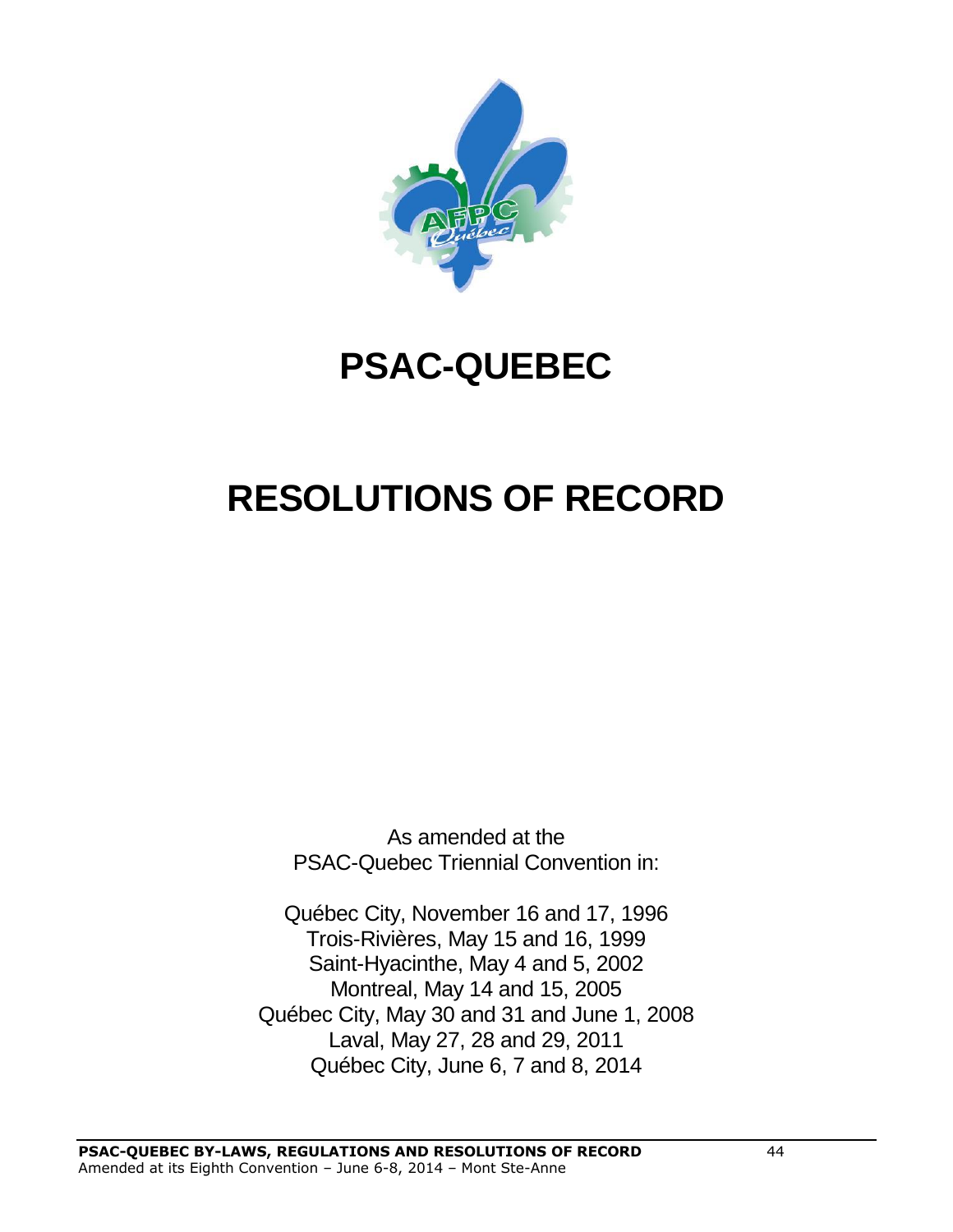# PSAC-QUEBEC

# RESOLUTIONS OF RECORD

As amended at the
PSAC-Quebec Triennial Convention in:

Québec City, November 16 and 17, 1996
Trois-Rivières, May 15 and 16, 1999
Saint-Hyacinthe, May 4 and 5, 2002
Montreal, May 14 and 15, 2005
Québec City, May 30 and 31 and June 1, 2008
Laval, May 27, 28 and 29, 2011
Québec City, June 6, 7 and 8, 2014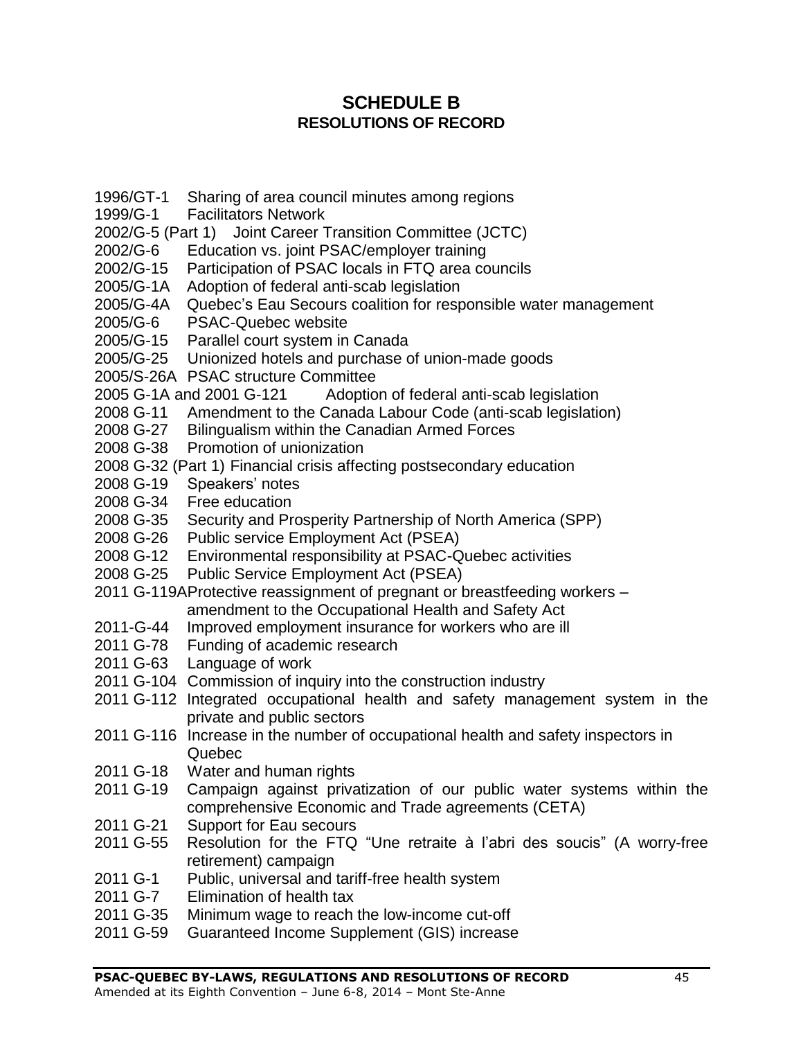# SCHEDULE B

## RESOLUTIONS OF RECORD

1996/GT-1 Sharing of area council minutes among regions
1999/G-1 Facilitators Network
2002/G-5 (Part 1) Joint Career Transition Committee (JCTC)
2002/G-6 Education vs. joint PSAC/employer training
2002/G-15 Participation of PSAC locals in FTQ area councils
2005/G-1A Adoption of federal anti-scab legislation
2005/G-4A Quebec's Eau Secours coalition for responsible water management
2005/G-6 PSAC-Quebec website
2005/G-15 Parallel court system in Canada
2005/G-25 Unionized hotels and purchase of union-made goods
2005/S-26A PSAC structure Committee
2005 G-1A and 2001 G-121 Adoption of federal anti-scab legislation
2008 G-11 Amendment to the Canada Labour Code (anti-scab legislation)
2008 G-27 Bilingualism within the Canadian Armed Forces
2008 G-38 Promotion of unionization
2008 G-32 (Part 1) Financial crisis affecting postsecondary education
2008 G-19 Speakers' notes
2008 G-34 Free education
2008 G-35 Security and Prosperity Partnership of North America (SPP)
2008 G-26 Public service Employment Act (PSEA)
2008 G-12 Environmental responsibility at PSAC-Quebec activities
2008 G-25 Public Service Employment Act (PSEA)
2011 G-119A Protective reassignment of pregnant or breastfeeding workers – amendment to the Occupational Health and Safety Act
2011-G-44 Improved employment insurance for workers who are ill
2011 G-78 Funding of academic research
2011 G-63 Language of work
2011 G-104 Commission of inquiry into the construction industry
2011 G-112 Integrated occupational health and safety management system in the private and public sectors
2011 G-116 Increase in the number of occupational health and safety inspectors in Quebec
2011 G-18 Water and human rights
2011 G-19 Campaign against privatization of our public water systems within the comprehensive Economic and Trade agreements (CETA)
2011 G-21 Support for Eau secours
2011 G-55 Resolution for the FTQ "Une retraite à l'abri des soucis" (A worry-free retirement) campaign
2011 G-1 Public, universal and tariff-free health system
2011 G-7 Elimination of health tax
2011 G-35 Minimum wage to reach the low-income cut-off
2011 G-59 Guaranteed Income Supplement (GIS) increase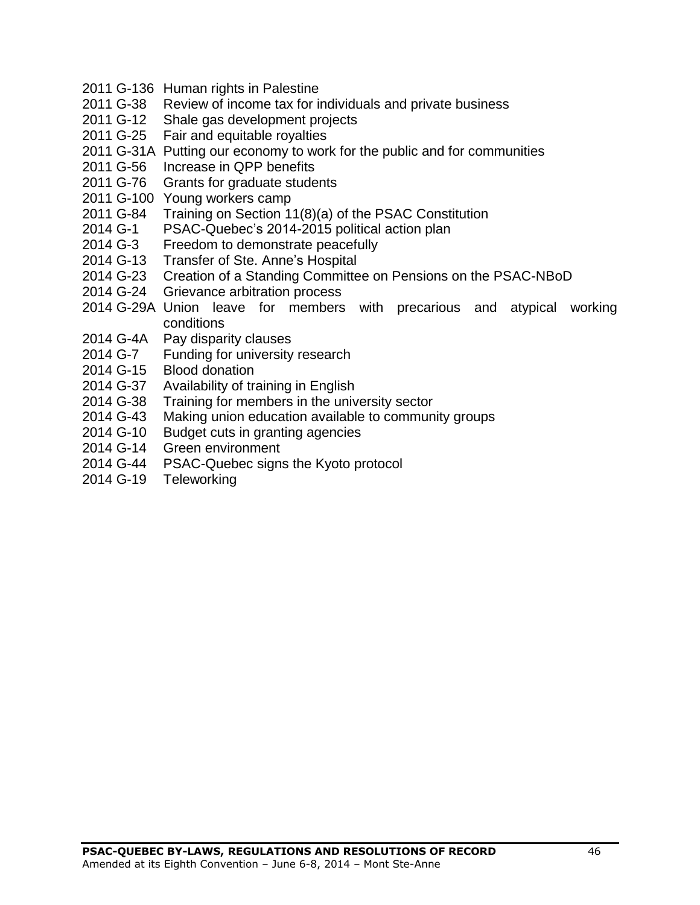2011 G-136 Human rights in Palestine
2011 G-38 Review of income tax for individuals and private business
2011 G-12 Shale gas development projects
2011 G-25 Fair and equitable royalties
2011 G-31A Putting our economy to work for the public and for communities
2011 G-56 Increase in QPP benefits
2011 G-76 Grants for graduate students
2011 G-100 Young workers camp
2011 G-84 Training on Section 11(8)(a) of the PSAC Constitution
2014 G-1 PSAC-Quebec's 2014-2015 political action plan
2014 G-3 Freedom to demonstrate peacefully
2014 G-13 Transfer of Ste. Anne's Hospital
2014 G-23 Creation of a Standing Committee on Pensions on the PSAC-NBoD
2014 G-24 Grievance arbitration process
2014 G-29A Union leave for members with precarious and atypical working conditions
2014 G-4A Pay disparity clauses
2014 G-7 Funding for university research
2014 G-15 Blood donation
2014 G-37 Availability of training in English
2014 G-38 Training for members in the university sector
2014 G-43 Making union education available to community groups
2014 G-10 Budget cuts in granting agencies
2014 G-14 Green environment
2014 G-44 PSAC-Quebec signs the Kyoto protocol
2014 G-19 Teleworking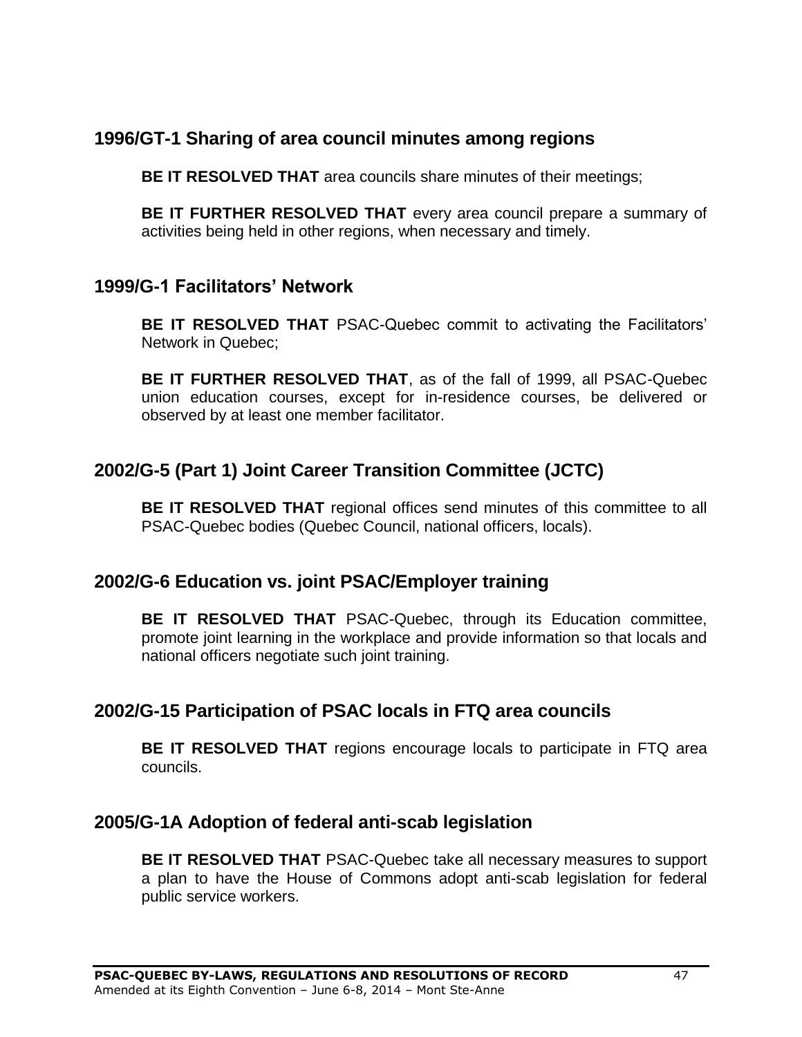## 1996/GT-1 Sharing of area council minutes among regions

**BE IT RESOLVED THAT** area councils share minutes of their meetings;

**BE IT FURTHER RESOLVED THAT** every area council prepare a summary of activities being held in other regions, when necessary and timely.

## 1999/G-1 Facilitators' Network

**BE IT RESOLVED THAT** PSAC-Quebec commit to activating the Facilitators' Network in Quebec;

**BE IT FURTHER RESOLVED THAT**, as of the fall of 1999, all PSAC-Quebec union education courses, except for in-residence courses, be delivered or observed by at least one member facilitator.

## 2002/G-5 (Part 1) Joint Career Transition Committee (JCTC)

**BE IT RESOLVED THAT** regional offices send minutes of this committee to all PSAC-Quebec bodies (Quebec Council, national officers, locals).

## 2002/G-6 Education vs. joint PSAC/Employer training

**BE IT RESOLVED THAT** PSAC-Quebec, through its Education committee, promote joint learning in the workplace and provide information so that locals and national officers negotiate such joint training.

## 2002/G-15 Participation of PSAC locals in FTQ area councils

**BE IT RESOLVED THAT** regions encourage locals to participate in FTQ area councils.

## 2005/G-1A Adoption of federal anti-scab legislation

**BE IT RESOLVED THAT** PSAC-Quebec take all necessary measures to support a plan to have the House of Commons adopt anti-scab legislation for federal public service workers.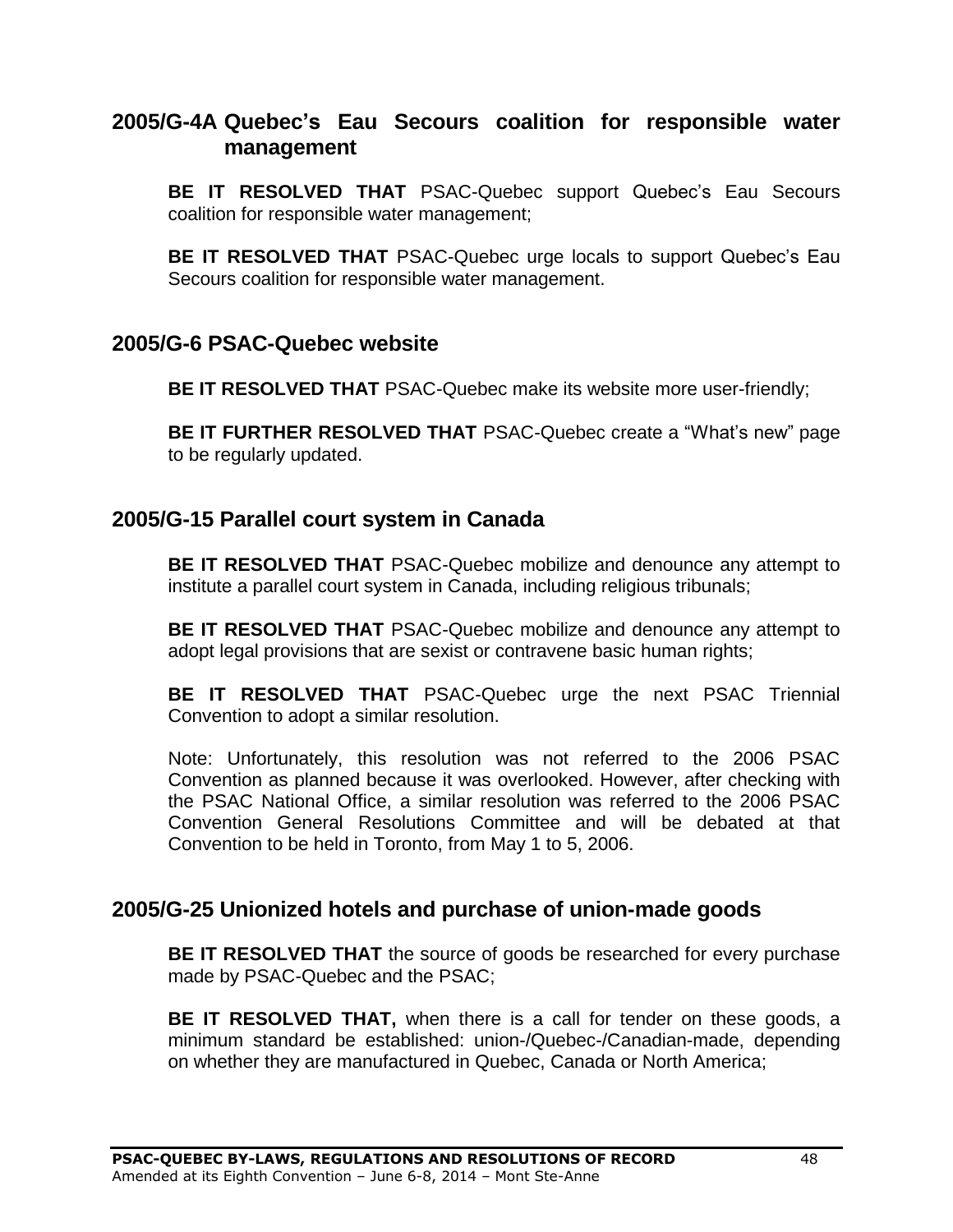## 2005/G-4A Quebec's Eau Secours coalition for responsible water management

**BE IT RESOLVED THAT** PSAC-Quebec support Quebec's Eau Secours coalition for responsible water management;

**BE IT RESOLVED THAT** PSAC-Quebec urge locals to support Quebec's Eau Secours coalition for responsible water management.

## 2005/G-6 PSAC-Quebec website

**BE IT RESOLVED THAT** PSAC-Quebec make its website more user-friendly;

**BE IT FURTHER RESOLVED THAT** PSAC-Quebec create a "What's new" page to be regularly updated.

## 2005/G-15 Parallel court system in Canada

**BE IT RESOLVED THAT** PSAC-Quebec mobilize and denounce any attempt to institute a parallel court system in Canada, including religious tribunals;

**BE IT RESOLVED THAT** PSAC-Quebec mobilize and denounce any attempt to adopt legal provisions that are sexist or contravene basic human rights;

**BE IT RESOLVED THAT** PSAC-Quebec urge the next PSAC Triennial Convention to adopt a similar resolution.

Note: Unfortunately, this resolution was not referred to the 2006 PSAC Convention as planned because it was overlooked. However, after checking with the PSAC National Office, a similar resolution was referred to the 2006 PSAC Convention General Resolutions Committee and will be debated at that Convention to be held in Toronto, from May 1 to 5, 2006.

## 2005/G-25 Unionized hotels and purchase of union-made goods

**BE IT RESOLVED THAT** the source of goods be researched for every purchase made by PSAC-Quebec and the PSAC;

**BE IT RESOLVED THAT,** when there is a call for tender on these goods, a minimum standard be established: union-/Quebec-/Canadian-made, depending on whether they are manufactured in Quebec, Canada or North America;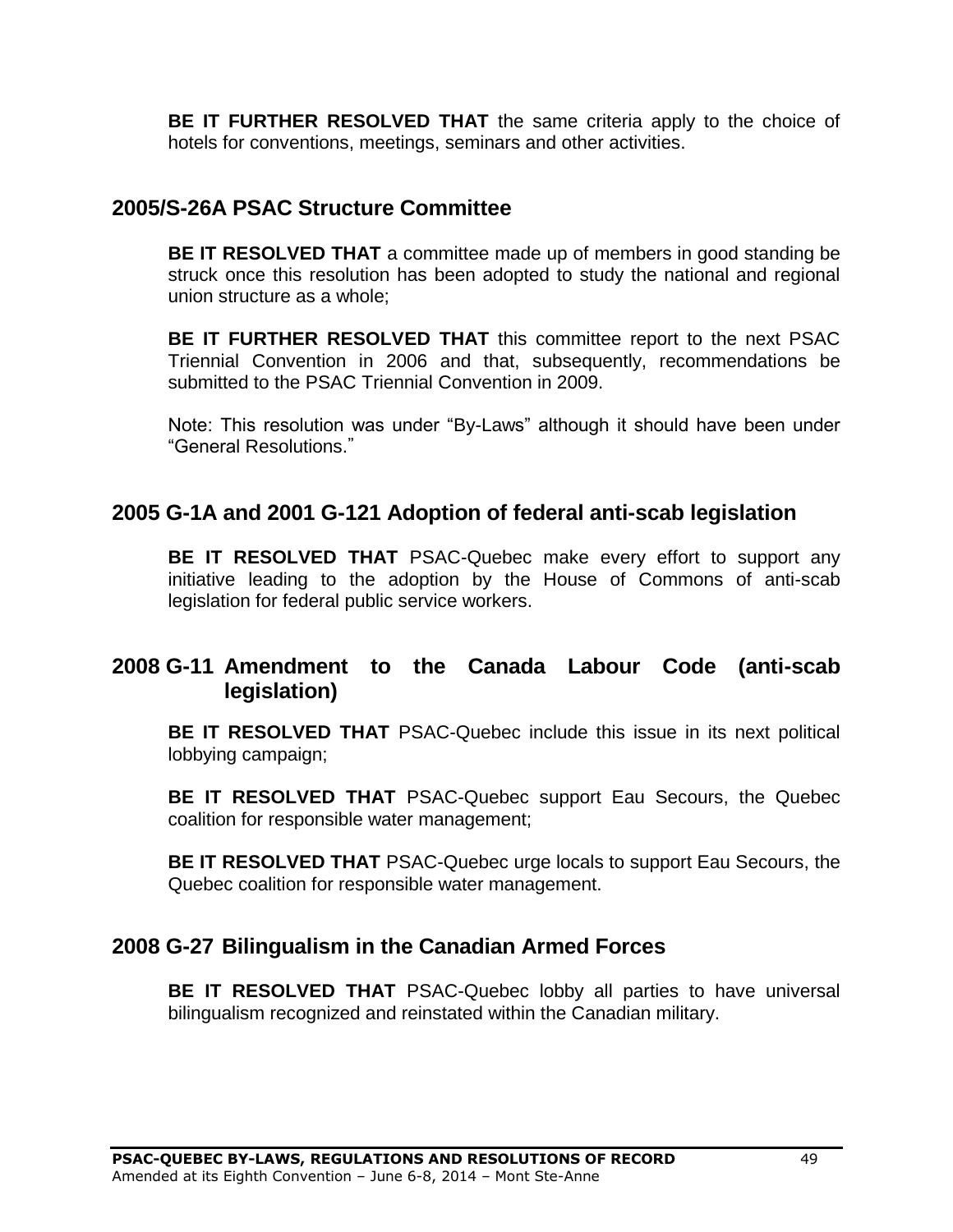**BE IT FURTHER RESOLVED THAT** the same criteria apply to the choice of hotels for conventions, meetings, seminars and other activities.

## 2005/S-26A PSAC Structure Committee

**BE IT RESOLVED THAT** a committee made up of members in good standing be struck once this resolution has been adopted to study the national and regional union structure as a whole;

**BE IT FURTHER RESOLVED THAT** this committee report to the next PSAC Triennial Convention in 2006 and that, subsequently, recommendations be submitted to the PSAC Triennial Convention in 2009.

Note: This resolution was under "By-Laws" although it should have been under "General Resolutions."

## 2005 G-1A and 2001 G-121 Adoption of federal anti-scab legislation

**BE IT RESOLVED THAT** PSAC-Quebec make every effort to support any initiative leading to the adoption by the House of Commons of anti-scab legislation for federal public service workers.

## 2008 G-11 Amendment to the Canada Labour Code (anti-scab legislation)

**BE IT RESOLVED THAT** PSAC-Quebec include this issue in its next political lobbying campaign;

**BE IT RESOLVED THAT** PSAC-Quebec support Eau Secours, the Quebec coalition for responsible water management;

**BE IT RESOLVED THAT** PSAC-Quebec urge locals to support Eau Secours, the Quebec coalition for responsible water management.

## 2008 G-27 Bilingualism in the Canadian Armed Forces

**BE IT RESOLVED THAT** PSAC-Quebec lobby all parties to have universal bilingualism recognized and reinstated within the Canadian military.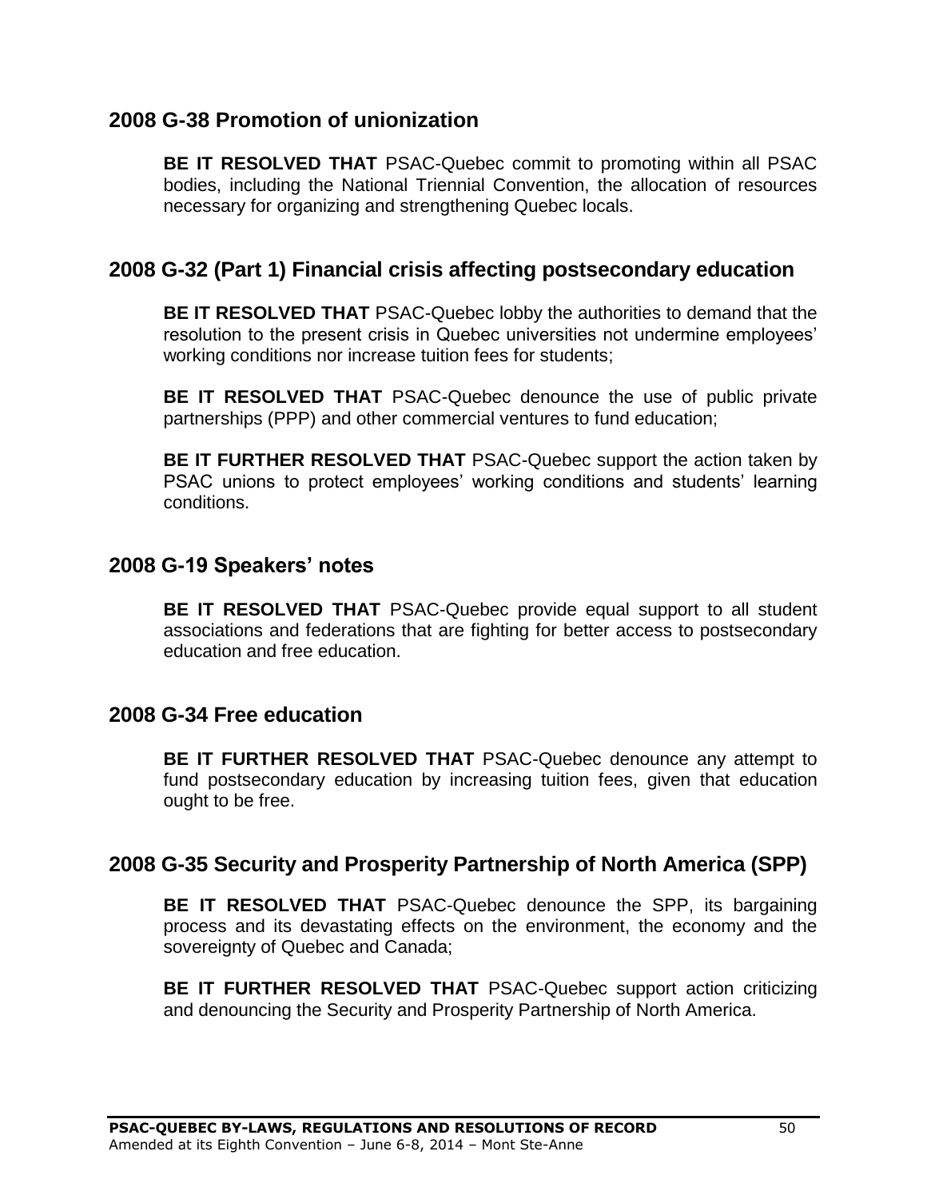## 2008 G-38 Promotion of unionization

**BE IT RESOLVED THAT** PSAC-Quebec commit to promoting within all PSAC bodies, including the National Triennial Convention, the allocation of resources necessary for organizing and strengthening Quebec locals.

## 2008 G-32 (Part 1) Financial crisis affecting postsecondary education

**BE IT RESOLVED THAT** PSAC-Quebec lobby the authorities to demand that the resolution to the present crisis in Quebec universities not undermine employees' working conditions nor increase tuition fees for students;

**BE IT RESOLVED THAT** PSAC-Quebec denounce the use of public private partnerships (PPP) and other commercial ventures to fund education;

**BE IT FURTHER RESOLVED THAT** PSAC-Quebec support the action taken by PSAC unions to protect employees' working conditions and students' learning conditions.

## 2008 G-19 Speakers' notes

**BE IT RESOLVED THAT** PSAC-Quebec provide equal support to all student associations and federations that are fighting for better access to postsecondary education and free education.

## 2008 G-34 Free education

**BE IT FURTHER RESOLVED THAT** PSAC-Quebec denounce any attempt to fund postsecondary education by increasing tuition fees, given that education ought to be free.

## 2008 G-35 Security and Prosperity Partnership of North America (SPP)

**BE IT RESOLVED THAT** PSAC-Quebec denounce the SPP, its bargaining process and its devastating effects on the environment, the economy and the sovereignty of Quebec and Canada;

**BE IT FURTHER RESOLVED THAT** PSAC-Quebec support action criticizing and denouncing the Security and Prosperity Partnership of North America.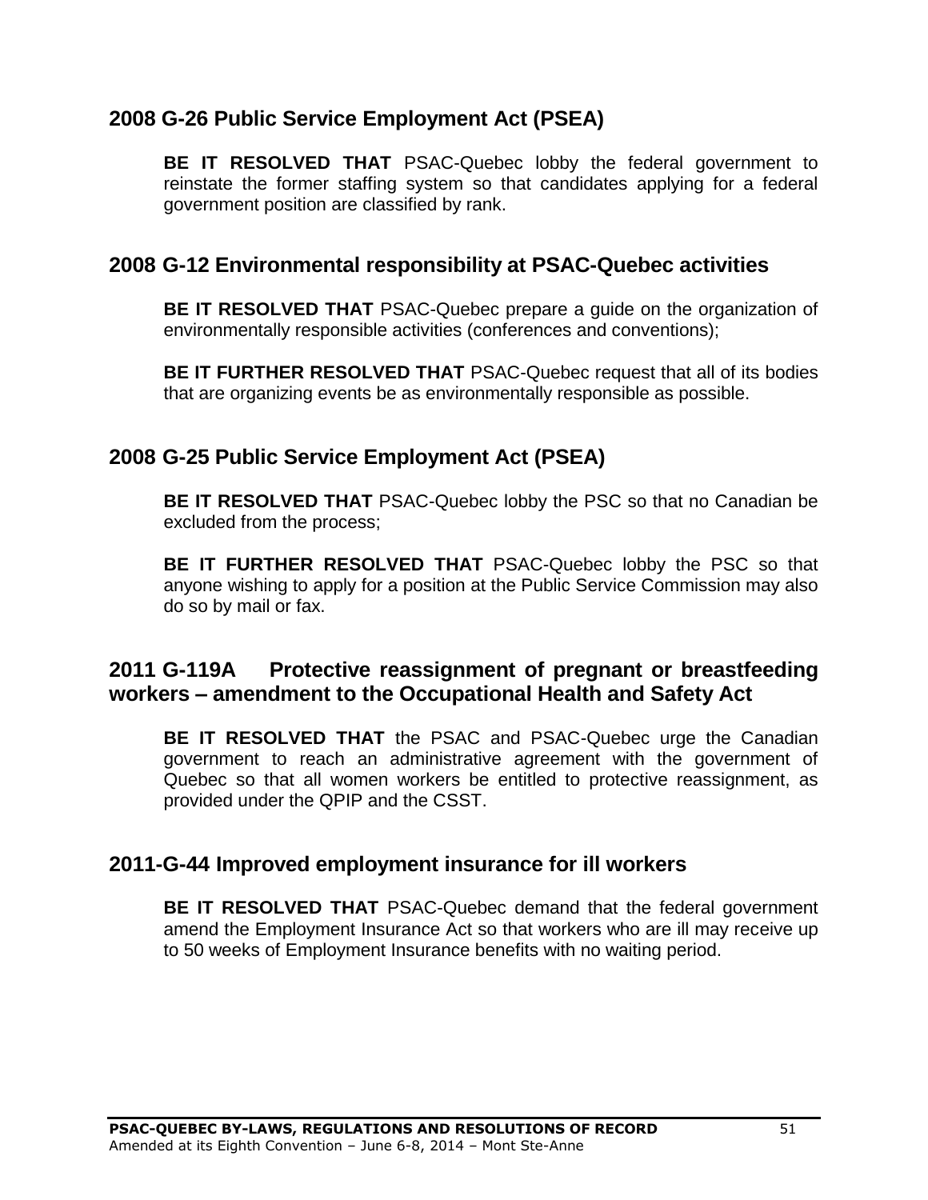## 2008 G-26 Public Service Employment Act (PSEA)

**BE IT RESOLVED THAT** PSAC-Quebec lobby the federal government to reinstate the former staffing system so that candidates applying for a federal government position are classified by rank.

## 2008 G-12 Environmental responsibility at PSAC-Quebec activities

**BE IT RESOLVED THAT** PSAC-Quebec prepare a guide on the organization of environmentally responsible activities (conferences and conventions);

**BE IT FURTHER RESOLVED THAT** PSAC-Quebec request that all of its bodies that are organizing events be as environmentally responsible as possible.

## 2008 G-25 Public Service Employment Act (PSEA)

**BE IT RESOLVED THAT** PSAC-Quebec lobby the PSC so that no Canadian be excluded from the process;

**BE IT FURTHER RESOLVED THAT** PSAC-Quebec lobby the PSC so that anyone wishing to apply for a position at the Public Service Commission may also do so by mail or fax.

## 2011 G-119A Protective reassignment of pregnant or breastfeeding workers – amendment to the Occupational Health and Safety Act

**BE IT RESOLVED THAT** the PSAC and PSAC-Quebec urge the Canadian government to reach an administrative agreement with the government of Quebec so that all women workers be entitled to protective reassignment, as provided under the QPIP and the CSST.

## 2011-G-44 Improved employment insurance for ill workers

**BE IT RESOLVED THAT** PSAC-Quebec demand that the federal government amend the Employment Insurance Act so that workers who are ill may receive up to 50 weeks of Employment Insurance benefits with no waiting period.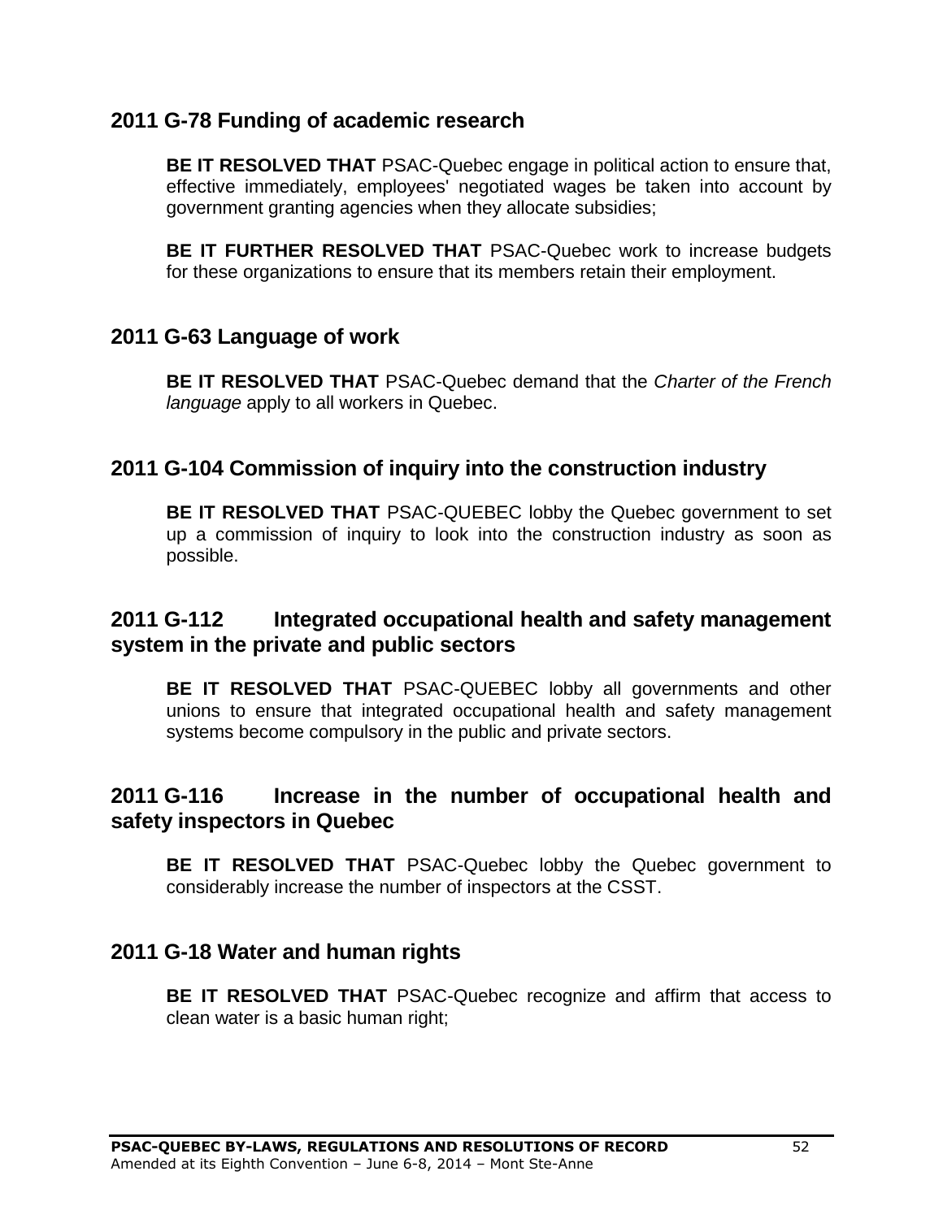## 2011 G-78 Funding of academic research

**BE IT RESOLVED THAT** PSAC-Quebec engage in political action to ensure that, effective immediately, employees' negotiated wages be taken into account by government granting agencies when they allocate subsidies;

**BE IT FURTHER RESOLVED THAT** PSAC-Quebec work to increase budgets for these organizations to ensure that its members retain their employment.

## 2011 G-63 Language of work

**BE IT RESOLVED THAT** PSAC-Quebec demand that the *Charter of the French language* apply to all workers in Quebec.

## 2011 G-104 Commission of inquiry into the construction industry

**BE IT RESOLVED THAT** PSAC-QUEBEC lobby the Quebec government to set up a commission of inquiry to look into the construction industry as soon as possible.

## 2011 G-112 Integrated occupational health and safety management system in the private and public sectors

**BE IT RESOLVED THAT** PSAC-QUEBEC lobby all governments and other unions to ensure that integrated occupational health and safety management systems become compulsory in the public and private sectors.

## 2011 G-116 Increase in the number of occupational health and safety inspectors in Quebec

**BE IT RESOLVED THAT** PSAC-Quebec lobby the Quebec government to considerably increase the number of inspectors at the CSST.

## 2011 G-18 Water and human rights

**BE IT RESOLVED THAT** PSAC-Quebec recognize and affirm that access to clean water is a basic human right;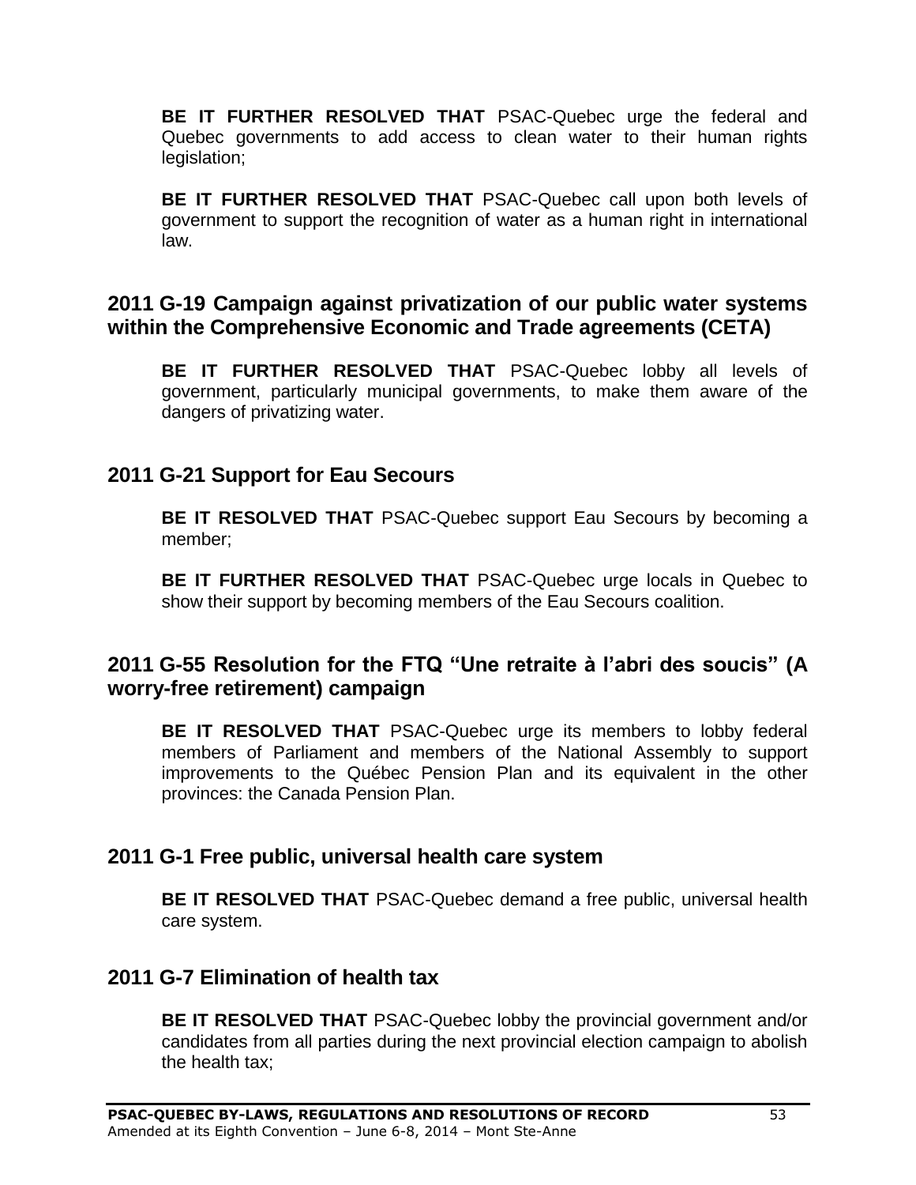**BE IT FURTHER RESOLVED THAT** PSAC-Quebec urge the federal and Quebec governments to add access to clean water to their human rights legislation;

**BE IT FURTHER RESOLVED THAT** PSAC-Quebec call upon both levels of government to support the recognition of water as a human right in international law.

## 2011 G-19 Campaign against privatization of our public water systems within the Comprehensive Economic and Trade agreements (CETA)

**BE IT FURTHER RESOLVED THAT** PSAC-Quebec lobby all levels of government, particularly municipal governments, to make them aware of the dangers of privatizing water.

## 2011 G-21 Support for Eau Secours

**BE IT RESOLVED THAT** PSAC-Quebec support Eau Secours by becoming a member;

**BE IT FURTHER RESOLVED THAT** PSAC-Quebec urge locals in Quebec to show their support by becoming members of the Eau Secours coalition.

## 2011 G-55 Resolution for the FTQ "Une retraite à l'abri des soucis" (A worry-free retirement) campaign

**BE IT RESOLVED THAT** PSAC-Quebec urge its members to lobby federal members of Parliament and members of the National Assembly to support improvements to the Québec Pension Plan and its equivalent in the other provinces: the Canada Pension Plan.

## 2011 G-1 Free public, universal health care system

**BE IT RESOLVED THAT** PSAC-Quebec demand a free public, universal health care system.

## 2011 G-7 Elimination of health tax

**BE IT RESOLVED THAT** PSAC-Quebec lobby the provincial government and/or candidates from all parties during the next provincial election campaign to abolish the health tax;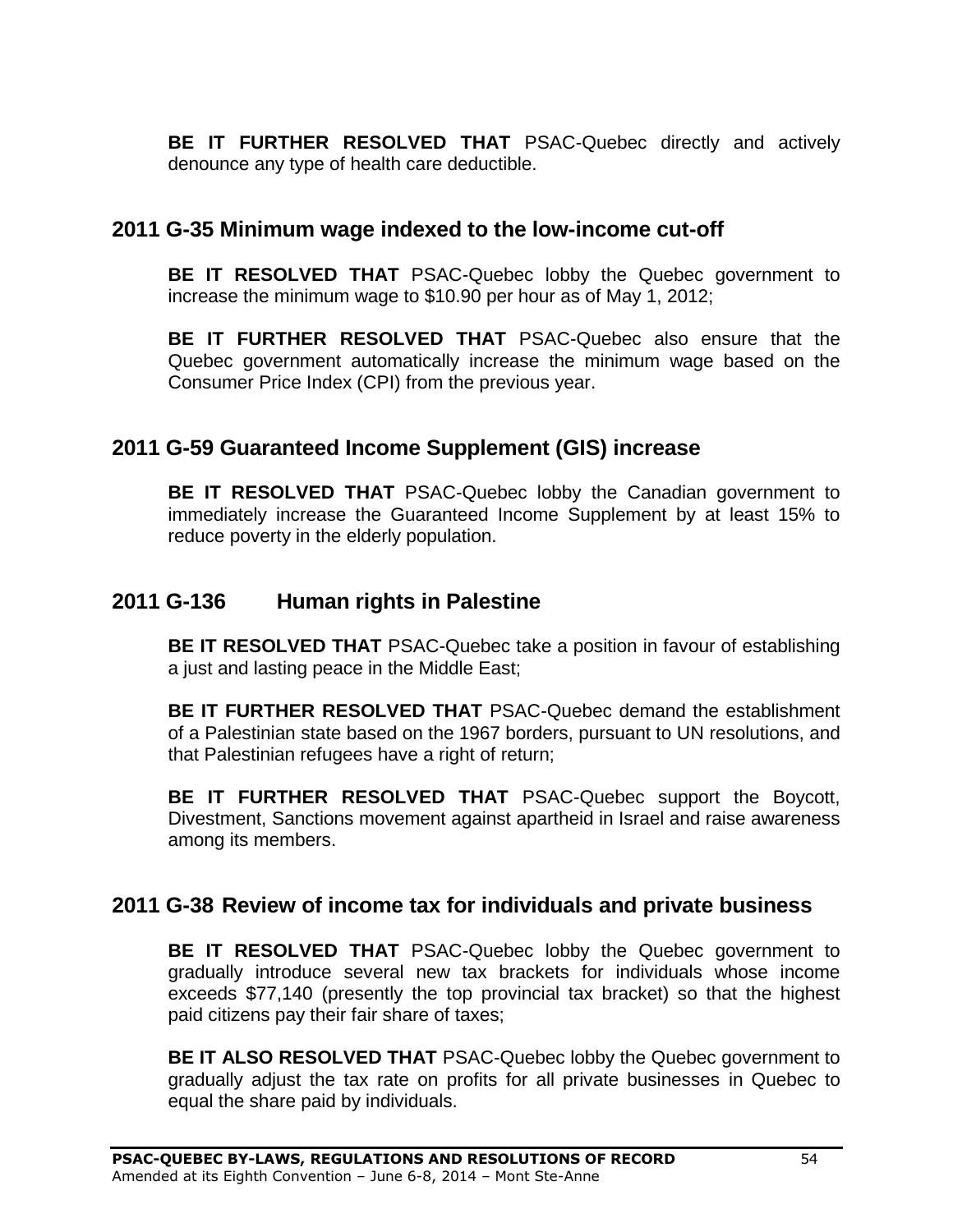**BE IT FURTHER RESOLVED THAT** PSAC-Quebec directly and actively denounce any type of health care deductible.

## 2011 G-35 Minimum wage indexed to the low-income cut-off

**BE IT RESOLVED THAT** PSAC-Quebec lobby the Quebec government to increase the minimum wage to $10.90 per hour as of May 1, 2012;

**BE IT FURTHER RESOLVED THAT** PSAC-Quebec also ensure that the Quebec government automatically increase the minimum wage based on the Consumer Price Index (CPI) from the previous year.

## 2011 G-59 Guaranteed Income Supplement (GIS) increase

**BE IT RESOLVED THAT** PSAC-Quebec lobby the Canadian government to immediately increase the Guaranteed Income Supplement by at least 15% to reduce poverty in the elderly population.

## 2011 G-136 Human rights in Palestine

**BE IT RESOLVED THAT** PSAC-Quebec take a position in favour of establishing a just and lasting peace in the Middle East;

**BE IT FURTHER RESOLVED THAT** PSAC-Quebec demand the establishment of a Palestinian state based on the 1967 borders, pursuant to UN resolutions, and that Palestinian refugees have a right of return;

**BE IT FURTHER RESOLVED THAT** PSAC-Quebec support the Boycott, Divestment, Sanctions movement against apartheid in Israel and raise awareness among its members.

## 2011 G-38 Review of income tax for individuals and private business

**BE IT RESOLVED THAT** PSAC-Quebec lobby the Quebec government to gradually introduce several new tax brackets for individuals whose income exceeds $77,140 (presently the top provincial tax bracket) so that the highest paid citizens pay their fair share of taxes;

**BE IT ALSO RESOLVED THAT** PSAC-Quebec lobby the Quebec government to gradually adjust the tax rate on profits for all private businesses in Quebec to equal the share paid by individuals.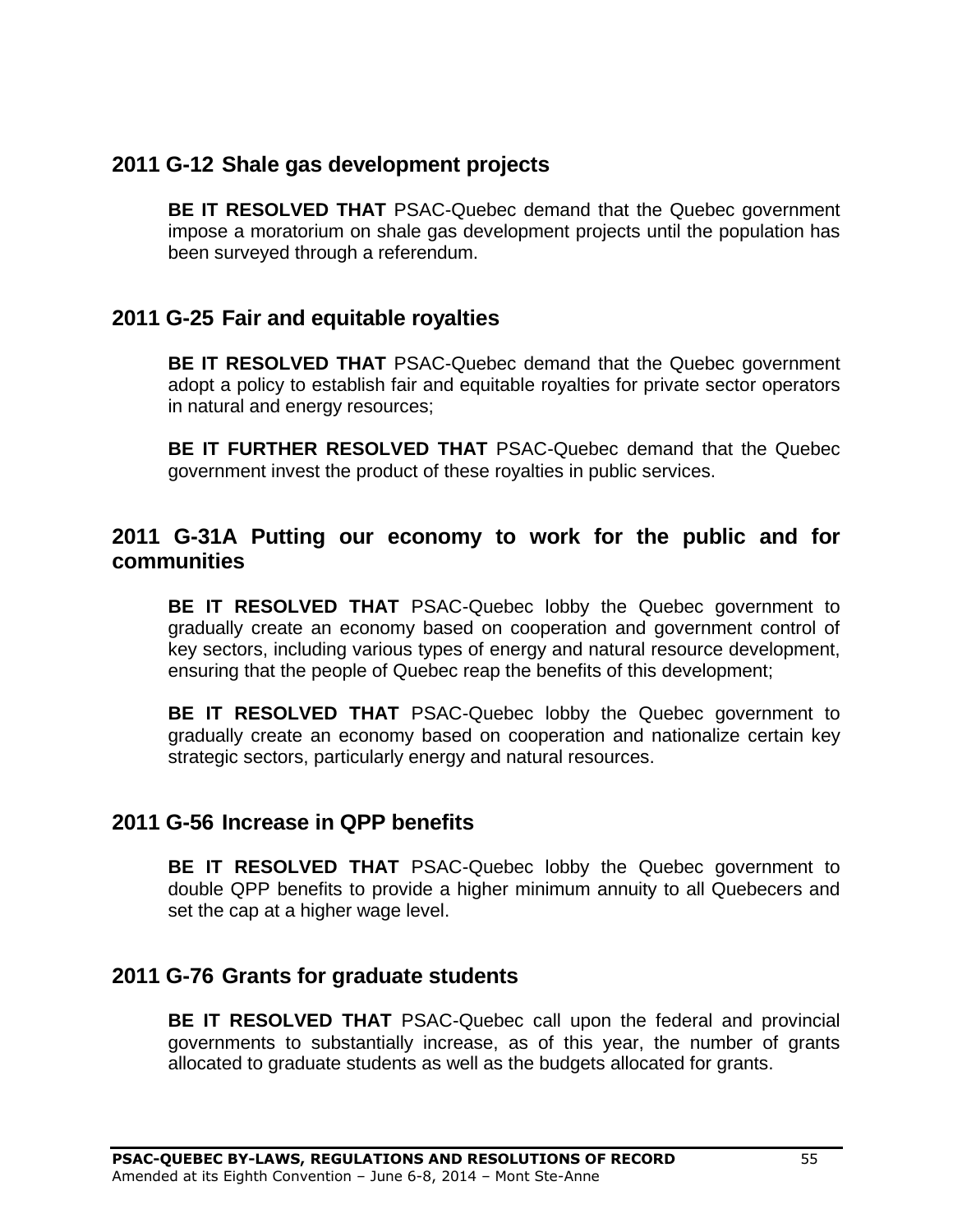## 2011 G-12 Shale gas development projects

**BE IT RESOLVED THAT** PSAC-Quebec demand that the Quebec government impose a moratorium on shale gas development projects until the population has been surveyed through a referendum.

## 2011 G-25 Fair and equitable royalties

**BE IT RESOLVED THAT** PSAC-Quebec demand that the Quebec government adopt a policy to establish fair and equitable royalties for private sector operators in natural and energy resources;

**BE IT FURTHER RESOLVED THAT** PSAC-Quebec demand that the Quebec government invest the product of these royalties in public services.

## 2011 G-31A Putting our economy to work for the public and for communities

**BE IT RESOLVED THAT** PSAC-Quebec lobby the Quebec government to gradually create an economy based on cooperation and government control of key sectors, including various types of energy and natural resource development, ensuring that the people of Quebec reap the benefits of this development;

**BE IT RESOLVED THAT** PSAC-Quebec lobby the Quebec government to gradually create an economy based on cooperation and nationalize certain key strategic sectors, particularly energy and natural resources.

## 2011 G-56 Increase in QPP benefits

**BE IT RESOLVED THAT** PSAC-Quebec lobby the Quebec government to double QPP benefits to provide a higher minimum annuity to all Quebecers and set the cap at a higher wage level.

## 2011 G-76 Grants for graduate students

**BE IT RESOLVED THAT** PSAC-Quebec call upon the federal and provincial governments to substantially increase, as of this year, the number of grants allocated to graduate students as well as the budgets allocated for grants.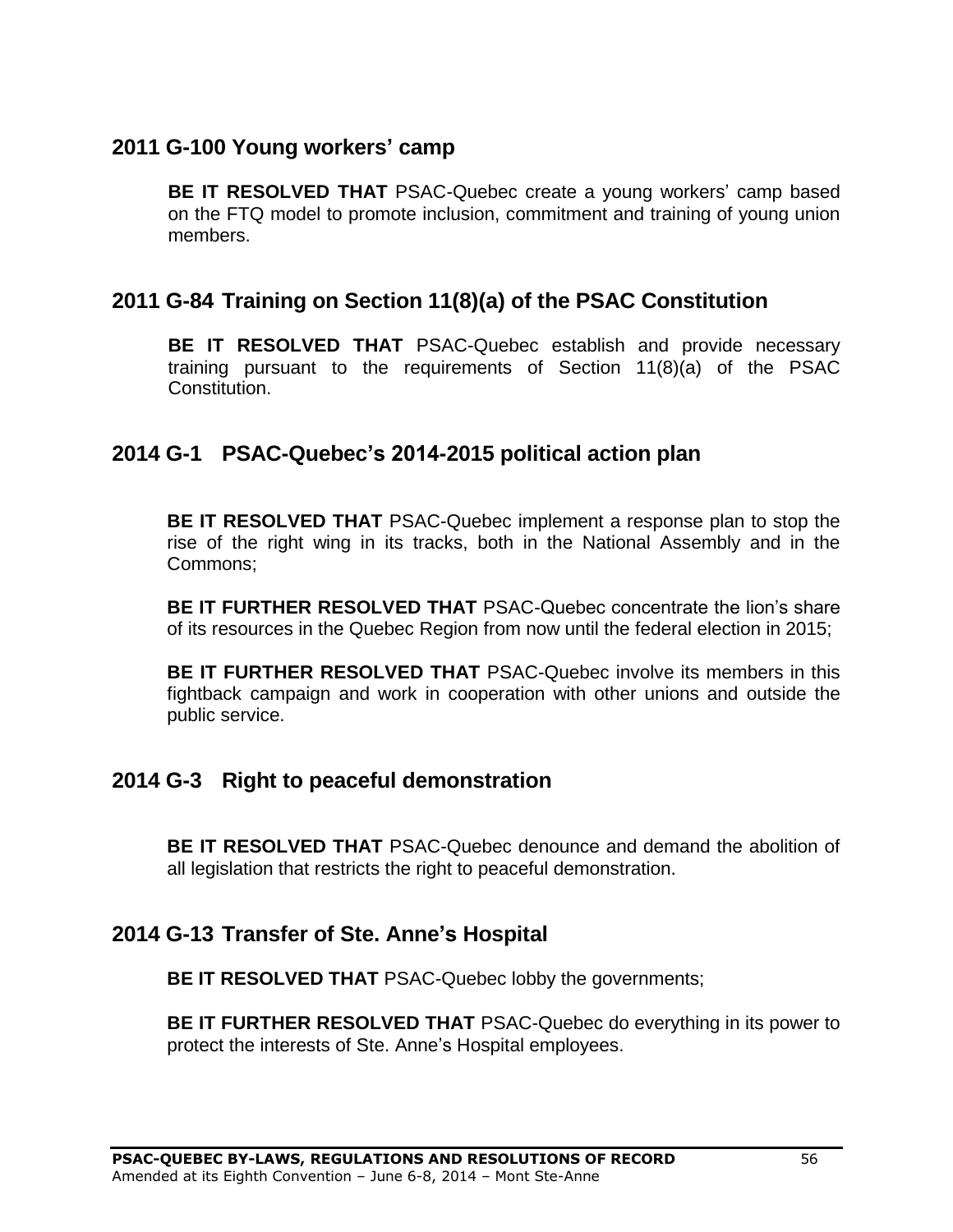## 2011 G-100 Young workers' camp

**BE IT RESOLVED THAT** PSAC-Quebec create a young workers' camp based on the FTQ model to promote inclusion, commitment and training of young union members.

## 2011 G-84 Training on Section 11(8)(a) of the PSAC Constitution

**BE IT RESOLVED THAT** PSAC-Quebec establish and provide necessary training pursuant to the requirements of Section 11(8)(a) of the PSAC Constitution.

## 2014 G-1 PSAC-Quebec's 2014-2015 political action plan

**BE IT RESOLVED THAT** PSAC-Quebec implement a response plan to stop the rise of the right wing in its tracks, both in the National Assembly and in the Commons;

**BE IT FURTHER RESOLVED THAT** PSAC-Quebec concentrate the lion's share of its resources in the Quebec Region from now until the federal election in 2015;

**BE IT FURTHER RESOLVED THAT** PSAC-Quebec involve its members in this fightback campaign and work in cooperation with other unions and outside the public service.

## 2014 G-3 Right to peaceful demonstration

**BE IT RESOLVED THAT** PSAC-Quebec denounce and demand the abolition of all legislation that restricts the right to peaceful demonstration.

## 2014 G-13 Transfer of Ste. Anne's Hospital

**BE IT RESOLVED THAT** PSAC-Quebec lobby the governments;

**BE IT FURTHER RESOLVED THAT** PSAC-Quebec do everything in its power to protect the interests of Ste. Anne's Hospital employees.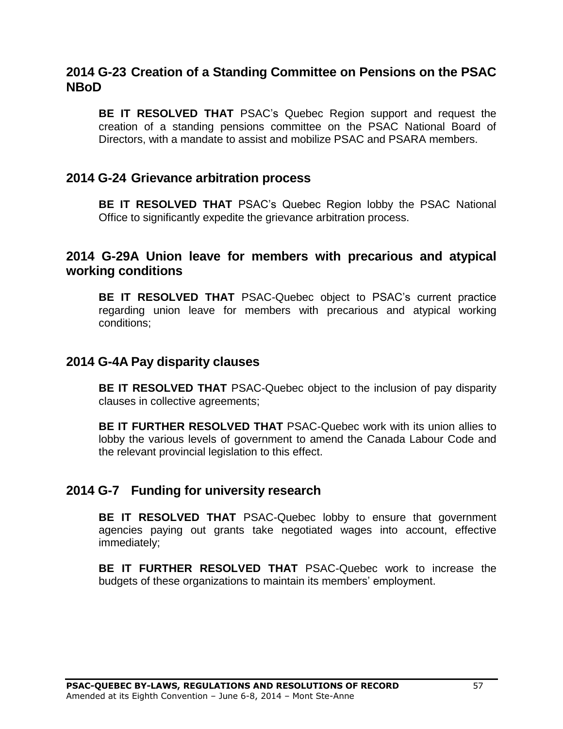## 2014 G-23 Creation of a Standing Committee on Pensions on the PSAC NBoD

**BE IT RESOLVED THAT** PSAC's Quebec Region support and request the creation of a standing pensions committee on the PSAC National Board of Directors, with a mandate to assist and mobilize PSAC and PSARA members.

## 2014 G-24 Grievance arbitration process

**BE IT RESOLVED THAT** PSAC's Quebec Region lobby the PSAC National Office to significantly expedite the grievance arbitration process.

## 2014 G-29A Union leave for members with precarious and atypical working conditions

**BE IT RESOLVED THAT** PSAC-Quebec object to PSAC's current practice regarding union leave for members with precarious and atypical working conditions;

## 2014 G-4A Pay disparity clauses

**BE IT RESOLVED THAT** PSAC-Quebec object to the inclusion of pay disparity clauses in collective agreements;

**BE IT FURTHER RESOLVED THAT** PSAC-Quebec work with its union allies to lobby the various levels of government to amend the Canada Labour Code and the relevant provincial legislation to this effect.

## 2014 G-7 Funding for university research

**BE IT RESOLVED THAT** PSAC-Quebec lobby to ensure that government agencies paying out grants take negotiated wages into account, effective immediately;

**BE IT FURTHER RESOLVED THAT** PSAC-Quebec work to increase the budgets of these organizations to maintain its members' employment.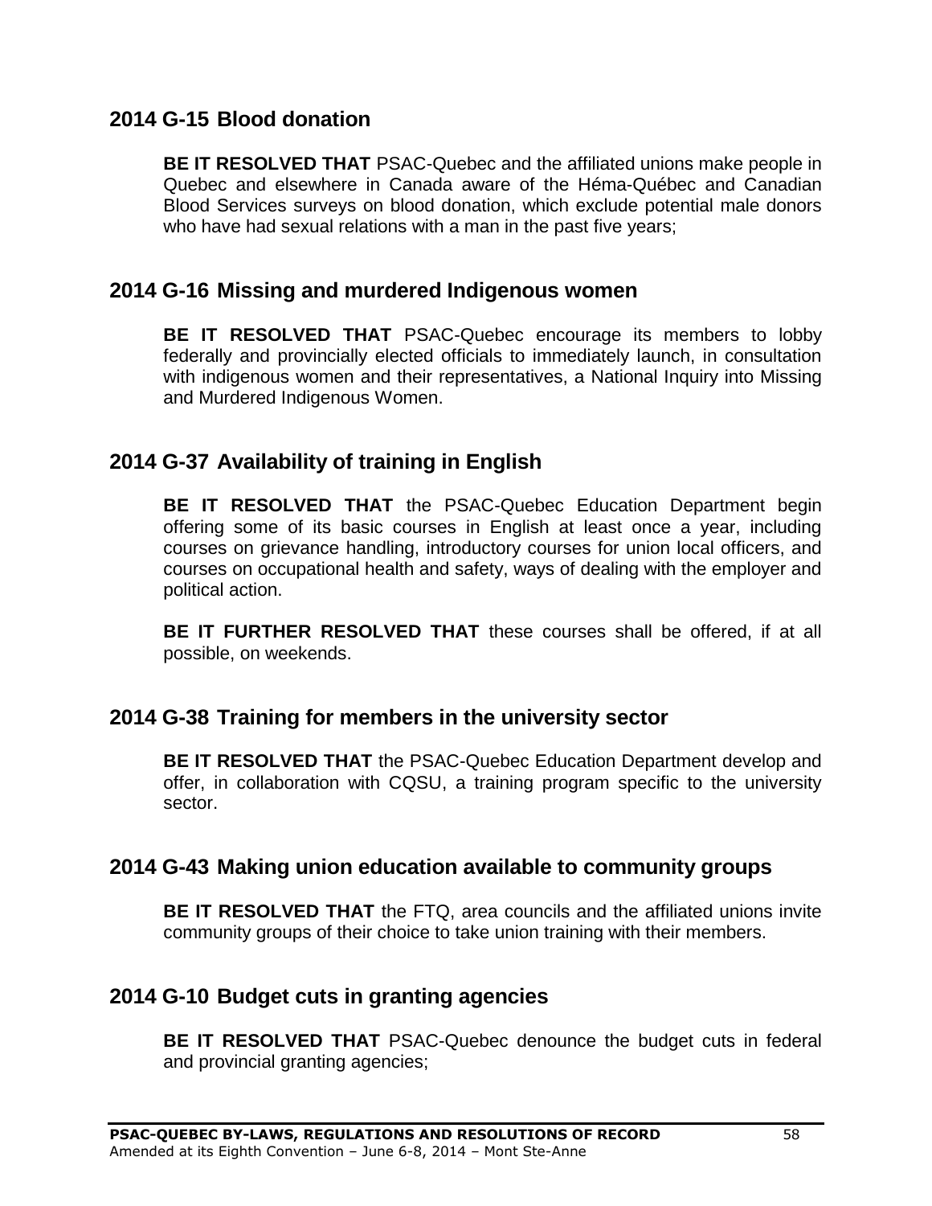## 2014 G-15 Blood donation

**BE IT RESOLVED THAT** PSAC-Quebec and the affiliated unions make people in Quebec and elsewhere in Canada aware of the Héma-Québec and Canadian Blood Services surveys on blood donation, which exclude potential male donors who have had sexual relations with a man in the past five years;

## 2014 G-16 Missing and murdered Indigenous women

**BE IT RESOLVED THAT** PSAC-Quebec encourage its members to lobby federally and provincially elected officials to immediately launch, in consultation with indigenous women and their representatives, a National Inquiry into Missing and Murdered Indigenous Women.

## 2014 G-37 Availability of training in English

**BE IT RESOLVED THAT** the PSAC-Quebec Education Department begin offering some of its basic courses in English at least once a year, including courses on grievance handling, introductory courses for union local officers, and courses on occupational health and safety, ways of dealing with the employer and political action.

**BE IT FURTHER RESOLVED THAT** these courses shall be offered, if at all possible, on weekends.

## 2014 G-38 Training for members in the university sector

**BE IT RESOLVED THAT** the PSAC-Quebec Education Department develop and offer, in collaboration with CQSU, a training program specific to the university sector.

## 2014 G-43 Making union education available to community groups

**BE IT RESOLVED THAT** the FTQ, area councils and the affiliated unions invite community groups of their choice to take union training with their members.

## 2014 G-10 Budget cuts in granting agencies

**BE IT RESOLVED THAT** PSAC-Quebec denounce the budget cuts in federal and provincial granting agencies;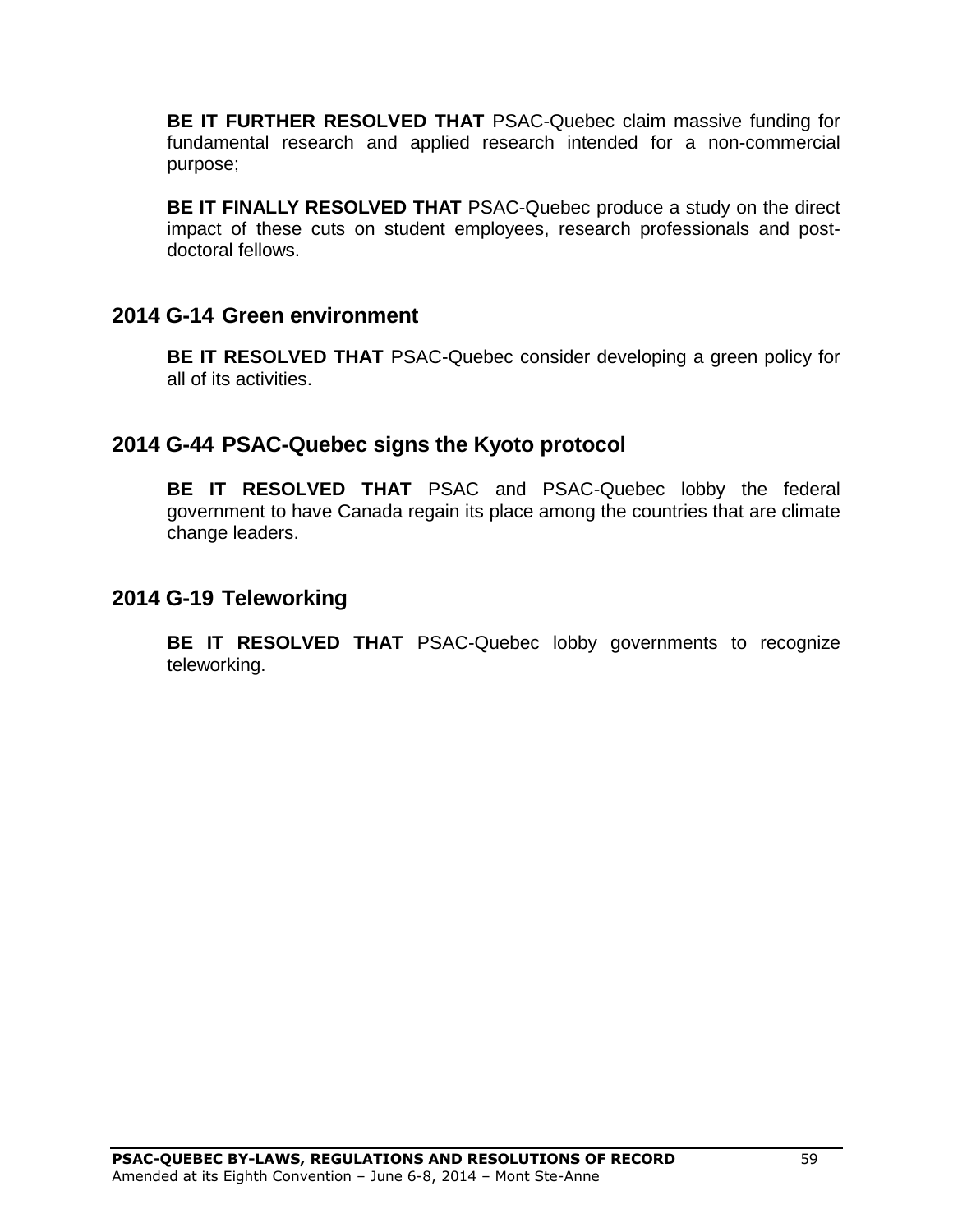**BE IT FURTHER RESOLVED THAT** PSAC-Quebec claim massive funding for fundamental research and applied research intended for a non-commercial purpose;

**BE IT FINALLY RESOLVED THAT** PSAC-Quebec produce a study on the direct impact of these cuts on student employees, research professionals and post-doctoral fellows.

## 2014 G-14 Green environment

**BE IT RESOLVED THAT** PSAC-Quebec consider developing a green policy for all of its activities.

## 2014 G-44 PSAC-Quebec signs the Kyoto protocol

**BE IT RESOLVED THAT** PSAC and PSAC-Quebec lobby the federal government to have Canada regain its place among the countries that are climate change leaders.

## 2014 G-19 Teleworking

**BE IT RESOLVED THAT** PSAC-Quebec lobby governments to recognize teleworking.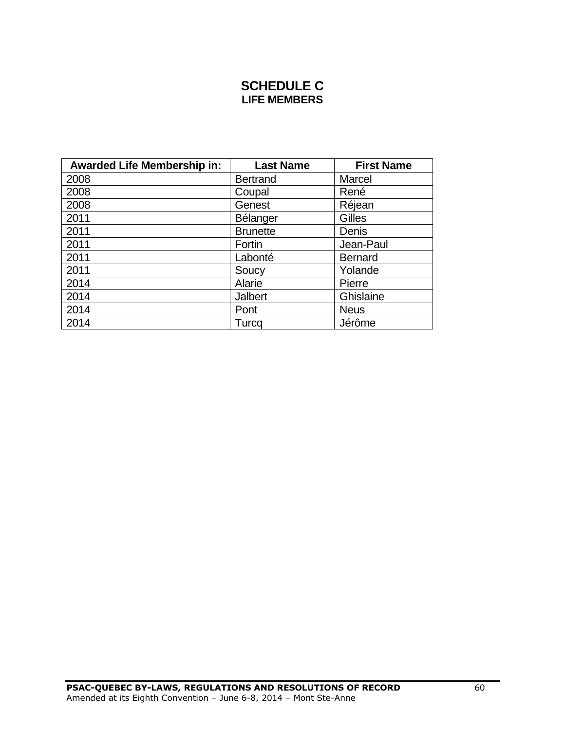# SCHEDULE C
## LIFE MEMBERS

| Awarded Life Membership in: | Last Name | First Name |
|---|---|---|
| 2008 | Bertrand | Marcel |
| 2008 | Coupal | René |
| 2008 | Genest | Réjean |
| 2011 | Bélanger | Gilles |
| 2011 | Brunette | Denis |
| 2011 | Fortin | Jean-Paul |
| 2011 | Labonté | Bernard |
| 2011 | Soucy | Yolande |
| 2014 | Alarie | Pierre |
| 2014 | Jalbert | Ghislaine |
| 2014 | Pont | Neus |
| 2014 | Turcq | Jérôme |